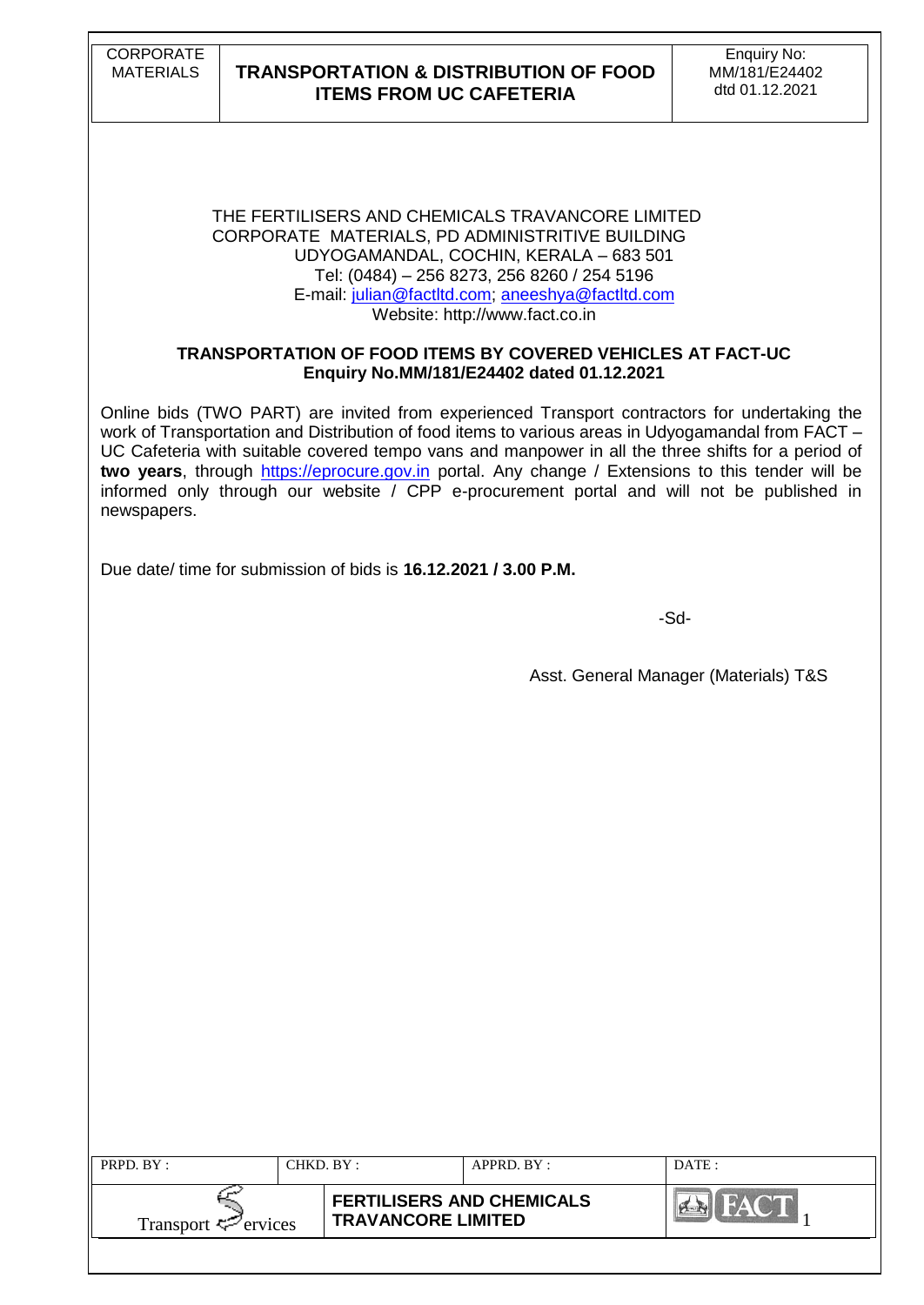THE FERTILISERS AND CHEMICALS TRAVANCORE LIMITED
CORPORATE MATERIALS, PD ADMINISTRITIVE BUILDING
UDYOGAMANDAL, COCHIN, KERALA – 683 501
Tel: (0484) – 256 8273, 256 8260 / 254 5196
E-mail: julian@factltd.com; aneeshya@factltd.com
Website: http://www.fact.co.in

**TRANSPORTATION OF FOOD ITEMS BY COVERED VEHICLES AT FACT-UC**
**Enquiry No.MM/181/E24402 dated 01.12.2021**

Online bids (TWO PART) are invited from experienced Transport contractors for undertaking the work of Transportation and Distribution of food items to various areas in Udyogamandal from FACT – UC Cafeteria with suitable covered tempo vans and manpower in all the three shifts for a period of **two years**, through https://eprocure.gov.in portal. Any change / Extensions to this tender will be informed only through our website / CPP e-procurement portal and will not be published in newspapers.

Due date/ time for submission of bids is **16.12.2021 / 3.00 P.M.**

-Sd-

Asst. General Manager (Materials) T&S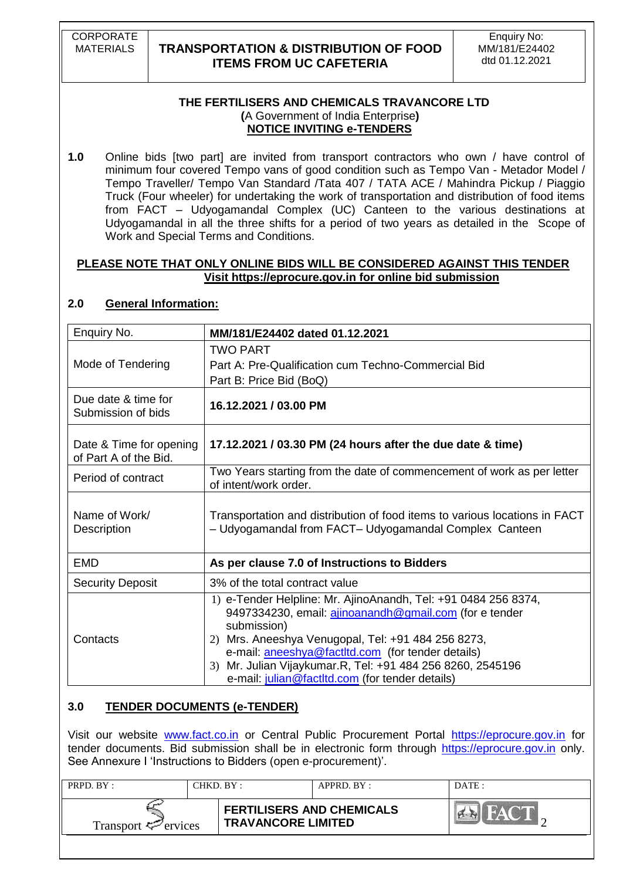## THE FERTILISERS AND CHEMICALS TRAVANCORE LTD
**(**A Government of India Enterprise**)**
**NOTICE INVITING e-TENDERS**

**1.0** Online bids [two part] are invited from transport contractors who own / have control of minimum four covered Tempo vans of good condition such as Tempo Van - Metador Model / Tempo Traveller/ Tempo Van Standard /Tata 407 / TATA ACE / Mahindra Pickup / Piaggio Truck (Four wheeler) for undertaking the work of transportation and distribution of food items from FACT – Udyogamandal Complex (UC) Canteen to the various destinations at Udyogamandal in all the three shifts for a period of two years as detailed in the Scope of Work and Special Terms and Conditions.

**PLEASE NOTE THAT ONLY ONLINE BIDS WILL BE CONSIDERED AGAINST THIS TENDER**
**Visit https://eprocure.gov.in for online bid submission**

### 2.0 General Information:

| Enquiry No. | **MM/181/E24402 dated 01.12.2021** |
|---|---|
| Mode of Tendering | TWO PART<br>Part A: Pre-Qualification cum Techno-Commercial Bid<br>Part B: Price Bid (BoQ) |
| Due date & time for Submission of bids | **16.12.2021 / 03.00 PM** |
| Date & Time for opening of Part A of the Bid. | **17.12.2021 / 03.30 PM (24 hours after the due date & time)** |
| Period of contract | Two Years starting from the date of commencement of work as per letter of intent/work order. |
| Name of Work/ Description | Transportation and distribution of food items to various locations in FACT – Udyogamandal from FACT– Udyogamandal Complex Canteen |
| EMD | **As per clause 7.0 of Instructions to Bidders** |
| Security Deposit | 3% of the total contract value |
| Contacts | 1) e-Tender Helpline: Mr. AjinoAnandh, Tel: +91 0484 256 8374, 9497334230, email: ajinoanandh@gmail.com (for e tender submission)<br>2) Mrs. Aneeshya Venugopal, Tel: +91 484 256 8273, e-mail: aneeshya@factltd.com (for tender details)<br>3) Mr. Julian Vijaykumar.R, Tel: +91 484 256 8260, 2545196 e-mail: julian@factltd.com (for tender details) |

### 3.0 TENDER DOCUMENTS (e-TENDER)

Visit our website www.fact.co.in or Central Public Procurement Portal https://eprocure.gov.in for tender documents. Bid submission shall be in electronic form through https://eprocure.gov.in only. See Annexure I 'Instructions to Bidders (open e-procurement)'.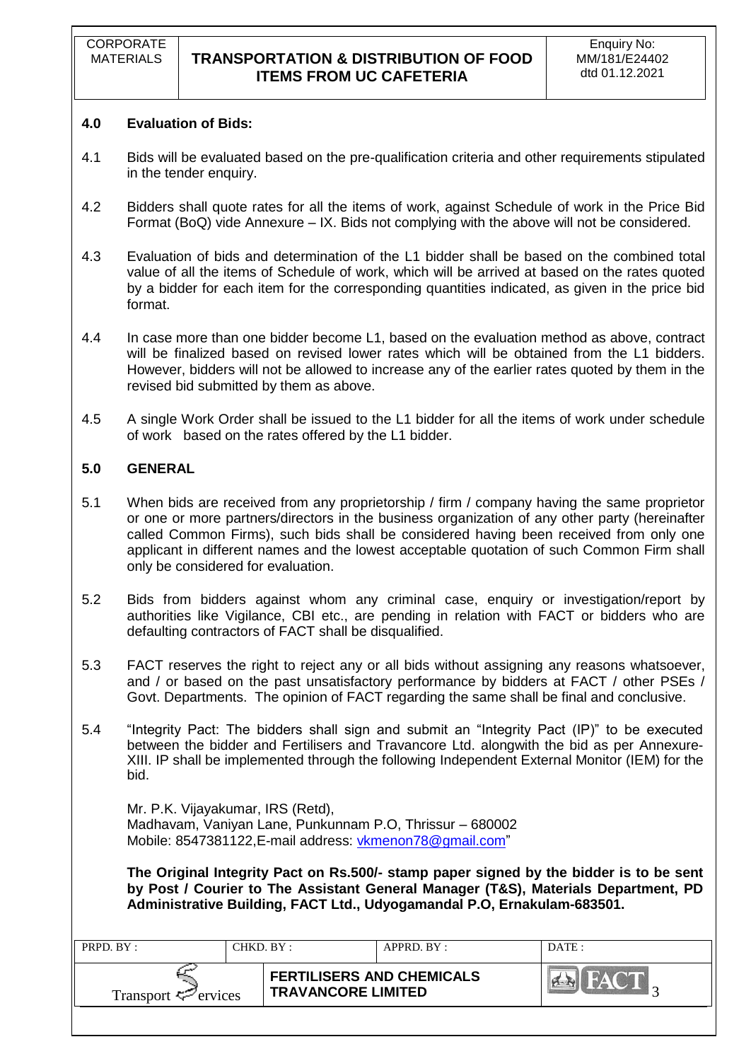### 4.0 Evaluation of Bids:

4.1 Bids will be evaluated based on the pre-qualification criteria and other requirements stipulated in the tender enquiry.

4.2 Bidders shall quote rates for all the items of work, against Schedule of work in the Price Bid Format (BoQ) vide Annexure – IX. Bids not complying with the above will not be considered.

4.3 Evaluation of bids and determination of the L1 bidder shall be based on the combined total value of all the items of Schedule of work, which will be arrived at based on the rates quoted by a bidder for each item for the corresponding quantities indicated, as given in the price bid format.

4.4 In case more than one bidder become L1, based on the evaluation method as above, contract will be finalized based on revised lower rates which will be obtained from the L1 bidders. However, bidders will not be allowed to increase any of the earlier rates quoted by them in the revised bid submitted by them as above.

4.5 A single Work Order shall be issued to the L1 bidder for all the items of work under schedule of work based on the rates offered by the L1 bidder.

### 5.0 GENERAL

5.1 When bids are received from any proprietorship / firm / company having the same proprietor or one or more partners/directors in the business organization of any other party (hereinafter called Common Firms), such bids shall be considered having been received from only one applicant in different names and the lowest acceptable quotation of such Common Firm shall only be considered for evaluation.

5.2 Bids from bidders against whom any criminal case, enquiry or investigation/report by authorities like Vigilance, CBI etc., are pending in relation with FACT or bidders who are defaulting contractors of FACT shall be disqualified.

5.3 FACT reserves the right to reject any or all bids without assigning any reasons whatsoever, and / or based on the past unsatisfactory performance by bidders at FACT / other PSEs / Govt. Departments. The opinion of FACT regarding the same shall be final and conclusive.

5.4 "Integrity Pact: The bidders shall sign and submit an "Integrity Pact (IP)" to be executed between the bidder and Fertilisers and Travancore Ltd. alongwith the bid as per Annexure-XIII. IP shall be implemented through the following Independent External Monitor (IEM) for the bid.

Mr. P.K. Vijayakumar, IRS (Retd),
Madhavam, Vaniyan Lane, Punkunnam P.O, Thrissur – 680002
Mobile: 8547381122,E-mail address: vkmenon78@gmail.com"

**The Original Integrity Pact on Rs.500/- stamp paper signed by the bidder is to be sent by Post / Courier to The Assistant General Manager (T&S), Materials Department, PD Administrative Building, FACT Ltd., Udyogamandal P.O, Ernakulam-683501.**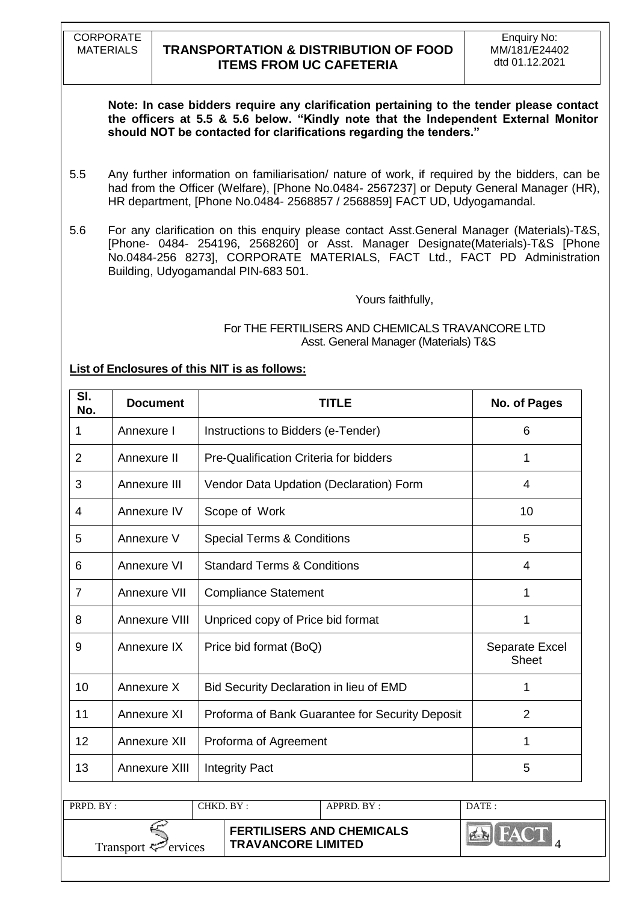**Note: In case bidders require any clarification pertaining to the tender please contact the officers at 5.5 & 5.6 below. "Kindly note that the Independent External Monitor should NOT be contacted for clarifications regarding the tenders."**

5.5 Any further information on familiarisation/ nature of work, if required by the bidders, can be had from the Officer (Welfare), [Phone No.0484- 2567237] or Deputy General Manager (HR), HR department, [Phone No.0484- 2568857 / 2568859] FACT UD, Udyogamandal.

5.6 For any clarification on this enquiry please contact Asst.General Manager (Materials)-T&S, [Phone- 0484- 254196, 2568260] or Asst. Manager Designate(Materials)-T&S [Phone No.0484-256 8273], CORPORATE MATERIALS, FACT Ltd., FACT PD Administration Building, Udyogamandal PIN-683 501.

Yours faithfully,

For THE FERTILISERS AND CHEMICALS TRAVANCORE LTD
Asst. General Manager (Materials) T&S

**List of Enclosures of this NIT is as follows:**

| Sl. No. | Document | TITLE | No. of Pages |
|---|---|---|---|
| 1 | Annexure I | Instructions to Bidders (e-Tender) | 6 |
| 2 | Annexure II | Pre-Qualification Criteria for bidders | 1 |
| 3 | Annexure III | Vendor Data Updation (Declaration) Form | 4 |
| 4 | Annexure IV | Scope of Work | 10 |
| 5 | Annexure V | Special Terms & Conditions | 5 |
| 6 | Annexure VI | Standard Terms & Conditions | 4 |
| 7 | Annexure VII | Compliance Statement | 1 |
| 8 | Annexure VIII | Unpriced copy of Price bid format | 1 |
| 9 | Annexure IX | Price bid format (BoQ) | Separate Excel Sheet |
| 10 | Annexure X | Bid Security Declaration in lieu of EMD | 1 |
| 11 | Annexure XI | Proforma of Bank Guarantee for Security Deposit | 2 |
| 12 | Annexure XII | Proforma of Agreement | 1 |
| 13 | Annexure XIII | Integrity Pact | 5 |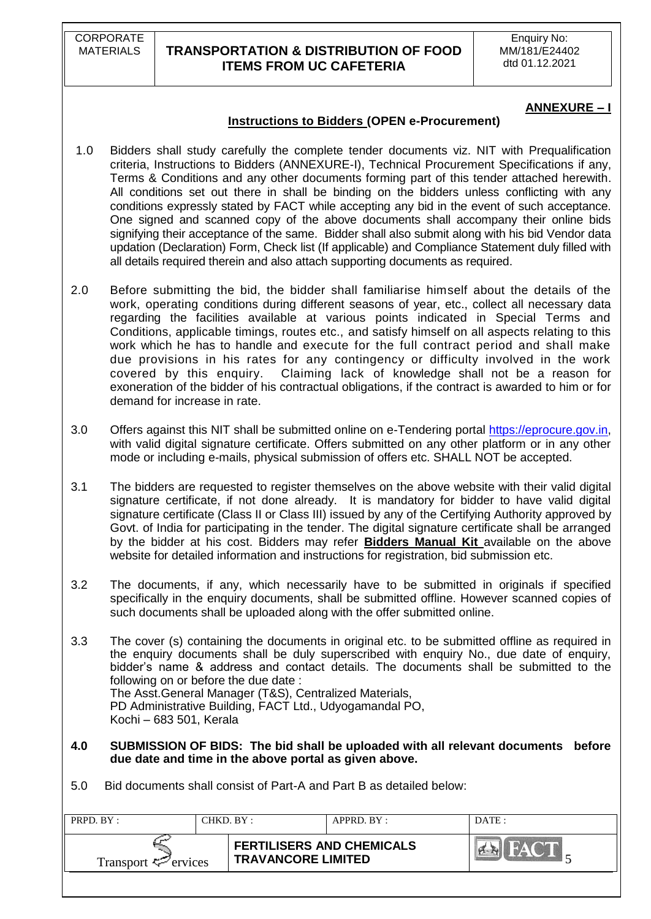**ANNEXURE – I**

**Instructions to Bidders (OPEN e-Procurement)**

1.0 Bidders shall study carefully the complete tender documents viz. NIT with Prequalification criteria, Instructions to Bidders (ANNEXURE-I), Technical Procurement Specifications if any, Terms & Conditions and any other documents forming part of this tender attached herewith. All conditions set out there in shall be binding on the bidders unless conflicting with any conditions expressly stated by FACT while accepting any bid in the event of such acceptance. One signed and scanned copy of the above documents shall accompany their online bids signifying their acceptance of the same. Bidder shall also submit along with his bid Vendor data updation (Declaration) Form, Check list (If applicable) and Compliance Statement duly filled with all details required therein and also attach supporting documents as required.

2.0 Before submitting the bid, the bidder shall familiarise himself about the details of the work, operating conditions during different seasons of year, etc., collect all necessary data regarding the facilities available at various points indicated in Special Terms and Conditions, applicable timings, routes etc., and satisfy himself on all aspects relating to this work which he has to handle and execute for the full contract period and shall make due provisions in his rates for any contingency or difficulty involved in the work covered by this enquiry. Claiming lack of knowledge shall not be a reason for exoneration of the bidder of his contractual obligations, if the contract is awarded to him or for demand for increase in rate.

3.0 Offers against this NIT shall be submitted online on e-Tendering portal https://eprocure.gov.in, with valid digital signature certificate. Offers submitted on any other platform or in any other mode or including e-mails, physical submission of offers etc. SHALL NOT be accepted.

3.1 The bidders are requested to register themselves on the above website with their valid digital signature certificate, if not done already. It is mandatory for bidder to have valid digital signature certificate (Class II or Class III) issued by any of the Certifying Authority approved by Govt. of India for participating in the tender. The digital signature certificate shall be arranged by the bidder at his cost. Bidders may refer **Bidders Manual Kit** available on the above website for detailed information and instructions for registration, bid submission etc.

3.2 The documents, if any, which necessarily have to be submitted in originals if specified specifically in the enquiry documents, shall be submitted offline. However scanned copies of such documents shall be uploaded along with the offer submitted online.

3.3 The cover (s) containing the documents in original etc. to be submitted offline as required in the enquiry documents shall be duly superscribed with enquiry No., due date of enquiry, bidder's name & address and contact details. The documents shall be submitted to the following on or before the due date :
The Asst.General Manager (T&S), Centralized Materials,
PD Administrative Building, FACT Ltd., Udyogamandal PO,
Kochi – 683 501, Kerala

**4.0 SUBMISSION OF BIDS: The bid shall be uploaded with all relevant documents before due date and time in the above portal as given above.**

5.0 Bid documents shall consist of Part-A and Part B as detailed below: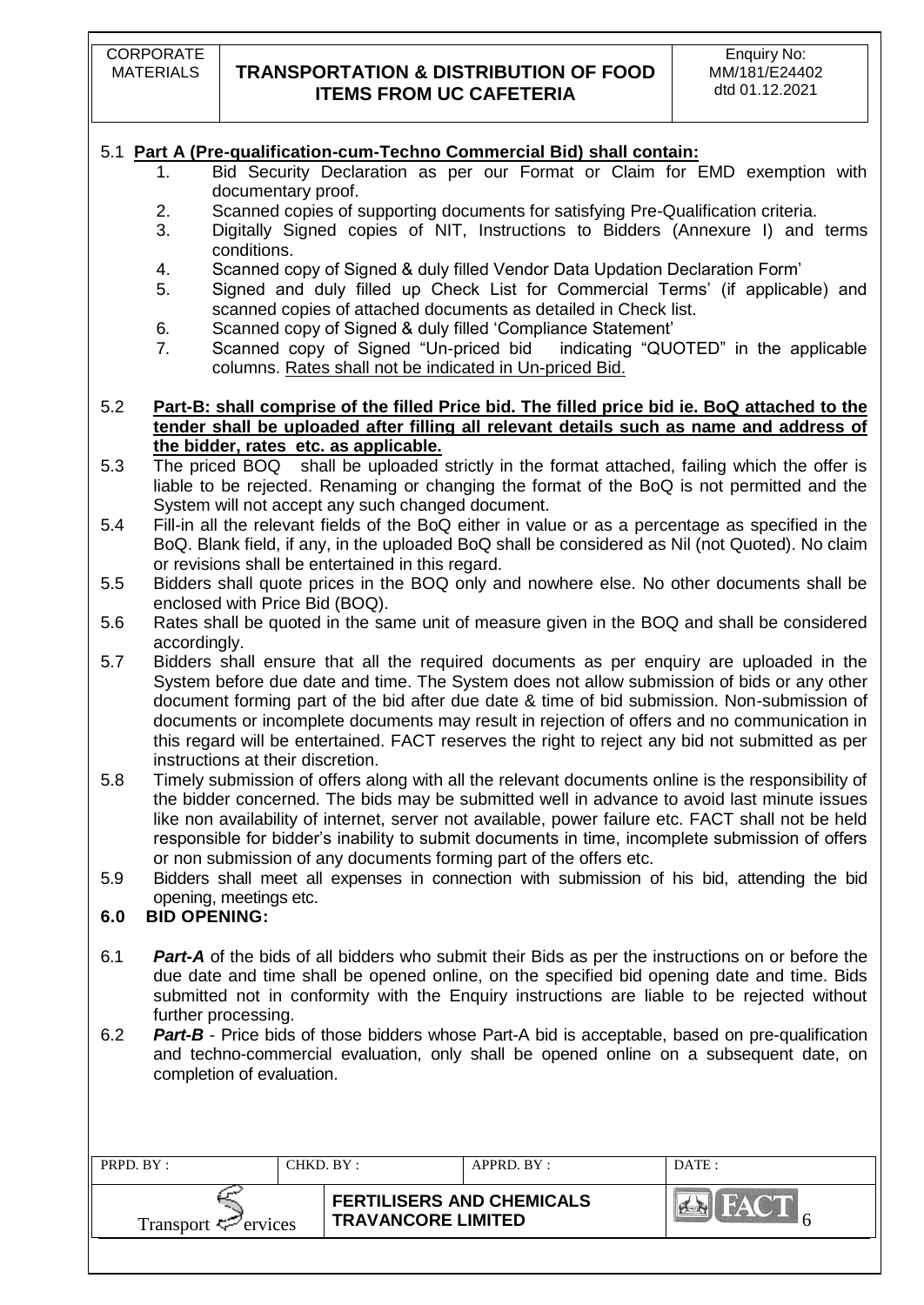5.1 **Part A (Pre-qualification-cum-Techno Commercial Bid) shall contain:**

1. Bid Security Declaration as per our Format or Claim for EMD exemption with documentary proof.
2. Scanned copies of supporting documents for satisfying Pre-Qualification criteria.
3. Digitally Signed copies of NIT, Instructions to Bidders (Annexure I) and terms conditions.
4. Scanned copy of Signed & duly filled Vendor Data Updation Declaration Form'
5. Signed and duly filled up Check List for Commercial Terms' (if applicable) and scanned copies of attached documents as detailed in Check list.
6. Scanned copy of Signed & duly filled 'Compliance Statement'
7. Scanned copy of Signed "Un-priced bid indicating "QUOTED" in the applicable columns. Rates shall not be indicated in Un-priced Bid.

5.2 **Part-B: shall comprise of the filled Price bid. The filled price bid ie. BoQ attached to the tender shall be uploaded after filling all relevant details such as name and address of the bidder, rates etc. as applicable.**

5.3 The priced BOQ shall be uploaded strictly in the format attached, failing which the offer is liable to be rejected. Renaming or changing the format of the BoQ is not permitted and the System will not accept any such changed document.

5.4 Fill-in all the relevant fields of the BoQ either in value or as a percentage as specified in the BoQ. Blank field, if any, in the uploaded BoQ shall be considered as Nil (not Quoted). No claim or revisions shall be entertained in this regard.

5.5 Bidders shall quote prices in the BOQ only and nowhere else. No other documents shall be enclosed with Price Bid (BOQ).

5.6 Rates shall be quoted in the same unit of measure given in the BOQ and shall be considered accordingly.

5.7 Bidders shall ensure that all the required documents as per enquiry are uploaded in the System before due date and time. The System does not allow submission of bids or any other document forming part of the bid after due date & time of bid submission. Non-submission of documents or incomplete documents may result in rejection of offers and no communication in this regard will be entertained. FACT reserves the right to reject any bid not submitted as per instructions at their discretion.

5.8 Timely submission of offers along with all the relevant documents online is the responsibility of the bidder concerned. The bids may be submitted well in advance to avoid last minute issues like non availability of internet, server not available, power failure etc. FACT shall not be held responsible for bidder's inability to submit documents in time, incomplete submission of offers or non submission of any documents forming part of the offers etc.

5.9 Bidders shall meet all expenses in connection with submission of his bid, attending the bid opening, meetings etc.

## 6.0 BID OPENING:

6.1 ***Part-A*** of the bids of all bidders who submit their Bids as per the instructions on or before the due date and time shall be opened online, on the specified bid opening date and time. Bids submitted not in conformity with the Enquiry instructions are liable to be rejected without further processing.

6.2 ***Part-B*** - Price bids of those bidders whose Part-A bid is acceptable, based on pre-qualification and techno-commercial evaluation, only shall be opened online on a subsequent date, on completion of evaluation.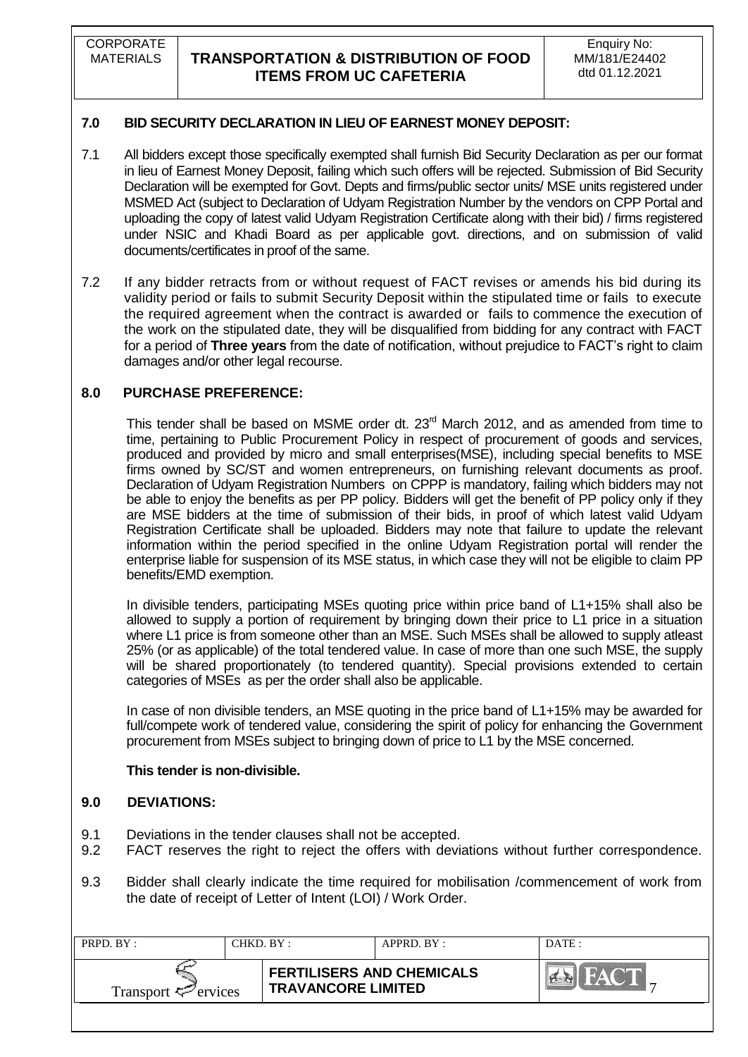## 7.0 BID SECURITY DECLARATION IN LIEU OF EARNEST MONEY DEPOSIT:

7.1 All bidders except those specifically exempted shall furnish Bid Security Declaration as per our format in lieu of Earnest Money Deposit, failing which such offers will be rejected. Submission of Bid Security Declaration will be exempted for Govt. Depts and firms/public sector units/ MSE units registered under MSMED Act (subject to Declaration of Udyam Registration Number by the vendors on CPP Portal and uploading the copy of latest valid Udyam Registration Certificate along with their bid) / firms registered under NSIC and Khadi Board as per applicable govt. directions, and on submission of valid documents/certificates in proof of the same.

7.2 If any bidder retracts from or without request of FACT revises or amends his bid during its validity period or fails to submit Security Deposit within the stipulated time or fails to execute the required agreement when the contract is awarded or fails to commence the execution of the work on the stipulated date, they will be disqualified from bidding for any contract with FACT for a period of **Three years** from the date of notification, without prejudice to FACT's right to claim damages and/or other legal recourse.

## 8.0 PURCHASE PREFERENCE:

This tender shall be based on MSME order dt. 23rd March 2012, and as amended from time to time, pertaining to Public Procurement Policy in respect of procurement of goods and services, produced and provided by micro and small enterprises(MSE), including special benefits to MSE firms owned by SC/ST and women entrepreneurs, on furnishing relevant documents as proof. Declaration of Udyam Registration Numbers on CPPP is mandatory, failing which bidders may not be able to enjoy the benefits as per PP policy. Bidders will get the benefit of PP policy only if they are MSE bidders at the time of submission of their bids, in proof of which latest valid Udyam Registration Certificate shall be uploaded. Bidders may note that failure to update the relevant information within the period specified in the online Udyam Registration portal will render the enterprise liable for suspension of its MSE status, in which case they will not be eligible to claim PP benefits/EMD exemption.

In divisible tenders, participating MSEs quoting price within price band of L1+15% shall also be allowed to supply a portion of requirement by bringing down their price to L1 price in a situation where L1 price is from someone other than an MSE. Such MSEs shall be allowed to supply atleast 25% (or as applicable) of the total tendered value. In case of more than one such MSE, the supply will be shared proportionately (to tendered quantity). Special provisions extended to certain categories of MSEs as per the order shall also be applicable.

In case of non divisible tenders, an MSE quoting in the price band of L1+15% may be awarded for full/compete work of tendered value, considering the spirit of policy for enhancing the Government procurement from MSEs subject to bringing down of price to L1 by the MSE concerned.

**This tender is non-divisible.**

## 9.0 DEVIATIONS:

9.1 Deviations in the tender clauses shall not be accepted.

9.2 FACT reserves the right to reject the offers with deviations without further correspondence.

9.3 Bidder shall clearly indicate the time required for mobilisation /commencement of work from the date of receipt of Letter of Intent (LOI) / Work Order.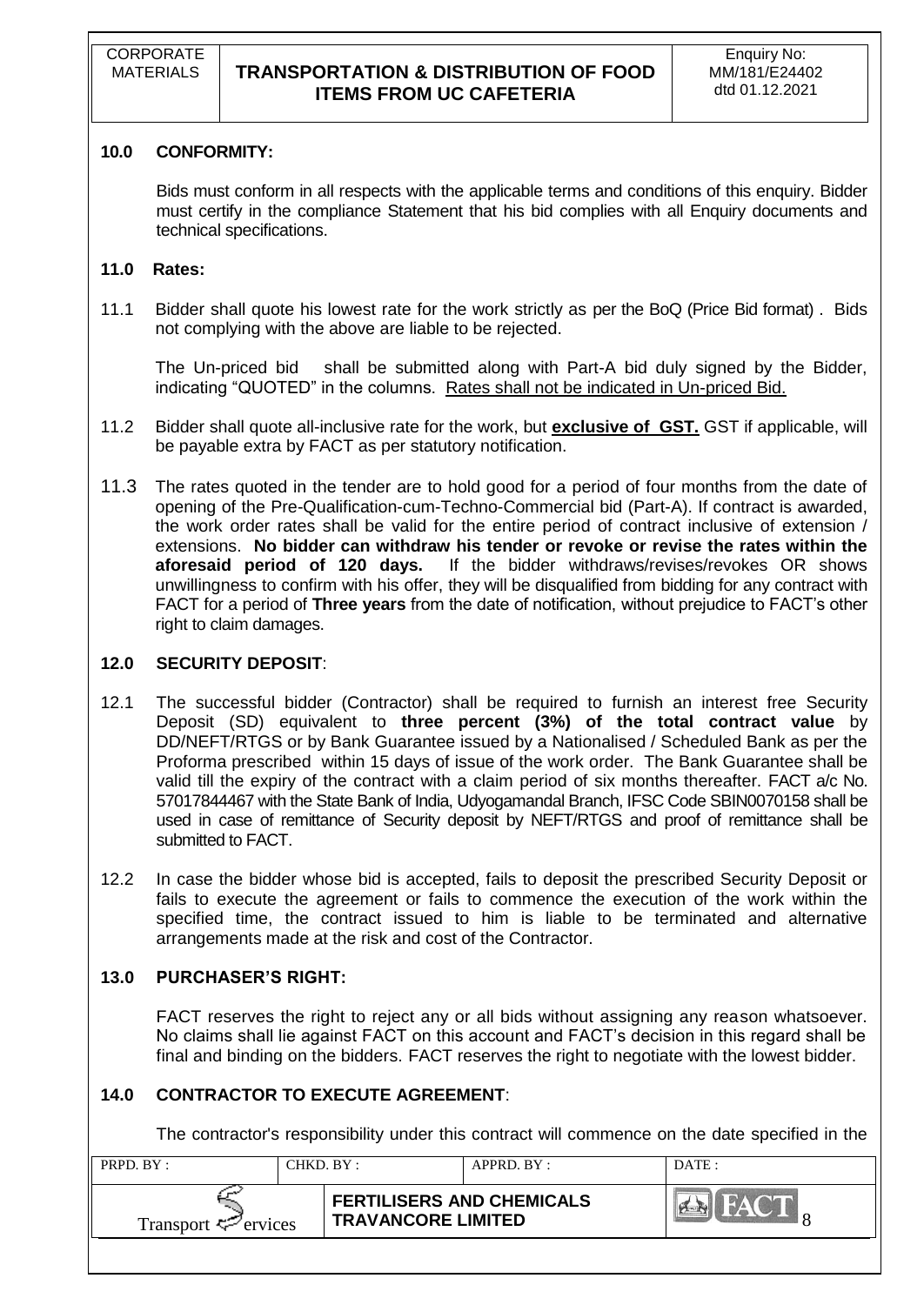## 10.0 CONFORMITY:

Bids must conform in all respects with the applicable terms and conditions of this enquiry. Bidder must certify in the compliance Statement that his bid complies with all Enquiry documents and technical specifications.

## 11.0 Rates:

11.1 Bidder shall quote his lowest rate for the work strictly as per the BoQ (Price Bid format) . Bids not complying with the above are liable to be rejected.

The Un-priced bid shall be submitted along with Part-A bid duly signed by the Bidder, indicating "QUOTED" in the columns. Rates shall not be indicated in Un-priced Bid.

11.2 Bidder shall quote all-inclusive rate for the work, but **exclusive of GST.** GST if applicable, will be payable extra by FACT as per statutory notification.

11.3 The rates quoted in the tender are to hold good for a period of four months from the date of opening of the Pre-Qualification-cum-Techno-Commercial bid (Part-A). If contract is awarded, the work order rates shall be valid for the entire period of contract inclusive of extension / extensions. **No bidder can withdraw his tender or revoke or revise the rates within the aforesaid period of 120 days.** If the bidder withdraws/revises/revokes OR shows unwillingness to confirm with his offer, they will be disqualified from bidding for any contract with FACT for a period of **Three years** from the date of notification, without prejudice to FACT's other right to claim damages.

## 12.0 SECURITY DEPOSIT:

12.1 The successful bidder (Contractor) shall be required to furnish an interest free Security Deposit (SD) equivalent to **three percent (3%) of the total contract value** by DD/NEFT/RTGS or by Bank Guarantee issued by a Nationalised / Scheduled Bank as per the Proforma prescribed within 15 days of issue of the work order. The Bank Guarantee shall be valid till the expiry of the contract with a claim period of six months thereafter. FACT a/c No. 57017844467 with the State Bank of India, Udyogamandal Branch, IFSC Code SBIN0070158 shall be used in case of remittance of Security deposit by NEFT/RTGS and proof of remittance shall be submitted to FACT.

12.2 In case the bidder whose bid is accepted, fails to deposit the prescribed Security Deposit or fails to execute the agreement or fails to commence the execution of the work within the specified time, the contract issued to him is liable to be terminated and alternative arrangements made at the risk and cost of the Contractor.

## 13.0 PURCHASER'S RIGHT:

FACT reserves the right to reject any or all bids without assigning any reason whatsoever. No claims shall lie against FACT on this account and FACT's decision in this regard shall be final and binding on the bidders. FACT reserves the right to negotiate with the lowest bidder.

## 14.0 CONTRACTOR TO EXECUTE AGREEMENT:

The contractor's responsibility under this contract will commence on the date specified in the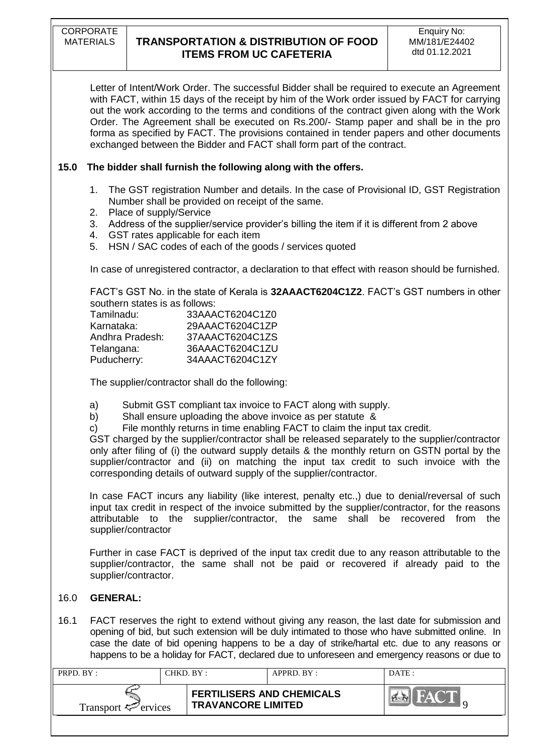Letter of Intent/Work Order. The successful Bidder shall be required to execute an Agreement with FACT, within 15 days of the receipt by him of the Work order issued by FACT for carrying out the work according to the terms and conditions of the contract given along with the Work Order. The Agreement shall be executed on Rs.200/- Stamp paper and shall be in the pro forma as specified by FACT. The provisions contained in tender papers and other documents exchanged between the Bidder and FACT shall form part of the contract.

## 15.0 The bidder shall furnish the following along with the offers.

1. The GST registration Number and details. In the case of Provisional ID, GST Registration Number shall be provided on receipt of the same.
2. Place of supply/Service
3. Address of the supplier/service provider's billing the item if it is different from 2 above
4. GST rates applicable for each item
5. HSN / SAC codes of each of the goods / services quoted

In case of unregistered contractor, a declaration to that effect with reason should be furnished.

FACT's GST No. in the state of Kerala is **32AAACT6204C1Z2**. FACT's GST numbers in other southern states is as follows:

| | |
|---|---|
| Tamilnadu: | 33AAACT6204C1Z0 |
| Karnataka: | 29AAACT6204C1ZP |
| Andhra Pradesh: | 37AAACT6204C1ZS |
| Telangana: | 36AAACT6204C1ZU |
| Puducherry: | 34AAACT6204C1ZY |

The supplier/contractor shall do the following:

a) Submit GST compliant tax invoice to FACT along with supply.
b) Shall ensure uploading the above invoice as per statute &
c) File monthly returns in time enabling FACT to claim the input tax credit.

GST charged by the supplier/contractor shall be released separately to the supplier/contractor only after filing of (i) the outward supply details & the monthly return on GSTN portal by the supplier/contractor and (ii) on matching the input tax credit to such invoice with the corresponding details of outward supply of the supplier/contractor.

In case FACT incurs any liability (like interest, penalty etc.,) due to denial/reversal of such input tax credit in respect of the invoice submitted by the supplier/contractor, for the reasons attributable to the supplier/contractor, the same shall be recovered from the supplier/contractor

Further in case FACT is deprived of the input tax credit due to any reason attributable to the supplier/contractor, the same shall not be paid or recovered if already paid to the supplier/contractor.

## 16.0 GENERAL:

16.1 FACT reserves the right to extend without giving any reason, the last date for submission and opening of bid, but such extension will be duly intimated to those who have submitted online. In case the date of bid opening happens to be a day of strike/hartal etc. due to any reasons or happens to be a holiday for FACT, declared due to unforeseen and emergency reasons or due to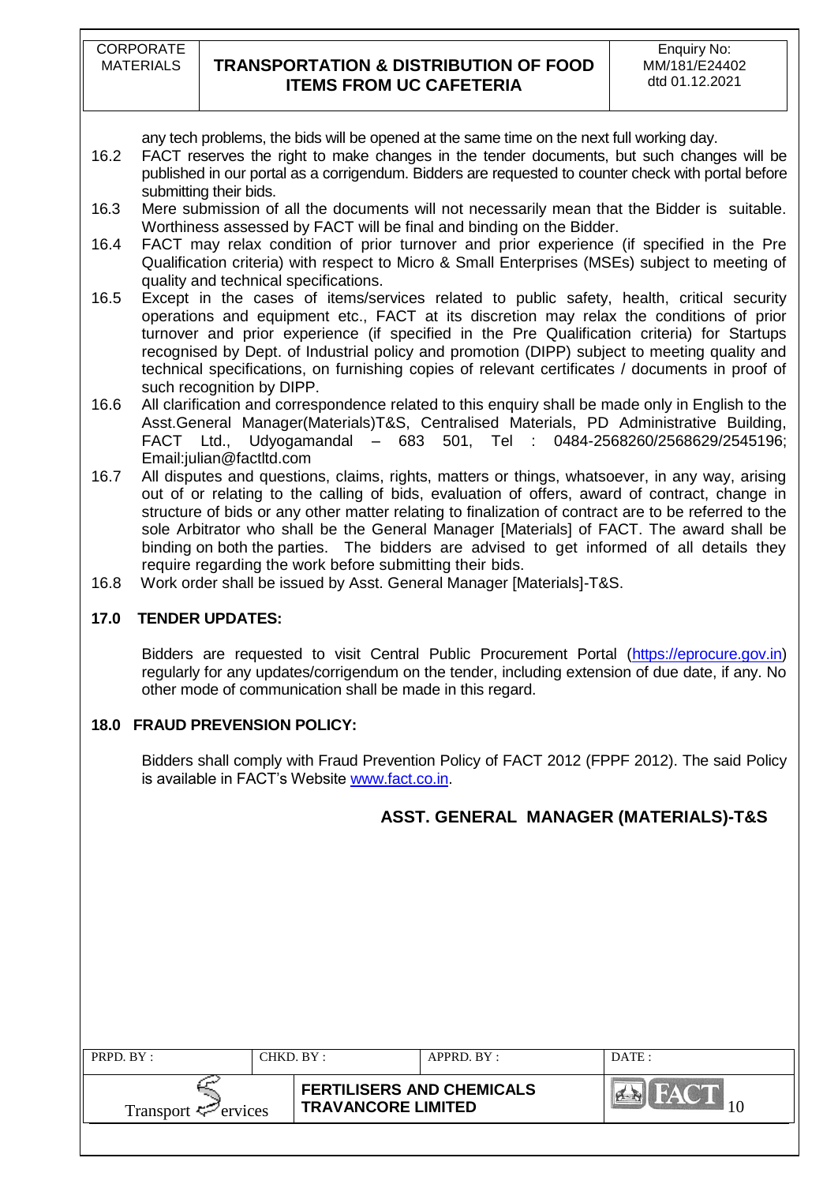any tech problems, the bids will be opened at the same time on the next full working day.

16.2 FACT reserves the right to make changes in the tender documents, but such changes will be published in our portal as a corrigendum. Bidders are requested to counter check with portal before submitting their bids.

16.3 Mere submission of all the documents will not necessarily mean that the Bidder is suitable. Worthiness assessed by FACT will be final and binding on the Bidder.

16.4 FACT may relax condition of prior turnover and prior experience (if specified in the Pre Qualification criteria) with respect to Micro & Small Enterprises (MSEs) subject to meeting of quality and technical specifications.

16.5 Except in the cases of items/services related to public safety, health, critical security operations and equipment etc., FACT at its discretion may relax the conditions of prior turnover and prior experience (if specified in the Pre Qualification criteria) for Startups recognised by Dept. of Industrial policy and promotion (DIPP) subject to meeting quality and technical specifications, on furnishing copies of relevant certificates / documents in proof of such recognition by DIPP.

16.6 All clarification and correspondence related to this enquiry shall be made only in English to the Asst.General Manager(Materials)T&S, Centralised Materials, PD Administrative Building, FACT Ltd., Udyogamandal – 683 501, Tel : 0484-2568260/2568629/2545196; Email:julian@factltd.com

16.7 All disputes and questions, claims, rights, matters or things, whatsoever, in any way, arising out of or relating to the calling of bids, evaluation of offers, award of contract, change in structure of bids or any other matter relating to finalization of contract are to be referred to the sole Arbitrator who shall be the General Manager [Materials] of FACT. The award shall be binding on both the parties. The bidders are advised to get informed of all details they require regarding the work before submitting their bids.

16.8 Work order shall be issued by Asst. General Manager [Materials]-T&S.

## 17.0 TENDER UPDATES:

Bidders are requested to visit Central Public Procurement Portal (https://eprocure.gov.in) regularly for any updates/corrigendum on the tender, including extension of due date, if any. No other mode of communication shall be made in this regard.

## 18.0 FRAUD PREVENSION POLICY:

Bidders shall comply with Fraud Prevention Policy of FACT 2012 (FPPF 2012). The said Policy is available in FACT's Website www.fact.co.in.

**ASST. GENERAL MANAGER (MATERIALS)-T&S**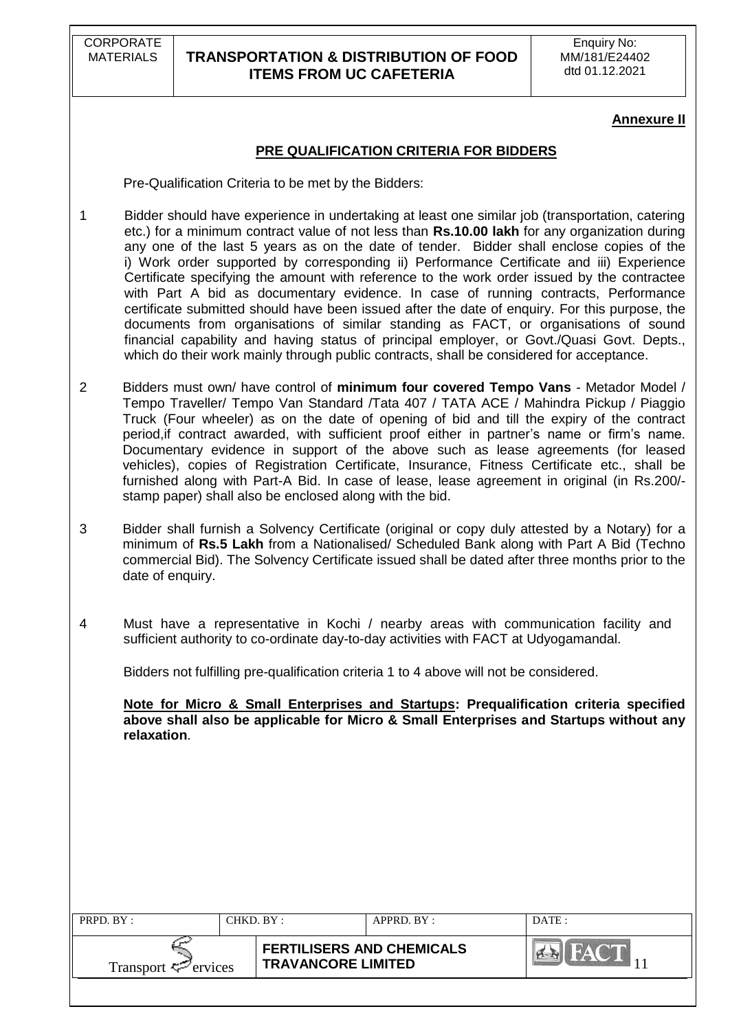**Annexure II**

## PRE QUALIFICATION CRITERIA FOR BIDDERS

Pre-Qualification Criteria to be met by the Bidders:

1. Bidder should have experience in undertaking at least one similar job (transportation, catering etc.) for a minimum contract value of not less than **Rs.10.00 lakh** for any organization during any one of the last 5 years as on the date of tender. Bidder shall enclose copies of the i) Work order supported by corresponding ii) Performance Certificate and iii) Experience Certificate specifying the amount with reference to the work order issued by the contractee with Part A bid as documentary evidence. In case of running contracts, Performance certificate submitted should have been issued after the date of enquiry. For this purpose, the documents from organisations of similar standing as FACT, or organisations of sound financial capability and having status of principal employer, or Govt./Quasi Govt. Depts., which do their work mainly through public contracts, shall be considered for acceptance.

2. Bidders must own/ have control of **minimum four covered Tempo Vans** - Metador Model / Tempo Traveller/ Tempo Van Standard /Tata 407 / TATA ACE / Mahindra Pickup / Piaggio Truck (Four wheeler) as on the date of opening of bid and till the expiry of the contract period,if contract awarded, with sufficient proof either in partner's name or firm's name. Documentary evidence in support of the above such as lease agreements (for leased vehicles), copies of Registration Certificate, Insurance, Fitness Certificate etc., shall be furnished along with Part-A Bid. In case of lease, lease agreement in original (in Rs.200/- stamp paper) shall also be enclosed along with the bid.

3. Bidder shall furnish a Solvency Certificate (original or copy duly attested by a Notary) for a minimum of **Rs.5 Lakh** from a Nationalised/ Scheduled Bank along with Part A Bid (Techno commercial Bid). The Solvency Certificate issued shall be dated after three months prior to the date of enquiry.

4. Must have a representative in Kochi / nearby areas with communication facility and sufficient authority to co-ordinate day-to-day activities with FACT at Udyogamandal.

Bidders not fulfilling pre-qualification criteria 1 to 4 above will not be considered.

**Note for Micro & Small Enterprises and Startups: Prequalification criteria specified above shall also be applicable for Micro & Small Enterprises and Startups without any relaxation**.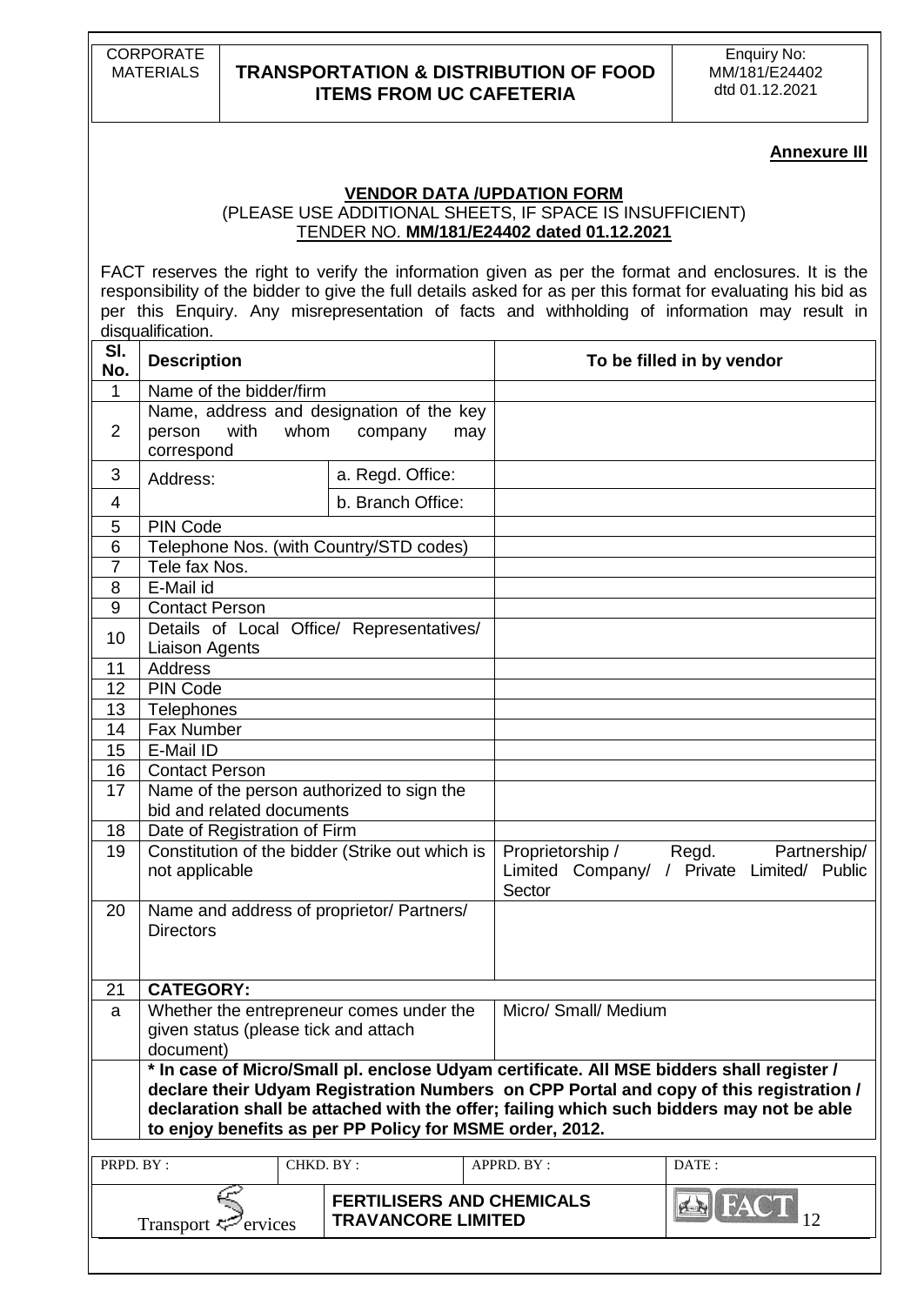**Annexure III**

## VENDOR DATA /UPDATION FORM

(PLEASE USE ADDITIONAL SHEETS, IF SPACE IS INSUFFICIENT)

TENDER NO. **MM/181/E24402 dated 01.12.2021**

FACT reserves the right to verify the information given as per the format and enclosures. It is the responsibility of the bidder to give the full details asked for as per this format for evaluating his bid as per this Enquiry. Any misrepresentation of facts and withholding of information may result in disqualification.

| Sl. No. | Description | | To be filled in by vendor |
|---|---|---|---|
| 1 | Name of the bidder/firm | | |
| 2 | Name, address and designation of the key person with whom company may correspond | | |
| 3 | Address: | a. Regd. Office: | |
| 4 | | b. Branch Office: | |
| 5 | PIN Code | | |
| 6 | Telephone Nos. (with Country/STD codes) | | |
| 7 | Tele fax Nos. | | |
| 8 | E-Mail id | | |
| 9 | Contact Person | | |
| 10 | Details of Local Office/ Representatives/ Liaison Agents | | |
| 11 | Address | | |
| 12 | PIN Code | | |
| 13 | Telephones | | |
| 14 | Fax Number | | |
| 15 | E-Mail ID | | |
| 16 | Contact Person | | |
| 17 | Name of the person authorized to sign the bid and related documents | | |
| 18 | Date of Registration of Firm | | |
| 19 | Constitution of the bidder (Strike out which is not applicable | | Proprietorship / Regd. Partnership/ Limited Company/ / Private Limited/ Public Sector |
| 20 | Name and address of proprietor/ Partners/ Directors | | |
| 21 | **CATEGORY:** | | |
| a | Whether the entrepreneur comes under the given status (please tick and attach document) | | Micro/ Small/ Medium |
| | **\* In case of Micro/Small pl. enclose Udyam certificate. All MSE bidders shall register / declare their Udyam Registration Numbers on CPP Portal and copy of this registration / declaration shall be attached with the offer; failing which such bidders may not be able to enjoy benefits as per PP Policy for MSME order, 2012.** | | |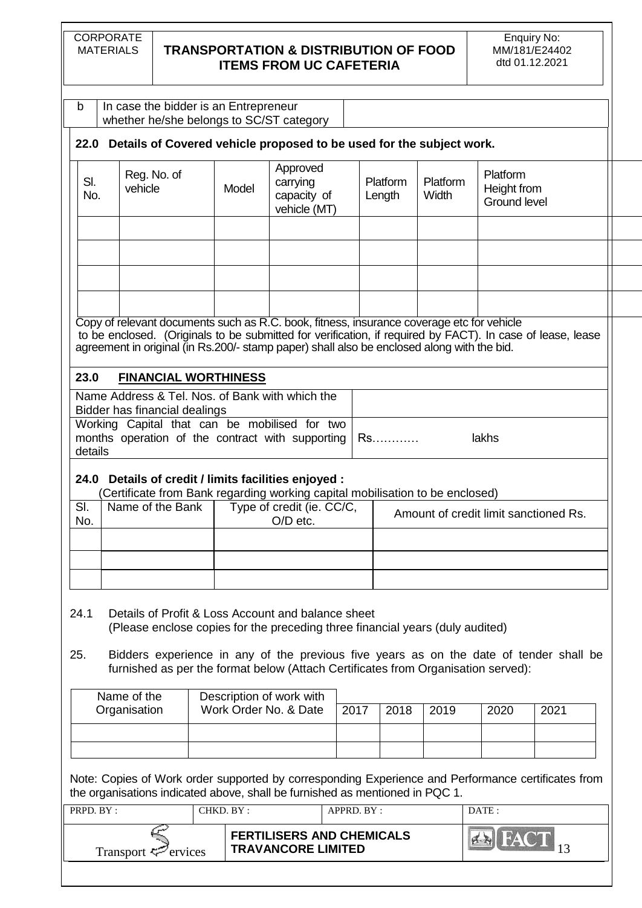| b | In case the bidder is an Entrepreneur whether he/she belongs to SC/ST category | |
|---|---|---|

**22.0 Details of Covered vehicle proposed to be used for the subject work.**

| Sl. No. | Reg. No. of vehicle | Model | Approved carrying capacity of vehicle (MT) | Platform Length | Platform Width | Platform Height from Ground level |
|---|---|---|---|---|---|---|
| | | | | | | |
| | | | | | | |
| | | | | | | |
| | | | | | | |

Copy of relevant documents such as R.C. book, fitness, insurance coverage etc for vehicle to be enclosed. (Originals to be submitted for verification, if required by FACT). In case of lease, lease agreement in original (in Rs.200/- stamp paper) shall also be enclosed along with the bid.

**23.0 FINANCIAL WORTHINESS**

| | |
|---|---|
| Name Address & Tel. Nos. of Bank with which the Bidder has financial dealings | |
| Working Capital that can be mobilised for two months operation of the contract with supporting details | Rs………… lakhs |

**24.0 Details of credit / limits facilities enjoyed :**

(Certificate from Bank regarding working capital mobilisation to be enclosed)

| Sl. No. | Name of the Bank | Type of credit (ie. CC/C, O/D etc. | Amount of credit limit sanctioned Rs. |
|---|---|---|---|
| | | | |
| | | | |
| | | | |

24.1 Details of Profit & Loss Account and balance sheet
(Please enclose copies for the preceding three financial years (duly audited)

25. Bidders experience in any of the previous five years as on the date of tender shall be furnished as per the format below (Attach Certificates from Organisation served):

| Name of the Organisation | Description of work with Work Order No. & Date | 2017 | 2018 | 2019 | 2020 | 2021 |
|---|---|---|---|---|---|---|
| | | | | | | |
| | | | | | | |

Note: Copies of Work order supported by corresponding Experience and Performance certificates from the organisations indicated above, shall be furnished as mentioned in PQC 1.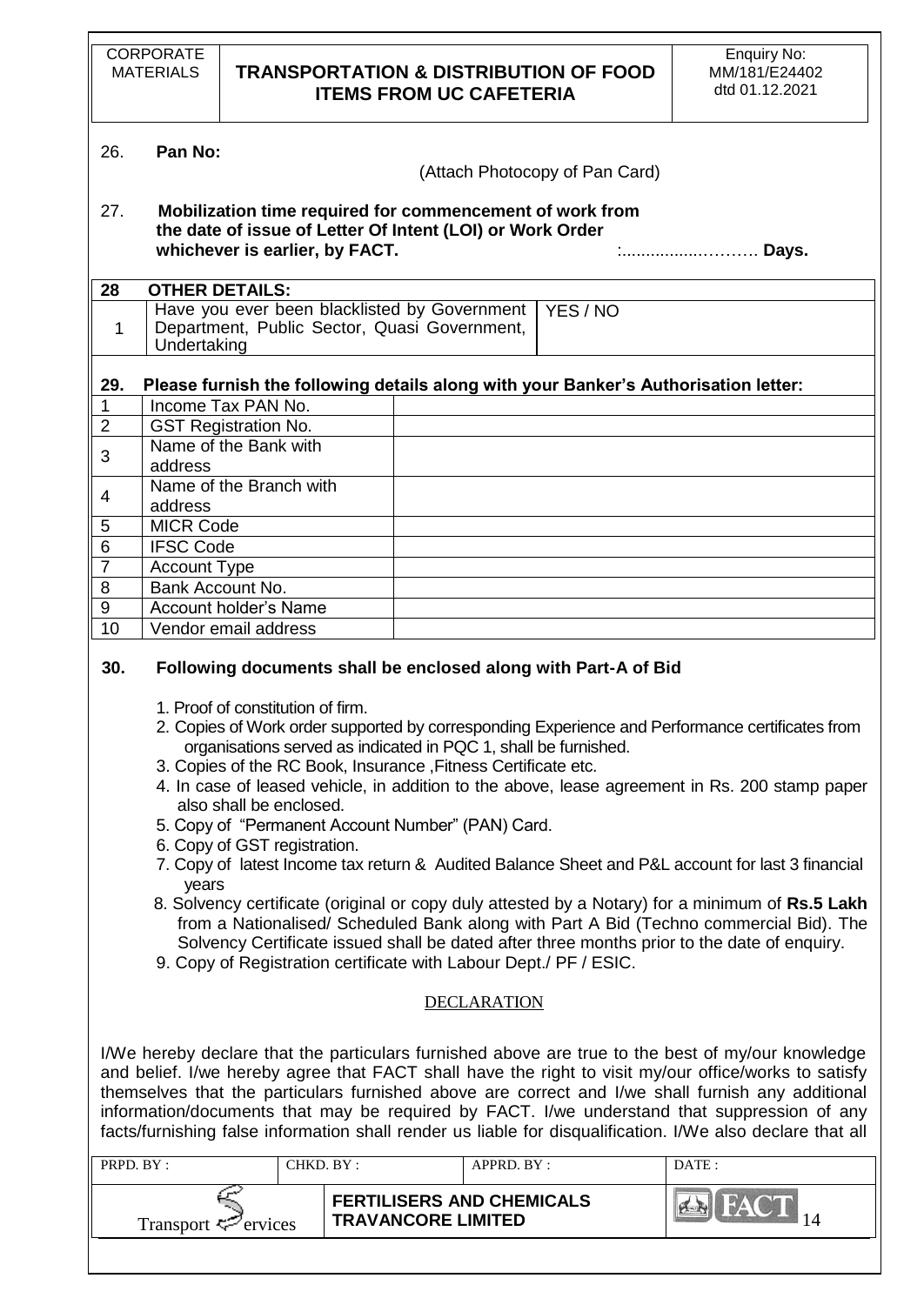26. **Pan No:**

(Attach Photocopy of Pan Card)

27. **Mobilization time required for commencement of work from the date of issue of Letter Of Intent (LOI) or Work Order whichever is earlier, by FACT.** :...................……… **Days.**

| **28** | **OTHER DETAILS:** | |
|---|---|---|
| 1 | Have you ever been blacklisted by Government Department, Public Sector, Quasi Government, Undertaking | YES / NO |

**29. Please furnish the following details along with your Banker's Authorisation letter:**

| | | |
|---|---|---|
| 1 | Income Tax PAN No. | |
| 2 | GST Registration No. | |
| 3 | Name of the Bank with address | |
| 4 | Name of the Branch with address | |
| 5 | MICR Code | |
| 6 | IFSC Code | |
| 7 | Account Type | |
| 8 | Bank Account No. | |
| 9 | Account holder's Name | |
| 10 | Vendor email address | |

**30. Following documents shall be enclosed along with Part-A of Bid**

1. Proof of constitution of firm.
2. Copies of Work order supported by corresponding Experience and Performance certificates from organisations served as indicated in PQC 1, shall be furnished.
3. Copies of the RC Book, Insurance ,Fitness Certificate etc.
4. In case of leased vehicle, in addition to the above, lease agreement in Rs. 200 stamp paper also shall be enclosed.
5. Copy of "Permanent Account Number" (PAN) Card.
6. Copy of GST registration.
7. Copy of latest Income tax return & Audited Balance Sheet and P&L account for last 3 financial years
8. Solvency certificate (original or copy duly attested by a Notary) for a minimum of **Rs.5 Lakh** from a Nationalised/ Scheduled Bank along with Part A Bid (Techno commercial Bid). The Solvency Certificate issued shall be dated after three months prior to the date of enquiry.
9. Copy of Registration certificate with Labour Dept./ PF / ESIC.

## DECLARATION

I/We hereby declare that the particulars furnished above are true to the best of my/our knowledge and belief. I/we hereby agree that FACT shall have the right to visit my/our office/works to satisfy themselves that the particulars furnished above are correct and I/we shall furnish any additional information/documents that may be required by FACT. I/we understand that suppression of any facts/furnishing false information shall render us liable for disqualification. I/We also declare that all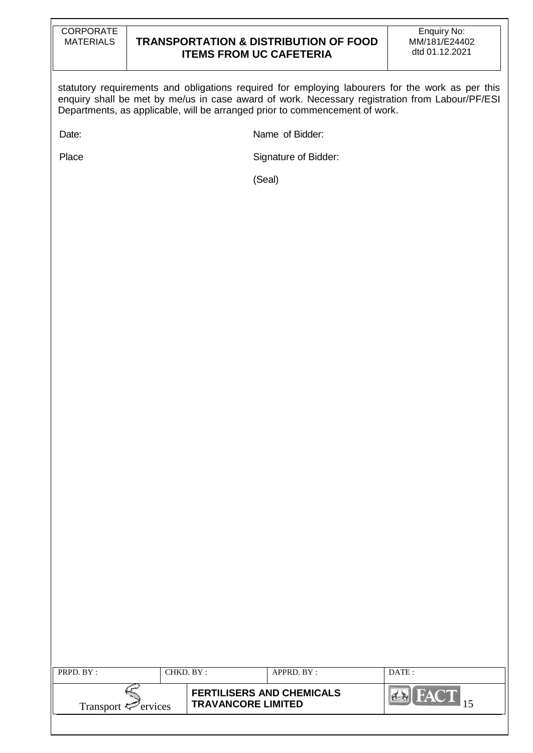statutory requirements and obligations required for employing labourers for the work as per this enquiry shall be met by me/us in case award of work. Necessary registration from Labour/PF/ESI Departments, as applicable, will be arranged prior to commencement of work.

Date: Name of Bidder:

Place Signature of Bidder:

(Seal)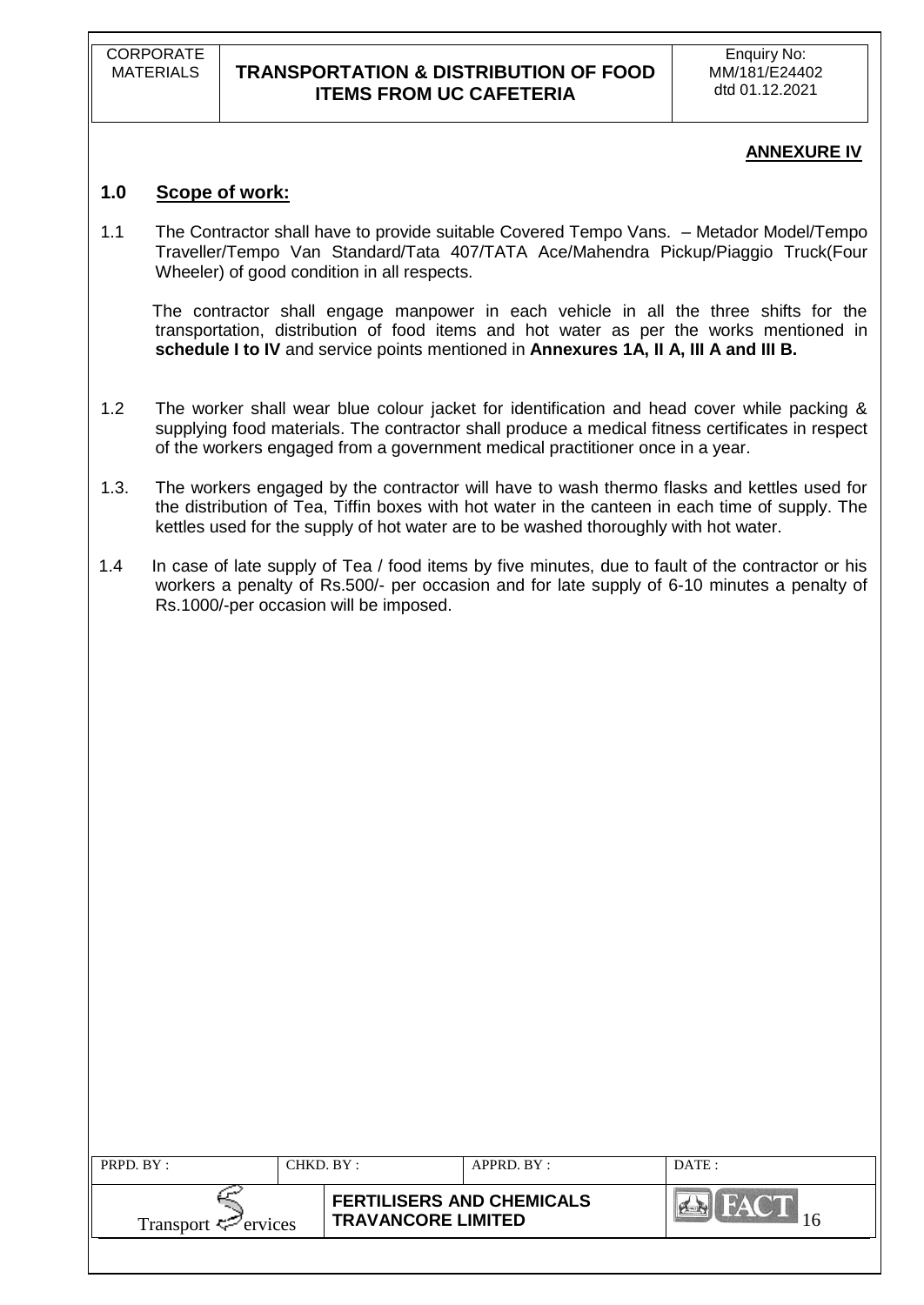**ANNEXURE IV**

## 1.0 Scope of work:

1.1 The Contractor shall have to provide suitable Covered Tempo Vans. – Metador Model/Tempo Traveller/Tempo Van Standard/Tata 407/TATA Ace/Mahendra Pickup/Piaggio Truck(Four Wheeler) of good condition in all respects.

The contractor shall engage manpower in each vehicle in all the three shifts for the transportation, distribution of food items and hot water as per the works mentioned in **schedule I to IV** and service points mentioned in **Annexures 1A, II A, III A and III B.**

1.2 The worker shall wear blue colour jacket for identification and head cover while packing & supplying food materials. The contractor shall produce a medical fitness certificates in respect of the workers engaged from a government medical practitioner once in a year.

1.3. The workers engaged by the contractor will have to wash thermo flasks and kettles used for the distribution of Tea, Tiffin boxes with hot water in the canteen in each time of supply. The kettles used for the supply of hot water are to be washed thoroughly with hot water.

1.4 In case of late supply of Tea / food items by five minutes, due to fault of the contractor or his workers a penalty of Rs.500/- per occasion and for late supply of 6-10 minutes a penalty of Rs.1000/-per occasion will be imposed.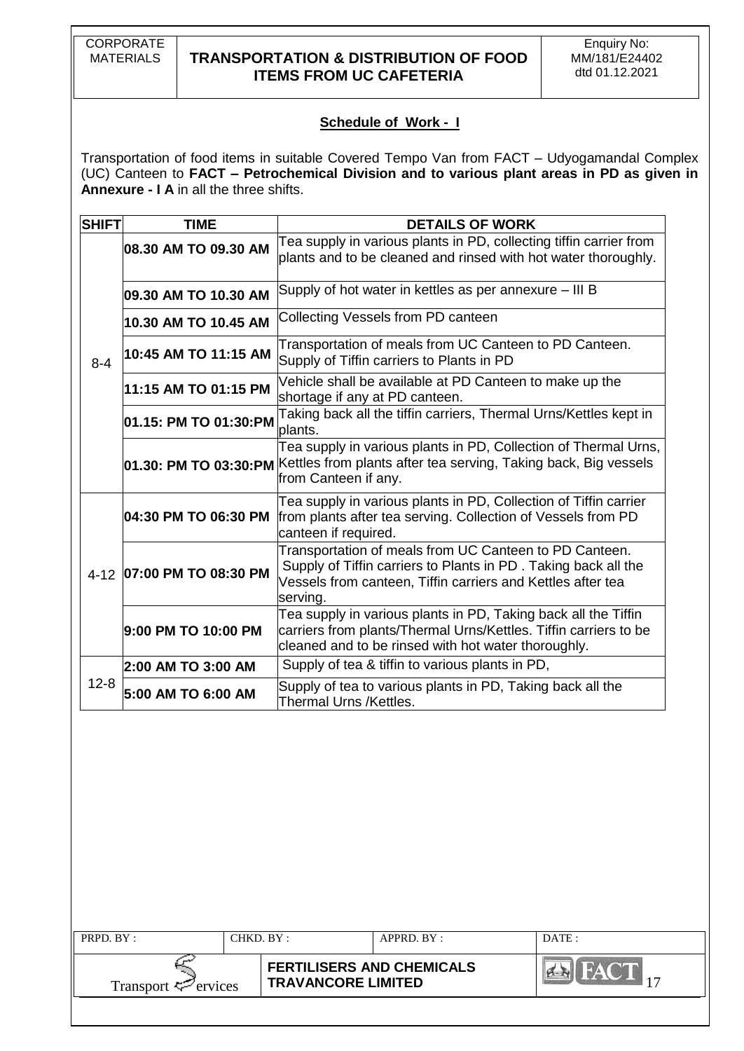## Schedule of Work - I

Transportation of food items in suitable Covered Tempo Van from FACT – Udyogamandal Complex (UC) Canteen to **FACT – Petrochemical Division and to various plant areas in PD as given in Annexure - I A** in all the three shifts.

| SHIFT | TIME | DETAILS OF WORK |
|---|---|---|
| 8-4 | **08.30 AM TO 09.30 AM** | Tea supply in various plants in PD, collecting tiffin carrier from plants and to be cleaned and rinsed with hot water thoroughly. |
| | **09.30 AM TO 10.30 AM** | Supply of hot water in kettles as per annexure – III B |
| | **10.30 AM TO 10.45 AM** | Collecting Vessels from PD canteen |
| | **10:45 AM TO 11:15 AM** | Transportation of meals from UC Canteen to PD Canteen. Supply of Tiffin carriers to Plants in PD |
| | **11:15 AM TO 01:15 PM** | Vehicle shall be available at PD Canteen to make up the shortage if any at PD canteen. |
| | **01.15: PM TO 01:30:PM** | Taking back all the tiffin carriers, Thermal Urns/Kettles kept in plants. |
| | **01.30: PM TO 03:30:PM** | Tea supply in various plants in PD, Collection of Thermal Urns, Kettles from plants after tea serving, Taking back, Big vessels from Canteen if any. |
| 4-12 | **04:30 PM TO 06:30 PM** | Tea supply in various plants in PD, Collection of Tiffin carrier from plants after tea serving. Collection of Vessels from PD canteen if required. |
| | **07:00 PM TO 08:30 PM** | Transportation of meals from UC Canteen to PD Canteen. Supply of Tiffin carriers to Plants in PD . Taking back all the Vessels from canteen, Tiffin carriers and Kettles after tea serving. |
| | **9:00 PM TO 10:00 PM** | Tea supply in various plants in PD, Taking back all the Tiffin carriers from plants/Thermal Urns/Kettles. Tiffin carriers to be cleaned and to be rinsed with hot water thoroughly. |
| 12-8 | **2:00 AM TO 3:00 AM** | Supply of tea & tiffin to various plants in PD, |
| | **5:00 AM TO 6:00 AM** | Supply of tea to various plants in PD, Taking back all the Thermal Urns /Kettles. |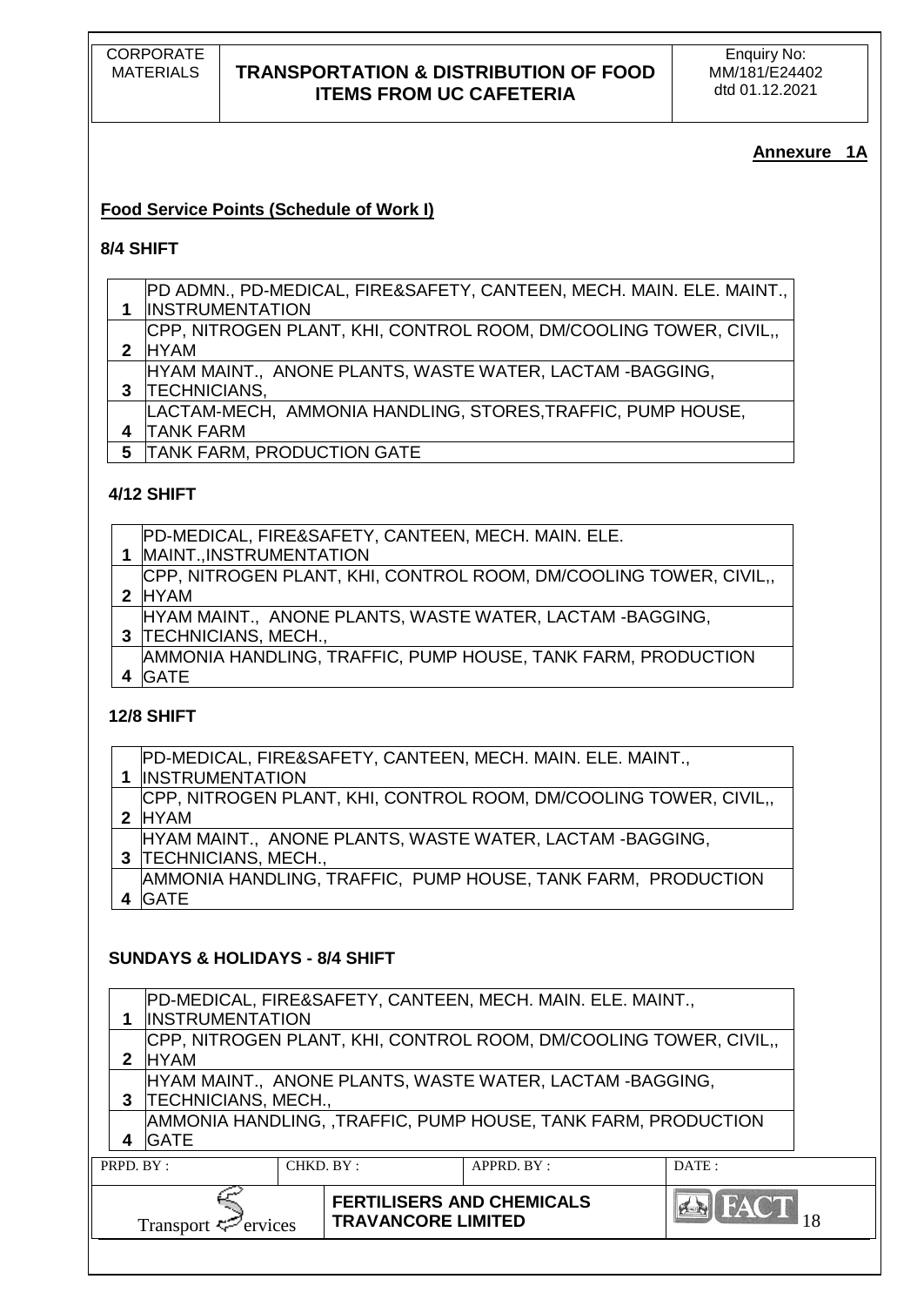**Annexure 1A**

**Food Service Points (Schedule of Work I)**

**8/4 SHIFT**

| | |
|---|---|
| 1 | PD ADMN., PD-MEDICAL, FIRE&SAFETY, CANTEEN, MECH. MAIN. ELE. MAINT., INSTRUMENTATION |
| 2 | CPP, NITROGEN PLANT, KHI, CONTROL ROOM, DM/COOLING TOWER, CIVIL,, HYAM |
| 3 | HYAM MAINT., ANONE PLANTS, WASTE WATER, LACTAM -BAGGING, TECHNICIANS, |
| 4 | LACTAM-MECH, AMMONIA HANDLING, STORES,TRAFFIC, PUMP HOUSE, TANK FARM |
| 5 | TANK FARM, PRODUCTION GATE |

**4/12 SHIFT**

| | |
|---|---|
| 1 | PD-MEDICAL, FIRE&SAFETY, CANTEEN, MECH. MAIN. ELE. MAINT.,INSTRUMENTATION |
| 2 | CPP, NITROGEN PLANT, KHI, CONTROL ROOM, DM/COOLING TOWER, CIVIL,, HYAM |
| 3 | HYAM MAINT., ANONE PLANTS, WASTE WATER, LACTAM -BAGGING, TECHNICIANS, MECH., |
| 4 | AMMONIA HANDLING, TRAFFIC, PUMP HOUSE, TANK FARM, PRODUCTION GATE |

**12/8 SHIFT**

| | |
|---|---|
| 1 | PD-MEDICAL, FIRE&SAFETY, CANTEEN, MECH. MAIN. ELE. MAINT., INSTRUMENTATION |
| 2 | CPP, NITROGEN PLANT, KHI, CONTROL ROOM, DM/COOLING TOWER, CIVIL,, HYAM |
| 3 | HYAM MAINT., ANONE PLANTS, WASTE WATER, LACTAM -BAGGING, TECHNICIANS, MECH., |
| 4 | AMMONIA HANDLING, TRAFFIC, PUMP HOUSE, TANK FARM, PRODUCTION GATE |

**SUNDAYS & HOLIDAYS - 8/4 SHIFT**

| | |
|---|---|
| 1 | PD-MEDICAL, FIRE&SAFETY, CANTEEN, MECH. MAIN. ELE. MAINT., INSTRUMENTATION |
| 2 | CPP, NITROGEN PLANT, KHI, CONTROL ROOM, DM/COOLING TOWER, CIVIL,, HYAM |
| 3 | HYAM MAINT., ANONE PLANTS, WASTE WATER, LACTAM -BAGGING, TECHNICIANS, MECH., |
| 4 | AMMONIA HANDLING, ,TRAFFIC, PUMP HOUSE, TANK FARM, PRODUCTION GATE |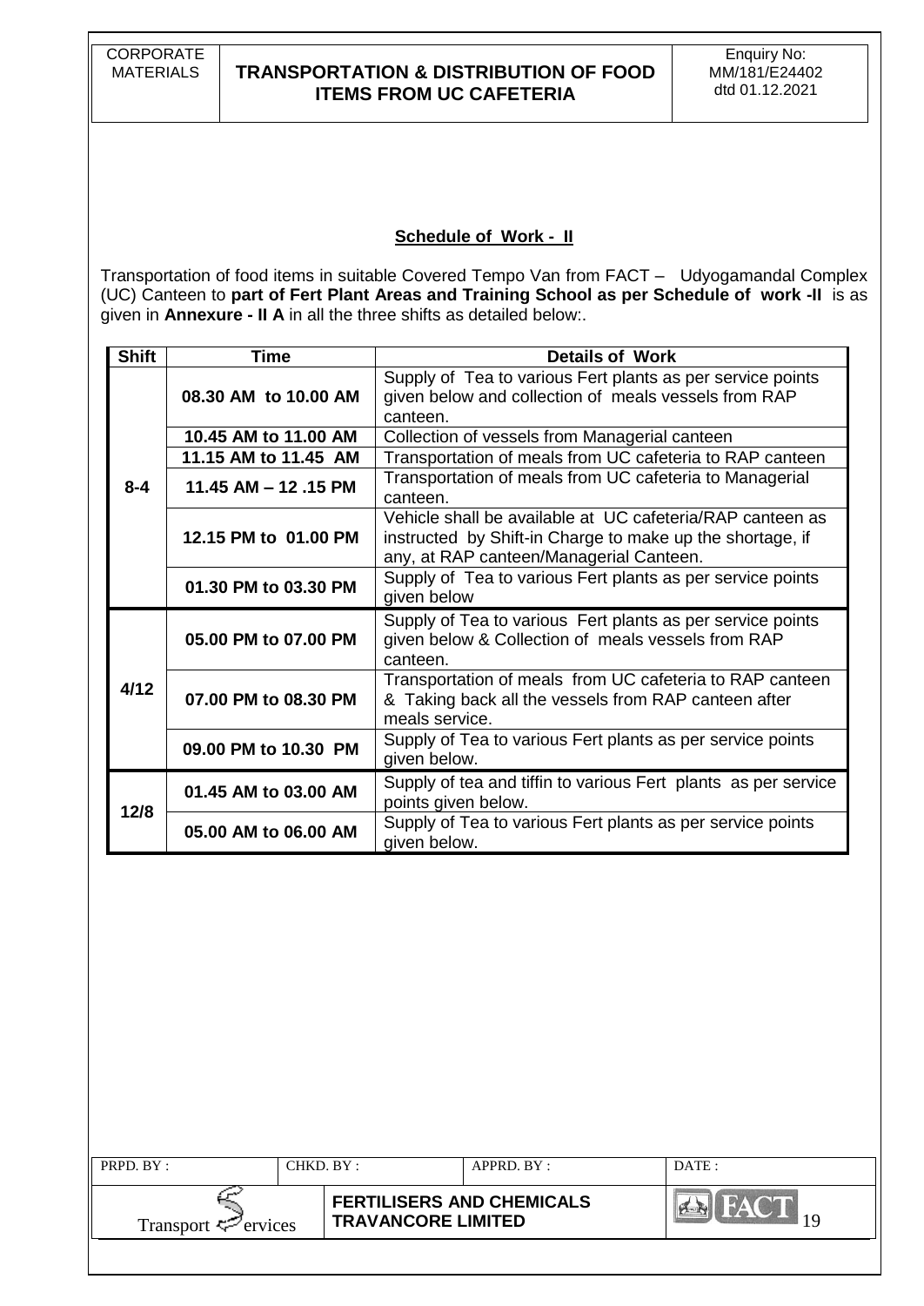## Schedule of Work - II

Transportation of food items in suitable Covered Tempo Van from FACT – Udyogamandal Complex (UC) Canteen to **part of Fert Plant Areas and Training School as per Schedule of work -II** is as given in **Annexure - II A** in all the three shifts as detailed below:.

| Shift | Time | Details of Work |
|---|---|---|
| 8-4 | 08.30 AM to 10.00 AM | Supply of Tea to various Fert plants as per service points given below and collection of meals vessels from RAP canteen. |
| | 10.45 AM to 11.00 AM | Collection of vessels from Managerial canteen |
| | 11.15 AM to 11.45 AM | Transportation of meals from UC cafeteria to RAP canteen |
| | 11.45 AM – 12 .15 PM | Transportation of meals from UC cafeteria to Managerial canteen. |
| | 12.15 PM to 01.00 PM | Vehicle shall be available at UC cafeteria/RAP canteen as instructed by Shift-in Charge to make up the shortage, if any, at RAP canteen/Managerial Canteen. |
| | 01.30 PM to 03.30 PM | Supply of Tea to various Fert plants as per service points given below |
| 4/12 | 05.00 PM to 07.00 PM | Supply of Tea to various Fert plants as per service points given below & Collection of meals vessels from RAP canteen. |
| | 07.00 PM to 08.30 PM | Transportation of meals from UC cafeteria to RAP canteen & Taking back all the vessels from RAP canteen after meals service. |
| | 09.00 PM to 10.30 PM | Supply of Tea to various Fert plants as per service points given below. |
| 12/8 | 01.45 AM to 03.00 AM | Supply of tea and tiffin to various Fert plants as per service points given below. |
| | 05.00 AM to 06.00 AM | Supply of Tea to various Fert plants as per service points given below. |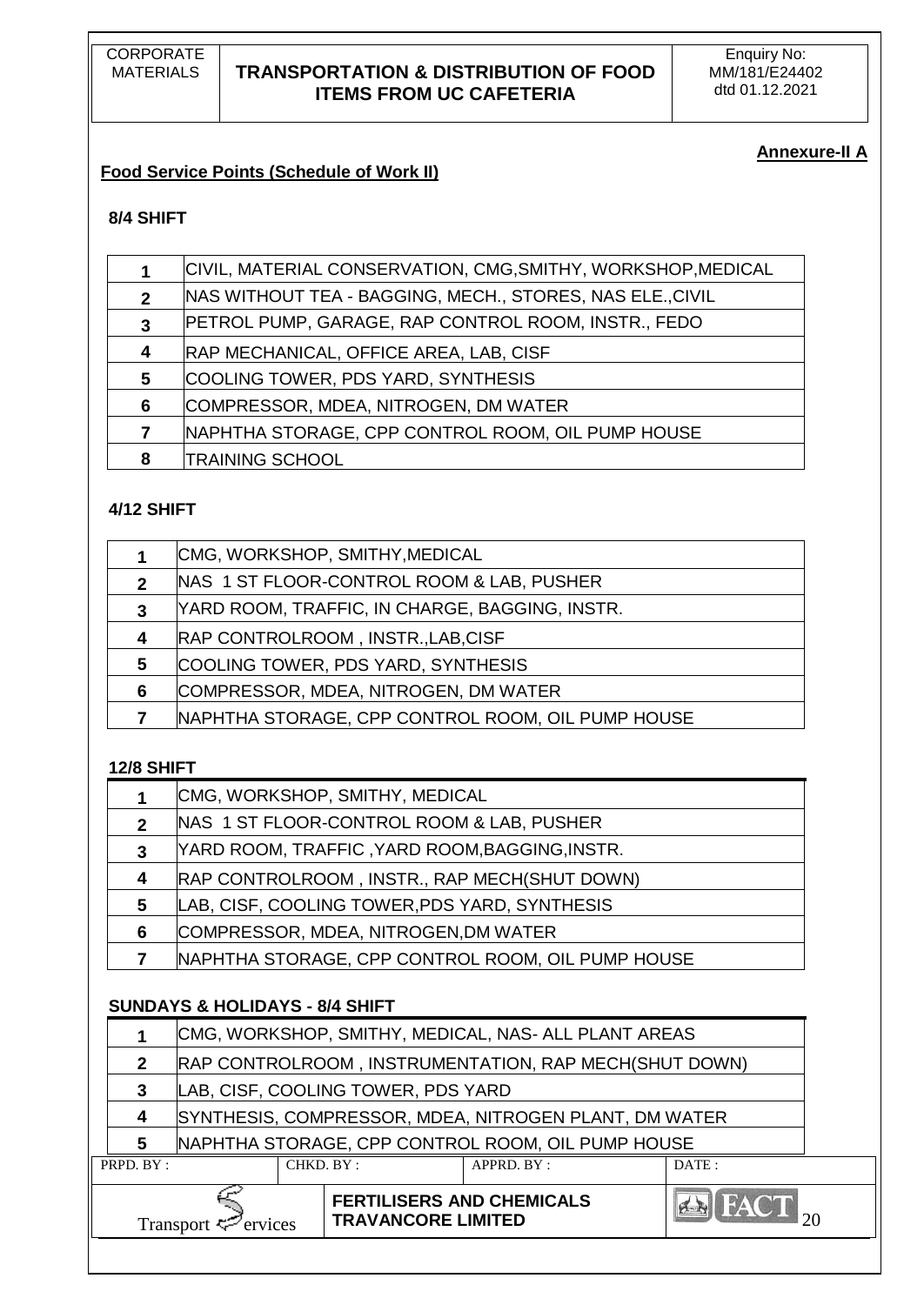**Annexure-II A**

**Food Service Points (Schedule of Work II)**

**8/4 SHIFT**

| | |
|---|---|
| 1 | CIVIL, MATERIAL CONSERVATION, CMG,SMITHY, WORKSHOP,MEDICAL |
| 2 | NAS WITHOUT TEA - BAGGING, MECH., STORES, NAS ELE.,CIVIL |
| 3 | PETROL PUMP, GARAGE, RAP CONTROL ROOM, INSTR., FEDO |
| 4 | RAP MECHANICAL, OFFICE AREA, LAB, CISF |
| 5 | COOLING TOWER, PDS YARD, SYNTHESIS |
| 6 | COMPRESSOR, MDEA, NITROGEN, DM WATER |
| 7 | NAPHTHA STORAGE, CPP CONTROL ROOM, OIL PUMP HOUSE |
| 8 | TRAINING SCHOOL |

**4/12 SHIFT**

| | |
|---|---|
| 1 | CMG, WORKSHOP, SMITHY,MEDICAL |
| 2 | NAS 1 ST FLOOR-CONTROL ROOM & LAB, PUSHER |
| 3 | YARD ROOM, TRAFFIC, IN CHARGE, BAGGING, INSTR. |
| 4 | RAP CONTROLROOM , INSTR.,LAB,CISF |
| 5 | COOLING TOWER, PDS YARD, SYNTHESIS |
| 6 | COMPRESSOR, MDEA, NITROGEN, DM WATER |
| 7 | NAPHTHA STORAGE, CPP CONTROL ROOM, OIL PUMP HOUSE |

**12/8 SHIFT**

| | |
|---|---|
| 1 | CMG, WORKSHOP, SMITHY, MEDICAL |
| 2 | NAS 1 ST FLOOR-CONTROL ROOM & LAB, PUSHER |
| 3 | YARD ROOM, TRAFFIC ,YARD ROOM,BAGGING,INSTR. |
| 4 | RAP CONTROLROOM , INSTR., RAP MECH(SHUT DOWN) |
| 5 | LAB, CISF, COOLING TOWER,PDS YARD, SYNTHESIS |
| 6 | COMPRESSOR, MDEA, NITROGEN,DM WATER |
| 7 | NAPHTHA STORAGE, CPP CONTROL ROOM, OIL PUMP HOUSE |

**SUNDAYS & HOLIDAYS - 8/4 SHIFT**

| | |
|---|---|
| 1 | CMG, WORKSHOP, SMITHY, MEDICAL, NAS- ALL PLANT AREAS |
| 2 | RAP CONTROLROOM , INSTRUMENTATION, RAP MECH(SHUT DOWN) |
| 3 | LAB, CISF, COOLING TOWER, PDS YARD |
| 4 | SYNTHESIS, COMPRESSOR, MDEA, NITROGEN PLANT, DM WATER |
| 5 | NAPHTHA STORAGE, CPP CONTROL ROOM, OIL PUMP HOUSE |

| PRPD. BY : | CHKD. BY : | APPRD. BY : | DATE : |
|---|---|---|---|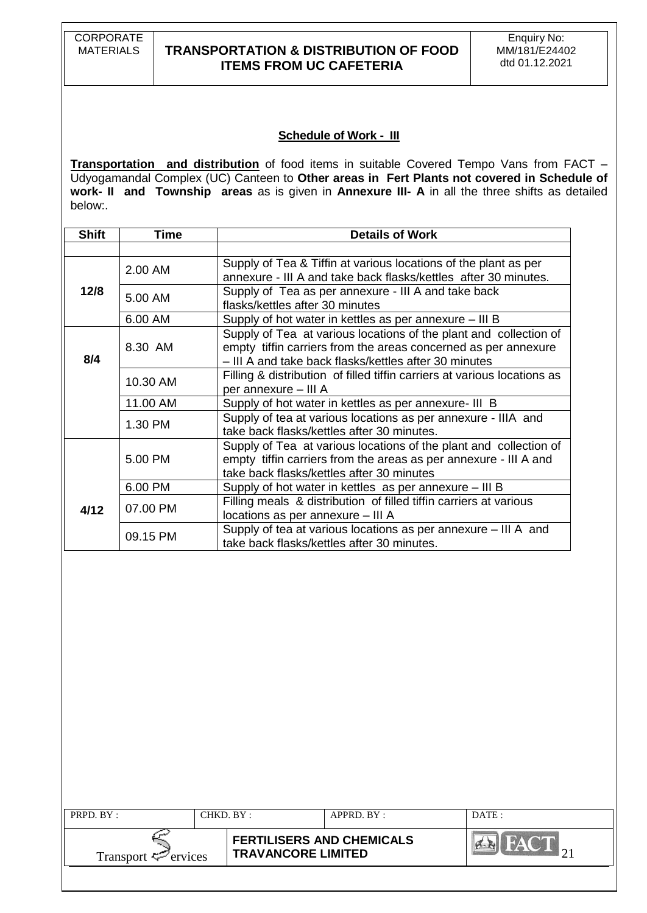## Schedule of Work - III

**Transportation and distribution** of food items in suitable Covered Tempo Vans from FACT – Udyogamandal Complex (UC) Canteen to **Other areas in Fert Plants not covered in Schedule of work- II and Township areas** as is given in **Annexure III- A** in all the three shifts as detailed below:.

| Shift | Time | Details of Work |
|---|---|---|
| | | |
| 12/8 | 2.00 AM | Supply of Tea & Tiffin at various locations of the plant as per annexure - III A and take back flasks/kettles after 30 minutes. |
| | 5.00 AM | Supply of Tea as per annexure - III A and take back flasks/kettles after 30 minutes |
| | 6.00 AM | Supply of hot water in kettles as per annexure – III B |
| 8/4 | 8.30 AM | Supply of Tea at various locations of the plant and collection of empty tiffin carriers from the areas concerned as per annexure – III A and take back flasks/kettles after 30 minutes |
| | 10.30 AM | Filling & distribution of filled tiffin carriers at various locations as per annexure – III A |
| | 11.00 AM | Supply of hot water in kettles as per annexure- III B |
| | 1.30 PM | Supply of tea at various locations as per annexure - IIIA and take back flasks/kettles after 30 minutes. |
| 4/12 | 5.00 PM | Supply of Tea at various locations of the plant and collection of empty tiffin carriers from the areas as per annexure - III A and take back flasks/kettles after 30 minutes |
| | 6.00 PM | Supply of hot water in kettles as per annexure – III B |
| | 07.00 PM | Filling meals & distribution of filled tiffin carriers at various locations as per annexure – III A |
| | 09.15 PM | Supply of tea at various locations as per annexure – III A and take back flasks/kettles after 30 minutes. |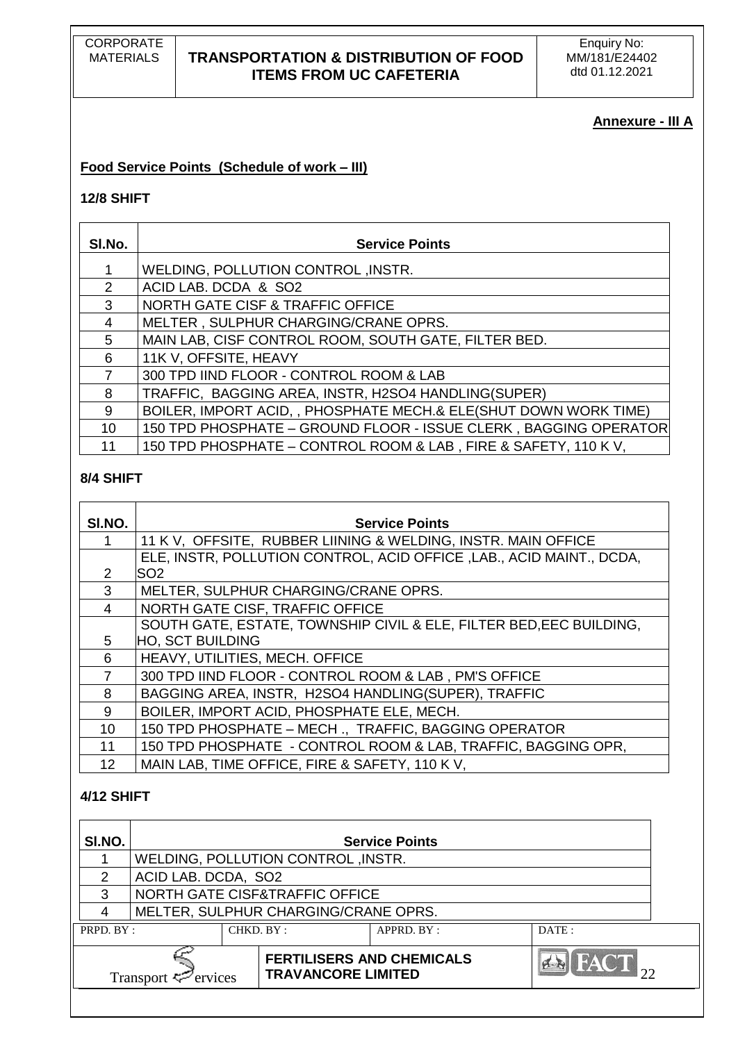**Annexure - III A**

**Food Service Points (Schedule of work – III)**

**12/8 SHIFT**

| Sl.No. | Service Points |
|---|---|
| 1 | WELDING, POLLUTION CONTROL ,INSTR. |
| 2 | ACID LAB. DCDA & SO2 |
| 3 | NORTH GATE CISF & TRAFFIC OFFICE |
| 4 | MELTER , SULPHUR CHARGING/CRANE OPRS. |
| 5 | MAIN LAB, CISF CONTROL ROOM, SOUTH GATE, FILTER BED. |
| 6 | 11K V, OFFSITE, HEAVY |
| 7 | 300 TPD IIND FLOOR - CONTROL ROOM & LAB |
| 8 | TRAFFIC, BAGGING AREA, INSTR, H2SO4 HANDLING(SUPER) |
| 9 | BOILER, IMPORT ACID, , PHOSPHATE MECH.& ELE(SHUT DOWN WORK TIME) |
| 10 | 150 TPD PHOSPHATE – GROUND FLOOR - ISSUE CLERK , BAGGING OPERATOR |
| 11 | 150 TPD PHOSPHATE – CONTROL ROOM & LAB , FIRE & SAFETY, 110 K V, |

**8/4 SHIFT**

| SI.NO. | Service Points |
|---|---|
| 1 | 11 K V, OFFSITE, RUBBER LIINING & WELDING, INSTR. MAIN OFFICE |
| 2 | ELE, INSTR, POLLUTION CONTROL, ACID OFFICE ,LAB., ACID MAINT., DCDA, SO2 |
| 3 | MELTER, SULPHUR CHARGING/CRANE OPRS. |
| 4 | NORTH GATE CISF, TRAFFIC OFFICE |
| 5 | SOUTH GATE, ESTATE, TOWNSHIP CIVIL & ELE, FILTER BED,EEC BUILDING, HO, SCT BUILDING |
| 6 | HEAVY, UTILITIES, MECH. OFFICE |
| 7 | 300 TPD IIND FLOOR - CONTROL ROOM & LAB , PM'S OFFICE |
| 8 | BAGGING AREA, INSTR, H2SO4 HANDLING(SUPER), TRAFFIC |
| 9 | BOILER, IMPORT ACID, PHOSPHATE ELE, MECH. |
| 10 | 150 TPD PHOSPHATE – MECH ., TRAFFIC, BAGGING OPERATOR |
| 11 | 150 TPD PHOSPHATE - CONTROL ROOM & LAB, TRAFFIC, BAGGING OPR, |
| 12 | MAIN LAB, TIME OFFICE, FIRE & SAFETY, 110 K V, |

**4/12 SHIFT**

| SI.NO. | Service Points |
|---|---|
| 1 | WELDING, POLLUTION CONTROL ,INSTR. |
| 2 | ACID LAB. DCDA, SO2 |
| 3 | NORTH GATE CISF&TRAFFIC OFFICE |
| 4 | MELTER, SULPHUR CHARGING/CRANE OPRS. |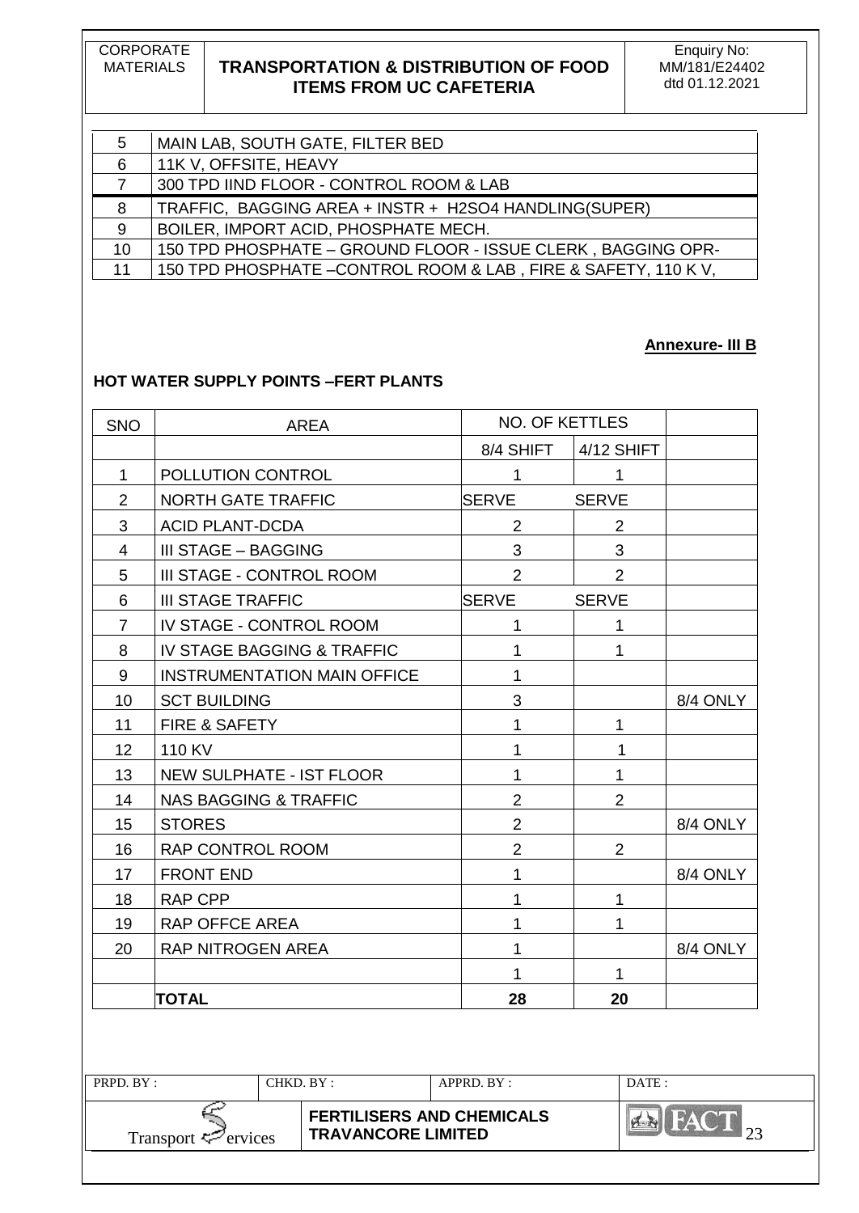| 5 | MAIN LAB, SOUTH GATE, FILTER BED |
|---|---|
| 6 | 11K V, OFFSITE, HEAVY |
| 7 | 300 TPD IIND FLOOR - CONTROL ROOM & LAB |
| 8 | TRAFFIC, BAGGING AREA + INSTR + H2SO4 HANDLING(SUPER) |
| 9 | BOILER, IMPORT ACID, PHOSPHATE MECH. |
| 10 | 150 TPD PHOSPHATE – GROUND FLOOR - ISSUE CLERK , BAGGING OPR- |
| 11 | 150 TPD PHOSPHATE –CONTROL ROOM & LAB , FIRE & SAFETY, 110 K V, |

**Annexure- III B**

**HOT WATER SUPPLY POINTS –FERT PLANTS**

| SNO | AREA | NO. OF KETTLES | | |
|---|---|---|---|---|
| | | 8/4 SHIFT | 4/12 SHIFT | |
| 1 | POLLUTION CONTROL | 1 | 1 | |
| 2 | NORTH GATE TRAFFIC | SERVE | SERVE | |
| 3 | ACID PLANT-DCDA | 2 | 2 | |
| 4 | III STAGE – BAGGING | 3 | 3 | |
| 5 | III STAGE - CONTROL ROOM | 2 | 2 | |
| 6 | III STAGE TRAFFIC | SERVE | SERVE | |
| 7 | IV STAGE - CONTROL ROOM | 1 | 1 | |
| 8 | IV STAGE BAGGING & TRAFFIC | 1 | 1 | |
| 9 | INSTRUMENTATION MAIN OFFICE | 1 | | |
| 10 | SCT BUILDING | 3 | | 8/4 ONLY |
| 11 | FIRE & SAFETY | 1 | 1 | |
| 12 | 110 KV | 1 | 1 | |
| 13 | NEW SULPHATE - IST FLOOR | 1 | 1 | |
| 14 | NAS BAGGING & TRAFFIC | 2 | 2 | |
| 15 | STORES | 2 | | 8/4 ONLY |
| 16 | RAP CONTROL ROOM | 2 | 2 | |
| 17 | FRONT END | 1 | | 8/4 ONLY |
| 18 | RAP CPP | 1 | 1 | |
| 19 | RAP OFFCE AREA | 1 | 1 | |
| 20 | RAP NITROGEN AREA | 1 | | 8/4 ONLY |
| | | 1 | 1 | |
| | **TOTAL** | **28** | **20** | |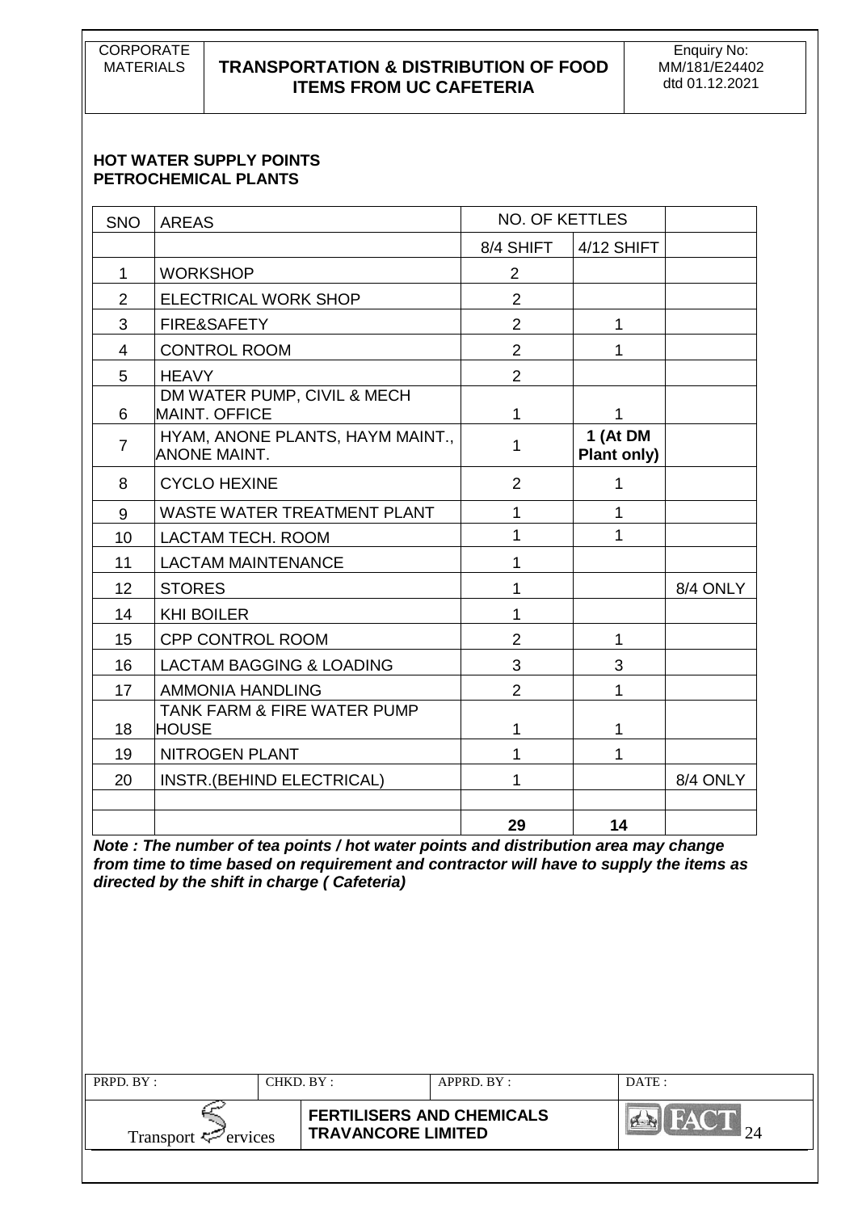**HOT WATER SUPPLY POINTS**
**PETROCHEMICAL PLANTS**

| SNO | AREAS | NO. OF KETTLES | | |
|---|---|---|---|---|
| | | 8/4 SHIFT | 4/12 SHIFT | |
| 1 | WORKSHOP | 2 | | |
| 2 | ELECTRICAL WORK SHOP | 2 | | |
| 3 | FIRE&SAFETY | 2 | 1 | |
| 4 | CONTROL ROOM | 2 | 1 | |
| 5 | HEAVY | 2 | | |
| 6 | DM WATER PUMP, CIVIL & MECH MAINT. OFFICE | 1 | 1 | |
| 7 | HYAM, ANONE PLANTS, HAYM MAINT., ANONE MAINT. | 1 | **1 (At DM Plant only)** | |
| 8 | CYCLO HEXINE | 2 | 1 | |
| 9 | WASTE WATER TREATMENT PLANT | 1 | 1 | |
| 10 | LACTAM TECH. ROOM | 1 | 1 | |
| 11 | LACTAM MAINTENANCE | 1 | | |
| 12 | STORES | 1 | | 8/4 ONLY |
| 14 | KHI BOILER | 1 | | |
| 15 | CPP CONTROL ROOM | 2 | 1 | |
| 16 | LACTAM BAGGING & LOADING | 3 | 3 | |
| 17 | AMMONIA HANDLING | 2 | 1 | |
| 18 | TANK FARM & FIRE WATER PUMP HOUSE | 1 | 1 | |
| 19 | NITROGEN PLANT | 1 | 1 | |
| 20 | INSTR.(BEHIND ELECTRICAL) | 1 | | 8/4 ONLY |
| | | | | |
| | | **29** | **14** | |

***Note : The number of tea points / hot water points and distribution area may change from time to time based on requirement and contractor will have to supply the items as directed by the shift in charge ( Cafeteria)***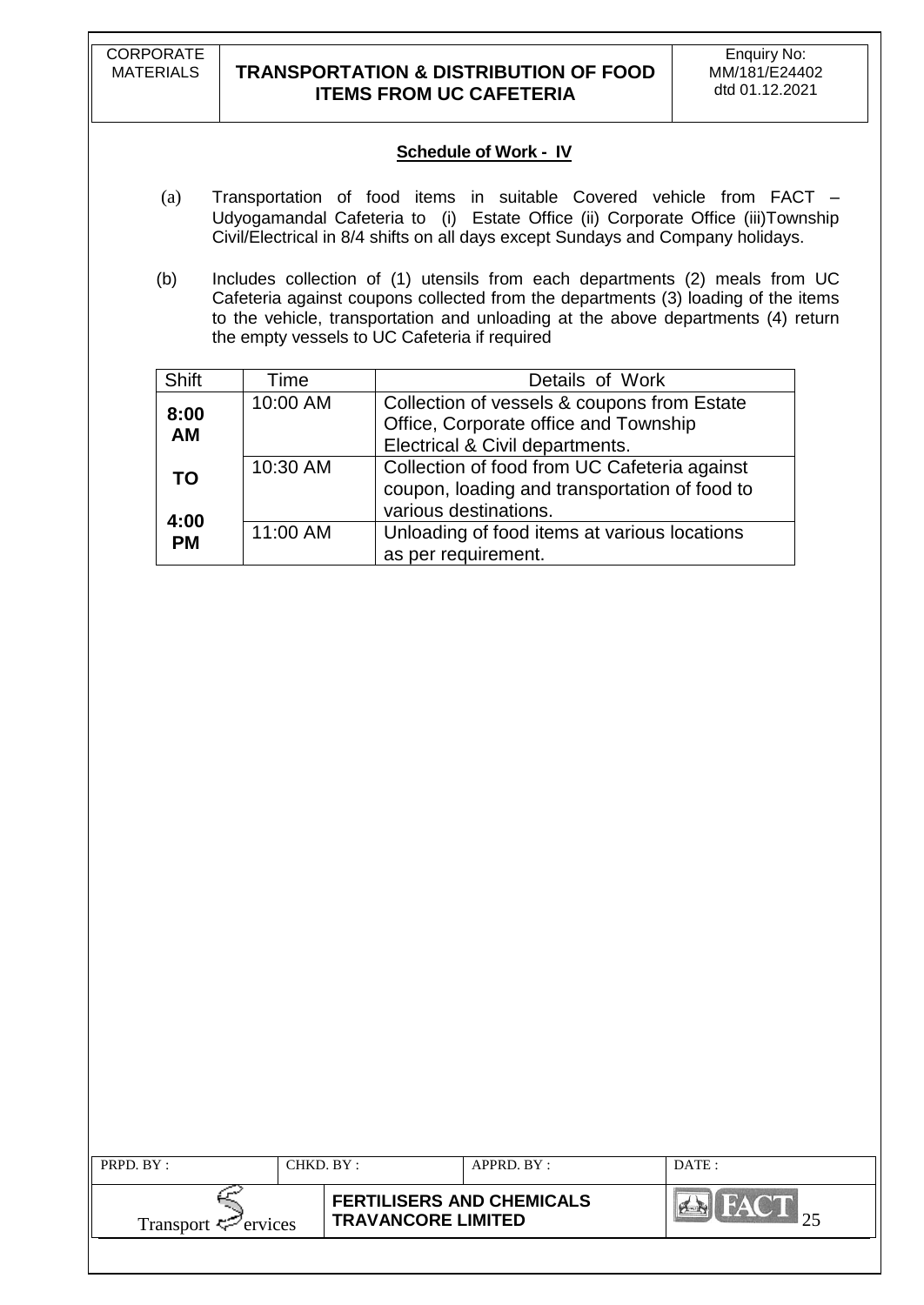## Schedule of Work - IV

(a) Transportation of food items in suitable Covered vehicle from FACT – Udyogamandal Cafeteria to (i) Estate Office (ii) Corporate Office (iii)Township Civil/Electrical in 8/4 shifts on all days except Sundays and Company holidays.

(b) Includes collection of (1) utensils from each departments (2) meals from UC Cafeteria against coupons collected from the departments (3) loading of the items to the vehicle, transportation and unloading at the above departments (4) return the empty vessels to UC Cafeteria if required

| Shift | Time | Details of Work |
|---|---|---|
| **8:00 AM TO 4:00 PM** | 10:00 AM | Collection of vessels & coupons from Estate Office, Corporate office and Township Electrical & Civil departments. |
| | 10:30 AM | Collection of food from UC Cafeteria against coupon, loading and transportation of food to various destinations. |
| | 11:00 AM | Unloading of food items at various locations as per requirement. |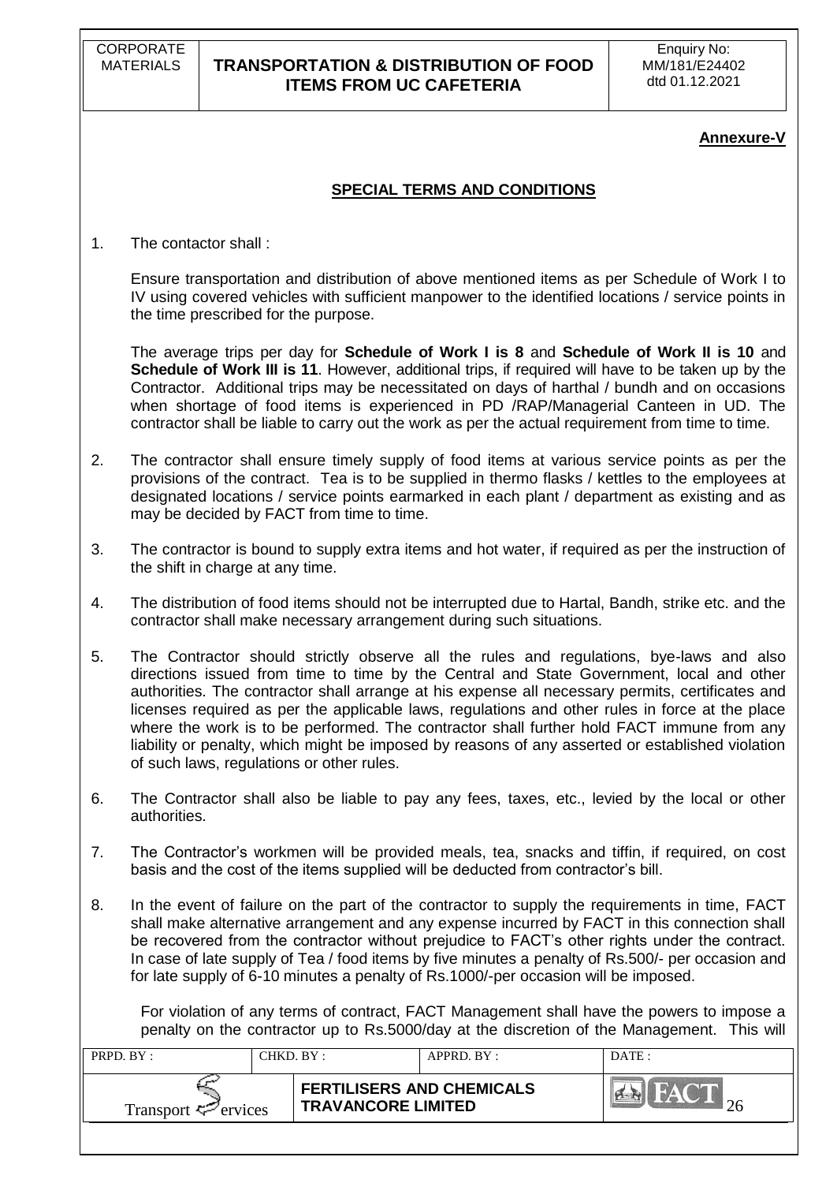**Annexure-V**

## SPECIAL TERMS AND CONDITIONS

1. The contactor shall :

   Ensure transportation and distribution of above mentioned items as per Schedule of Work I to IV using covered vehicles with sufficient manpower to the identified locations / service points in the time prescribed for the purpose.

   The average trips per day for **Schedule of Work I is 8** and **Schedule of Work II is 10** and **Schedule of Work III is 11**. However, additional trips, if required will have to be taken up by the Contractor. Additional trips may be necessitated on days of harthal / bundh and on occasions when shortage of food items is experienced in PD /RAP/Managerial Canteen in UD. The contractor shall be liable to carry out the work as per the actual requirement from time to time.

2. The contractor shall ensure timely supply of food items at various service points as per the provisions of the contract. Tea is to be supplied in thermo flasks / kettles to the employees at designated locations / service points earmarked in each plant / department as existing and as may be decided by FACT from time to time.

3. The contractor is bound to supply extra items and hot water, if required as per the instruction of the shift in charge at any time.

4. The distribution of food items should not be interrupted due to Hartal, Bandh, strike etc. and the contractor shall make necessary arrangement during such situations.

5. The Contractor should strictly observe all the rules and regulations, bye-laws and also directions issued from time to time by the Central and State Government, local and other authorities. The contractor shall arrange at his expense all necessary permits, certificates and licenses required as per the applicable laws, regulations and other rules in force at the place where the work is to be performed. The contractor shall further hold FACT immune from any liability or penalty, which might be imposed by reasons of any asserted or established violation of such laws, regulations or other rules.

6. The Contractor shall also be liable to pay any fees, taxes, etc., levied by the local or other authorities.

7. The Contractor's workmen will be provided meals, tea, snacks and tiffin, if required, on cost basis and the cost of the items supplied will be deducted from contractor's bill.

8. In the event of failure on the part of the contractor to supply the requirements in time, FACT shall make alternative arrangement and any expense incurred by FACT in this connection shall be recovered from the contractor without prejudice to FACT's other rights under the contract. In case of late supply of Tea / food items by five minutes a penalty of Rs.500/- per occasion and for late supply of 6-10 minutes a penalty of Rs.1000/-per occasion will be imposed.

   For violation of any terms of contract, FACT Management shall have the powers to impose a penalty on the contractor up to Rs.5000/day at the discretion of the Management. This will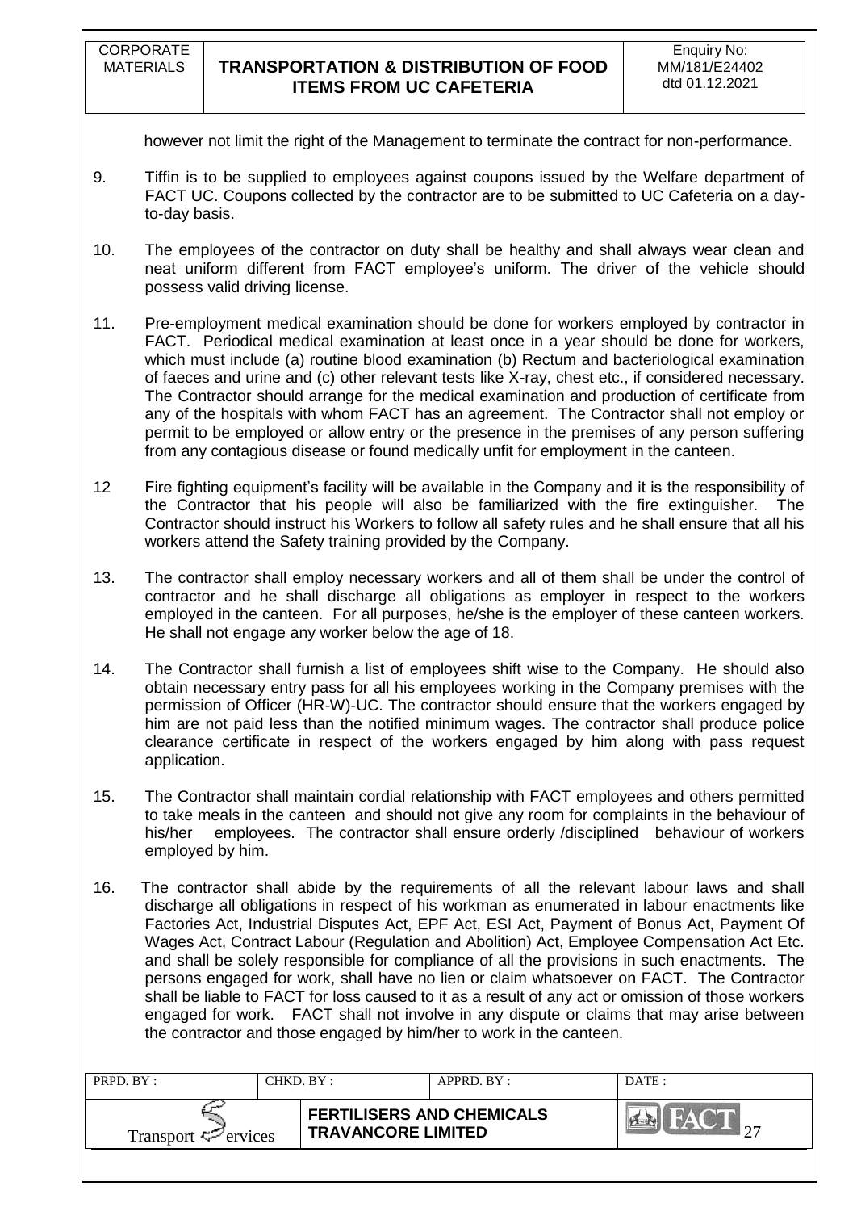however not limit the right of the Management to terminate the contract for non-performance.

9. Tiffin is to be supplied to employees against coupons issued by the Welfare department of FACT UC. Coupons collected by the contractor are to be submitted to UC Cafeteria on a day-to-day basis.

10. The employees of the contractor on duty shall be healthy and shall always wear clean and neat uniform different from FACT employee's uniform. The driver of the vehicle should possess valid driving license.

11. Pre-employment medical examination should be done for workers employed by contractor in FACT. Periodical medical examination at least once in a year should be done for workers, which must include (a) routine blood examination (b) Rectum and bacteriological examination of faeces and urine and (c) other relevant tests like X-ray, chest etc., if considered necessary. The Contractor should arrange for the medical examination and production of certificate from any of the hospitals with whom FACT has an agreement. The Contractor shall not employ or permit to be employed or allow entry or the presence in the premises of any person suffering from any contagious disease or found medically unfit for employment in the canteen.

12 Fire fighting equipment's facility will be available in the Company and it is the responsibility of the Contractor that his people will also be familiarized with the fire extinguisher. The Contractor should instruct his Workers to follow all safety rules and he shall ensure that all his workers attend the Safety training provided by the Company.

13. The contractor shall employ necessary workers and all of them shall be under the control of contractor and he shall discharge all obligations as employer in respect to the workers employed in the canteen. For all purposes, he/she is the employer of these canteen workers. He shall not engage any worker below the age of 18.

14. The Contractor shall furnish a list of employees shift wise to the Company. He should also obtain necessary entry pass for all his employees working in the Company premises with the permission of Officer (HR-W)-UC. The contractor should ensure that the workers engaged by him are not paid less than the notified minimum wages. The contractor shall produce police clearance certificate in respect of the workers engaged by him along with pass request application.

15. The Contractor shall maintain cordial relationship with FACT employees and others permitted to take meals in the canteen and should not give any room for complaints in the behaviour of his/her employees. The contractor shall ensure orderly /disciplined behaviour of workers employed by him.

16. The contractor shall abide by the requirements of all the relevant labour laws and shall discharge all obligations in respect of his workman as enumerated in labour enactments like Factories Act, Industrial Disputes Act, EPF Act, ESI Act, Payment of Bonus Act, Payment Of Wages Act, Contract Labour (Regulation and Abolition) Act, Employee Compensation Act Etc. and shall be solely responsible for compliance of all the provisions in such enactments. The persons engaged for work, shall have no lien or claim whatsoever on FACT. The Contractor shall be liable to FACT for loss caused to it as a result of any act or omission of those workers engaged for work. FACT shall not involve in any dispute or claims that may arise between the contractor and those engaged by him/her to work in the canteen.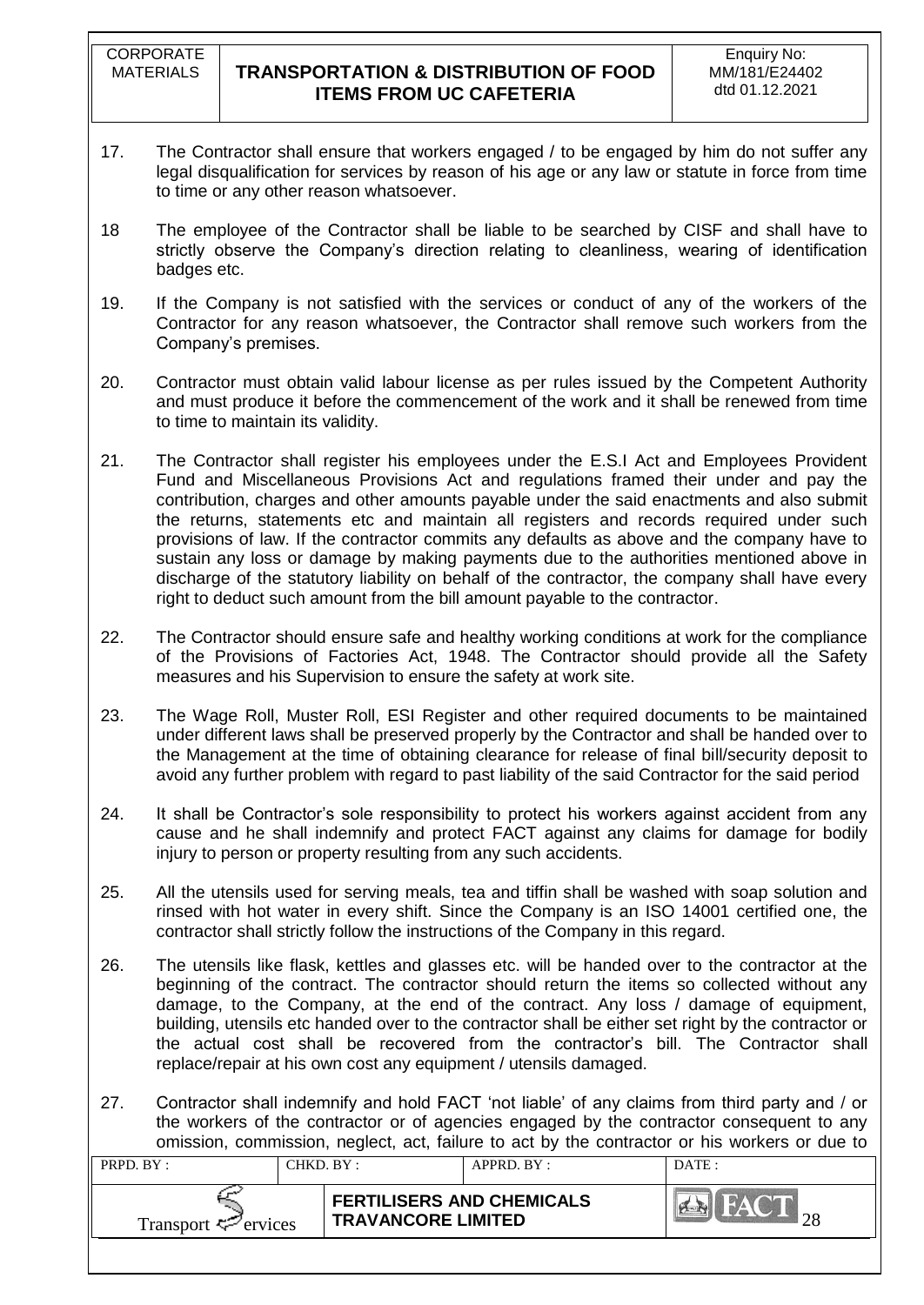17. The Contractor shall ensure that workers engaged / to be engaged by him do not suffer any legal disqualification for services by reason of his age or any law or statute in force from time to time or any other reason whatsoever.

18 The employee of the Contractor shall be liable to be searched by CISF and shall have to strictly observe the Company's direction relating to cleanliness, wearing of identification badges etc.

19. If the Company is not satisfied with the services or conduct of any of the workers of the Contractor for any reason whatsoever, the Contractor shall remove such workers from the Company's premises.

20. Contractor must obtain valid labour license as per rules issued by the Competent Authority and must produce it before the commencement of the work and it shall be renewed from time to time to maintain its validity.

21. The Contractor shall register his employees under the E.S.I Act and Employees Provident Fund and Miscellaneous Provisions Act and regulations framed their under and pay the contribution, charges and other amounts payable under the said enactments and also submit the returns, statements etc and maintain all registers and records required under such provisions of law. If the contractor commits any defaults as above and the company have to sustain any loss or damage by making payments due to the authorities mentioned above in discharge of the statutory liability on behalf of the contractor, the company shall have every right to deduct such amount from the bill amount payable to the contractor.

22. The Contractor should ensure safe and healthy working conditions at work for the compliance of the Provisions of Factories Act, 1948. The Contractor should provide all the Safety measures and his Supervision to ensure the safety at work site.

23. The Wage Roll, Muster Roll, ESI Register and other required documents to be maintained under different laws shall be preserved properly by the Contractor and shall be handed over to the Management at the time of obtaining clearance for release of final bill/security deposit to avoid any further problem with regard to past liability of the said Contractor for the said period

24. It shall be Contractor's sole responsibility to protect his workers against accident from any cause and he shall indemnify and protect FACT against any claims for damage for bodily injury to person or property resulting from any such accidents.

25. All the utensils used for serving meals, tea and tiffin shall be washed with soap solution and rinsed with hot water in every shift. Since the Company is an ISO 14001 certified one, the contractor shall strictly follow the instructions of the Company in this regard.

26. The utensils like flask, kettles and glasses etc. will be handed over to the contractor at the beginning of the contract. The contractor should return the items so collected without any damage, to the Company, at the end of the contract. Any loss / damage of equipment, building, utensils etc handed over to the contractor shall be either set right by the contractor or the actual cost shall be recovered from the contractor's bill. The Contractor shall replace/repair at his own cost any equipment / utensils damaged.

27. Contractor shall indemnify and hold FACT 'not liable' of any claims from third party and / or the workers of the contractor or of agencies engaged by the contractor consequent to any omission, commission, neglect, act, failure to act by the contractor or his workers or due to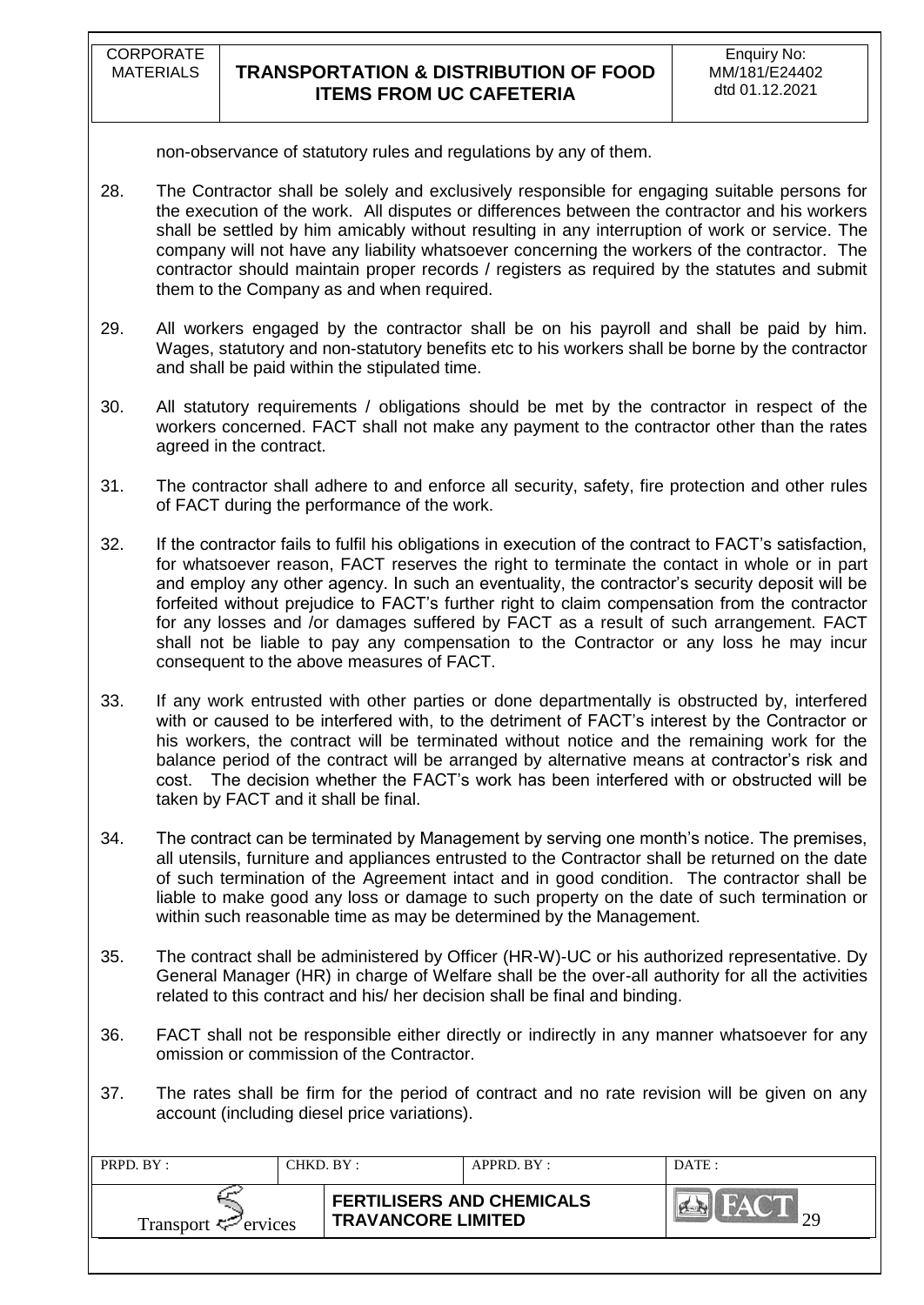non-observance of statutory rules and regulations by any of them.

28. The Contractor shall be solely and exclusively responsible for engaging suitable persons for the execution of the work. All disputes or differences between the contractor and his workers shall be settled by him amicably without resulting in any interruption of work or service. The company will not have any liability whatsoever concerning the workers of the contractor. The contractor should maintain proper records / registers as required by the statutes and submit them to the Company as and when required.

29. All workers engaged by the contractor shall be on his payroll and shall be paid by him. Wages, statutory and non-statutory benefits etc to his workers shall be borne by the contractor and shall be paid within the stipulated time.

30. All statutory requirements / obligations should be met by the contractor in respect of the workers concerned. FACT shall not make any payment to the contractor other than the rates agreed in the contract.

31. The contractor shall adhere to and enforce all security, safety, fire protection and other rules of FACT during the performance of the work.

32. If the contractor fails to fulfil his obligations in execution of the contract to FACT's satisfaction, for whatsoever reason, FACT reserves the right to terminate the contact in whole or in part and employ any other agency. In such an eventuality, the contractor's security deposit will be forfeited without prejudice to FACT's further right to claim compensation from the contractor for any losses and /or damages suffered by FACT as a result of such arrangement. FACT shall not be liable to pay any compensation to the Contractor or any loss he may incur consequent to the above measures of FACT.

33. If any work entrusted with other parties or done departmentally is obstructed by, interfered with or caused to be interfered with, to the detriment of FACT's interest by the Contractor or his workers, the contract will be terminated without notice and the remaining work for the balance period of the contract will be arranged by alternative means at contractor's risk and cost. The decision whether the FACT's work has been interfered with or obstructed will be taken by FACT and it shall be final.

34. The contract can be terminated by Management by serving one month's notice. The premises, all utensils, furniture and appliances entrusted to the Contractor shall be returned on the date of such termination of the Agreement intact and in good condition. The contractor shall be liable to make good any loss or damage to such property on the date of such termination or within such reasonable time as may be determined by the Management.

35. The contract shall be administered by Officer (HR-W)-UC or his authorized representative. Dy General Manager (HR) in charge of Welfare shall be the over-all authority for all the activities related to this contract and his/ her decision shall be final and binding.

36. FACT shall not be responsible either directly or indirectly in any manner whatsoever for any omission or commission of the Contractor.

37. The rates shall be firm for the period of contract and no rate revision will be given on any account (including diesel price variations).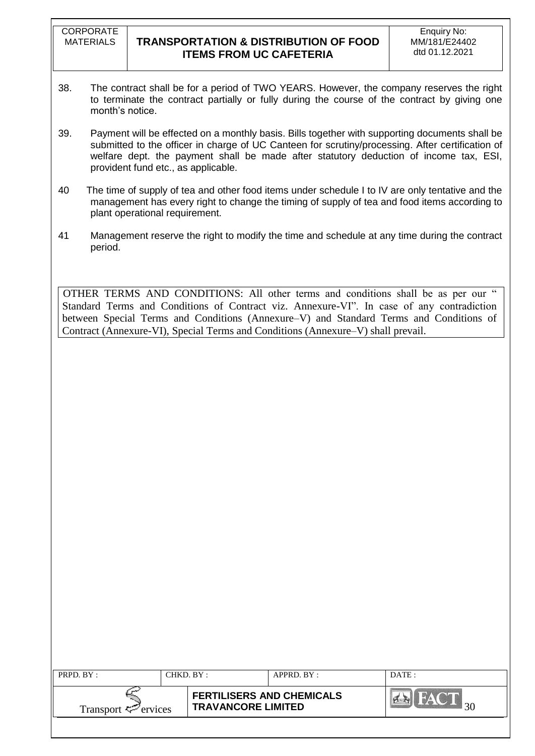38. The contract shall be for a period of TWO YEARS. However, the company reserves the right to terminate the contract partially or fully during the course of the contract by giving one month's notice.

39. Payment will be effected on a monthly basis. Bills together with supporting documents shall be submitted to the officer in charge of UC Canteen for scrutiny/processing. After certification of welfare dept. the payment shall be made after statutory deduction of income tax, ESI, provident fund etc., as applicable.

40 The time of supply of tea and other food items under schedule I to IV are only tentative and the management has every right to change the timing of supply of tea and food items according to plant operational requirement.

41 Management reserve the right to modify the time and schedule at any time during the contract period.

OTHER TERMS AND CONDITIONS: All other terms and conditions shall be as per our " Standard Terms and Conditions of Contract viz. Annexure-VI". In case of any contradiction between Special Terms and Conditions (Annexure–V) and Standard Terms and Conditions of Contract (Annexure-VI), Special Terms and Conditions (Annexure–V) shall prevail.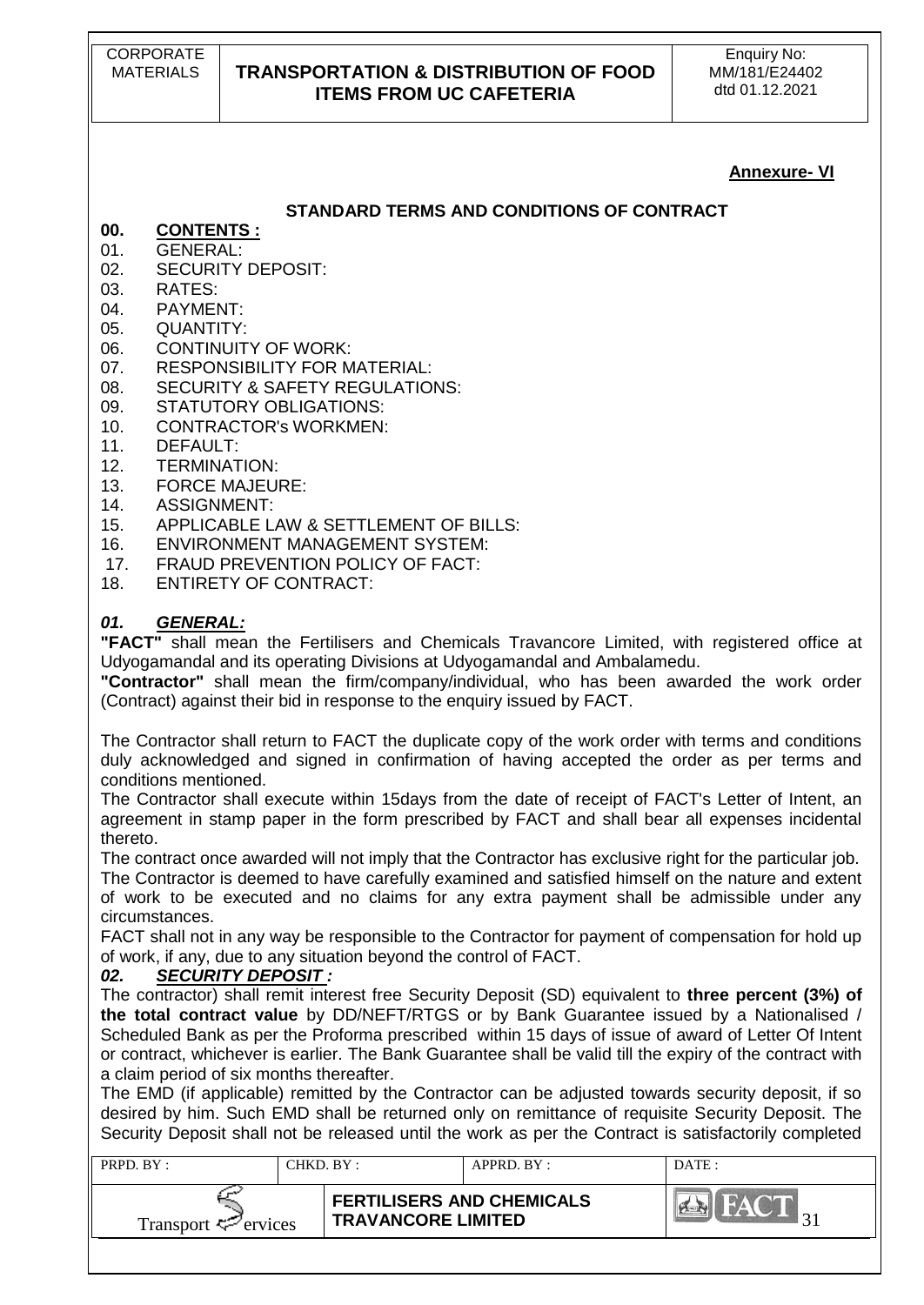**Annexure- VI**

## STANDARD TERMS AND CONDITIONS OF CONTRACT

**00. CONTENTS :**

01. GENERAL:
02. SECURITY DEPOSIT:
03. RATES:
04. PAYMENT:
05. QUANTITY:
06. CONTINUITY OF WORK:
07. RESPONSIBILITY FOR MATERIAL:
08. SECURITY & SAFETY REGULATIONS:
09. STATUTORY OBLIGATIONS:
10. CONTRACTOR's WORKMEN:
11. DEFAULT:
12. TERMINATION:
13. FORCE MAJEURE:
14. ASSIGNMENT:
15. APPLICABLE LAW & SETTLEMENT OF BILLS:
16. ENVIRONMENT MANAGEMENT SYSTEM:
17. FRAUD PREVENTION POLICY OF FACT:
18. ENTIRETY OF CONTRACT:

### *01. GENERAL:*

**"FACT"** shall mean the Fertilisers and Chemicals Travancore Limited, with registered office at Udyogamandal and its operating Divisions at Udyogamandal and Ambalamedu.

**"Contractor"** shall mean the firm/company/individual, who has been awarded the work order (Contract) against their bid in response to the enquiry issued by FACT.

The Contractor shall return to FACT the duplicate copy of the work order with terms and conditions duly acknowledged and signed in confirmation of having accepted the order as per terms and conditions mentioned.

The Contractor shall execute within 15days from the date of receipt of FACT's Letter of Intent, an agreement in stamp paper in the form prescribed by FACT and shall bear all expenses incidental thereto.

The contract once awarded will not imply that the Contractor has exclusive right for the particular job.

The Contractor is deemed to have carefully examined and satisfied himself on the nature and extent of work to be executed and no claims for any extra payment shall be admissible under any circumstances.

FACT shall not in any way be responsible to the Contractor for payment of compensation for hold up of work, if any, due to any situation beyond the control of FACT.

### *02. SECURITY DEPOSIT :*

The contractor) shall remit interest free Security Deposit (SD) equivalent to **three percent (3%) of the total contract value** by DD/NEFT/RTGS or by Bank Guarantee issued by a Nationalised / Scheduled Bank as per the Proforma prescribed within 15 days of issue of award of Letter Of Intent or contract, whichever is earlier. The Bank Guarantee shall be valid till the expiry of the contract with a claim period of six months thereafter.

The EMD (if applicable) remitted by the Contractor can be adjusted towards security deposit, if so desired by him. Such EMD shall be returned only on remittance of requisite Security Deposit. The Security Deposit shall not be released until the work as per the Contract is satisfactorily completed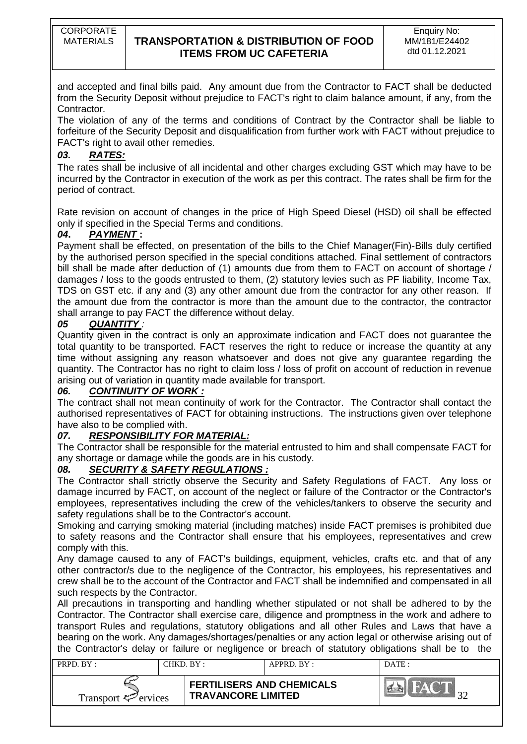and accepted and final bills paid. Any amount due from the Contractor to FACT shall be deducted from the Security Deposit without prejudice to FACT's right to claim balance amount, if any, from the Contractor.

The violation of any of the terms and conditions of Contract by the Contractor shall be liable to forfeiture of the Security Deposit and disqualification from further work with FACT without prejudice to FACT's right to avail other remedies.

### *03. RATES:*

The rates shall be inclusive of all incidental and other charges excluding GST which may have to be incurred by the Contractor in execution of the work as per this contract. The rates shall be firm for the period of contract.

Rate revision on account of changes in the price of High Speed Diesel (HSD) oil shall be effected only if specified in the Special Terms and conditions.

### *04. PAYMENT* :

Payment shall be effected, on presentation of the bills to the Chief Manager(Fin)-Bills duly certified by the authorised person specified in the special conditions attached. Final settlement of contractors bill shall be made after deduction of (1) amounts due from them to FACT on account of shortage / damages / loss to the goods entrusted to them, (2) statutory levies such as PF liability, Income Tax, TDS on GST etc. if any and (3) any other amount due from the contractor for any other reason. If the amount due from the contractor is more than the amount due to the contractor, the contractor shall arrange to pay FACT the difference without delay.

### *05 QUANTITY* :

Quantity given in the contract is only an approximate indication and FACT does not guarantee the total quantity to be transported. FACT reserves the right to reduce or increase the quantity at any time without assigning any reason whatsoever and does not give any guarantee regarding the quantity. The Contractor has no right to claim loss / loss of profit on account of reduction in revenue arising out of variation in quantity made available for transport.

### *06. CONTINUITY OF WORK :*

The contract shall not mean continuity of work for the Contractor. The Contractor shall contact the authorised representatives of FACT for obtaining instructions. The instructions given over telephone have also to be complied with.

### *07. RESPONSIBILITY FOR MATERIAL:*

The Contractor shall be responsible for the material entrusted to him and shall compensate FACT for any shortage or damage while the goods are in his custody.

### *08. SECURITY & SAFETY REGULATIONS :*

The Contractor shall strictly observe the Security and Safety Regulations of FACT. Any loss or damage incurred by FACT, on account of the neglect or failure of the Contractor or the Contractor's employees, representatives including the crew of the vehicles/tankers to observe the security and safety regulations shall be to the Contractor's account.

Smoking and carrying smoking material (including matches) inside FACT premises is prohibited due to safety reasons and the Contractor shall ensure that his employees, representatives and crew comply with this.

Any damage caused to any of FACT's buildings, equipment, vehicles, crafts etc. and that of any other contractor/s due to the negligence of the Contractor, his employees, his representatives and crew shall be to the account of the Contractor and FACT shall be indemnified and compensated in all such respects by the Contractor.

All precautions in transporting and handling whether stipulated or not shall be adhered to by the Contractor. The Contractor shall exercise care, diligence and promptness in the work and adhere to transport Rules and regulations, statutory obligations and all other Rules and Laws that have a bearing on the work. Any damages/shortages/penalties or any action legal or otherwise arising out of the Contractor's delay or failure or negligence or breach of statutory obligations shall be to the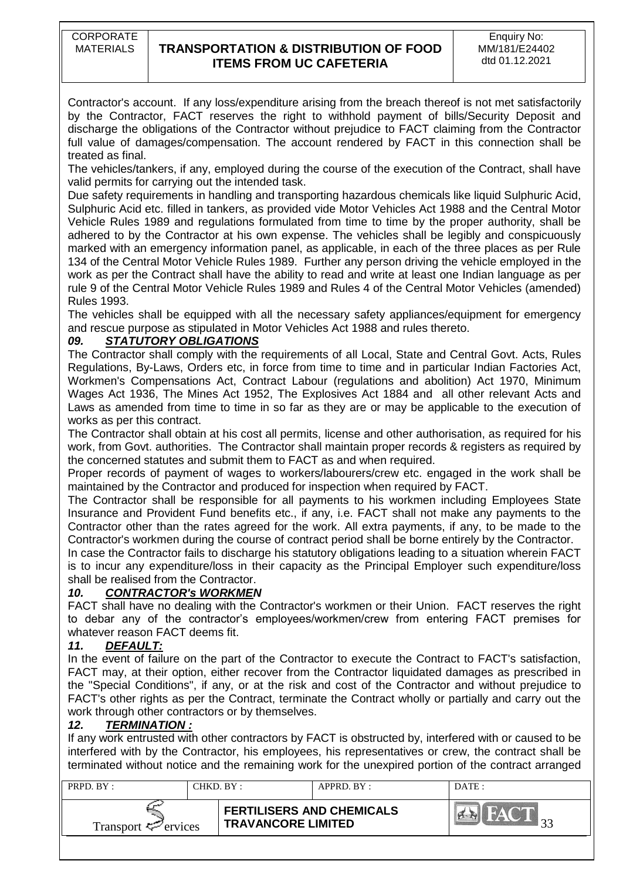Contractor's account. If any loss/expenditure arising from the breach thereof is not met satisfactorily by the Contractor, FACT reserves the right to withhold payment of bills/Security Deposit and discharge the obligations of the Contractor without prejudice to FACT claiming from the Contractor full value of damages/compensation. The account rendered by FACT in this connection shall be treated as final.

The vehicles/tankers, if any, employed during the course of the execution of the Contract, shall have valid permits for carrying out the intended task.

Due safety requirements in handling and transporting hazardous chemicals like liquid Sulphuric Acid, Sulphuric Acid etc. filled in tankers, as provided vide Motor Vehicles Act 1988 and the Central Motor Vehicle Rules 1989 and regulations formulated from time to time by the proper authority, shall be adhered to by the Contractor at his own expense. The vehicles shall be legibly and conspicuously marked with an emergency information panel, as applicable, in each of the three places as per Rule 134 of the Central Motor Vehicle Rules 1989. Further any person driving the vehicle employed in the work as per the Contract shall have the ability to read and write at least one Indian language as per rule 9 of the Central Motor Vehicle Rules 1989 and Rules 4 of the Central Motor Vehicles (amended) Rules 1993.

The vehicles shall be equipped with all the necessary safety appliances/equipment for emergency and rescue purpose as stipulated in Motor Vehicles Act 1988 and rules thereto.

### *09. STATUTORY OBLIGATIONS*

The Contractor shall comply with the requirements of all Local, State and Central Govt. Acts, Rules Regulations, By-Laws, Orders etc, in force from time to time and in particular Indian Factories Act, Workmen's Compensations Act, Contract Labour (regulations and abolition) Act 1970, Minimum Wages Act 1936, The Mines Act 1952, The Explosives Act 1884 and all other relevant Acts and Laws as amended from time to time in so far as they are or may be applicable to the execution of works as per this contract.

The Contractor shall obtain at his cost all permits, license and other authorisation, as required for his work, from Govt. authorities. The Contractor shall maintain proper records & registers as required by the concerned statutes and submit them to FACT as and when required.

Proper records of payment of wages to workers/labourers/crew etc. engaged in the work shall be maintained by the Contractor and produced for inspection when required by FACT.

The Contractor shall be responsible for all payments to his workmen including Employees State Insurance and Provident Fund benefits etc., if any, i.e. FACT shall not make any payments to the Contractor other than the rates agreed for the work. All extra payments, if any, to be made to the Contractor's workmen during the course of contract period shall be borne entirely by the Contractor.

In case the Contractor fails to discharge his statutory obligations leading to a situation wherein FACT is to incur any expenditure/loss in their capacity as the Principal Employer such expenditure/loss shall be realised from the Contractor.

### *10. CONTRACTOR's WORKMEN*

FACT shall have no dealing with the Contractor's workmen or their Union. FACT reserves the right to debar any of the contractor's employees/workmen/crew from entering FACT premises for whatever reason FACT deems fit.

### *11. DEFAULT:*

In the event of failure on the part of the Contractor to execute the Contract to FACT's satisfaction, FACT may, at their option, either recover from the Contractor liquidated damages as prescribed in the "Special Conditions", if any, or at the risk and cost of the Contractor and without prejudice to FACT's other rights as per the Contract, terminate the Contract wholly or partially and carry out the work through other contractors or by themselves.

### *12. TERMINATION :*

If any work entrusted with other contractors by FACT is obstructed by, interfered with or caused to be interfered with by the Contractor, his employees, his representatives or crew, the contract shall be terminated without notice and the remaining work for the unexpired portion of the contract arranged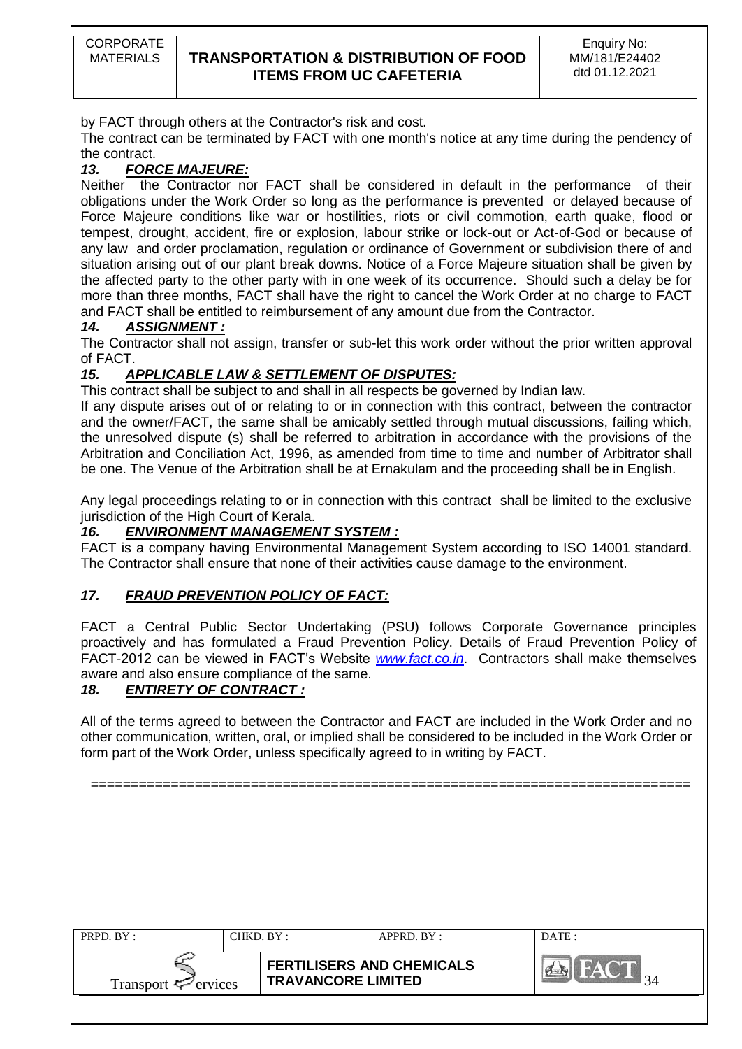by FACT through others at the Contractor's risk and cost.

The contract can be terminated by FACT with one month's notice at any time during the pendency of the contract.

### 13. FORCE MAJEURE:

Neither the Contractor nor FACT shall be considered in default in the performance of their obligations under the Work Order so long as the performance is prevented or delayed because of Force Majeure conditions like war or hostilities, riots or civil commotion, earth quake, flood or tempest, drought, accident, fire or explosion, labour strike or lock-out or Act-of-God or because of any law and order proclamation, regulation or ordinance of Government or subdivision there of and situation arising out of our plant break downs. Notice of a Force Majeure situation shall be given by the affected party to the other party with in one week of its occurrence. Should such a delay be for more than three months, FACT shall have the right to cancel the Work Order at no charge to FACT and FACT shall be entitled to reimbursement of any amount due from the Contractor.

### 14. ASSIGNMENT :

The Contractor shall not assign, transfer or sub-let this work order without the prior written approval of FACT.

### 15. APPLICABLE LAW & SETTLEMENT OF DISPUTES:

This contract shall be subject to and shall in all respects be governed by Indian law.

If any dispute arises out of or relating to or in connection with this contract, between the contractor and the owner/FACT, the same shall be amicably settled through mutual discussions, failing which, the unresolved dispute (s) shall be referred to arbitration in accordance with the provisions of the Arbitration and Conciliation Act, 1996, as amended from time to time and number of Arbitrator shall be one. The Venue of the Arbitration shall be at Ernakulam and the proceeding shall be in English.

Any legal proceedings relating to or in connection with this contract shall be limited to the exclusive jurisdiction of the High Court of Kerala.

### 16. ENVIRONMENT MANAGEMENT SYSTEM :

FACT is a company having Environmental Management System according to ISO 14001 standard. The Contractor shall ensure that none of their activities cause damage to the environment.

### 17. FRAUD PREVENTION POLICY OF FACT:

FACT a Central Public Sector Undertaking (PSU) follows Corporate Governance principles proactively and has formulated a Fraud Prevention Policy. Details of Fraud Prevention Policy of FACT-2012 can be viewed in FACT's Website www.fact.co.in. Contractors shall make themselves aware and also ensure compliance of the same.

### 18. ENTIRETY OF CONTRACT :

All of the terms agreed to between the Contractor and FACT are included in the Work Order and no other communication, written, oral, or implied shall be considered to be included in the Work Order or form part of the Work Order, unless specifically agreed to in writing by FACT.

==========================================================================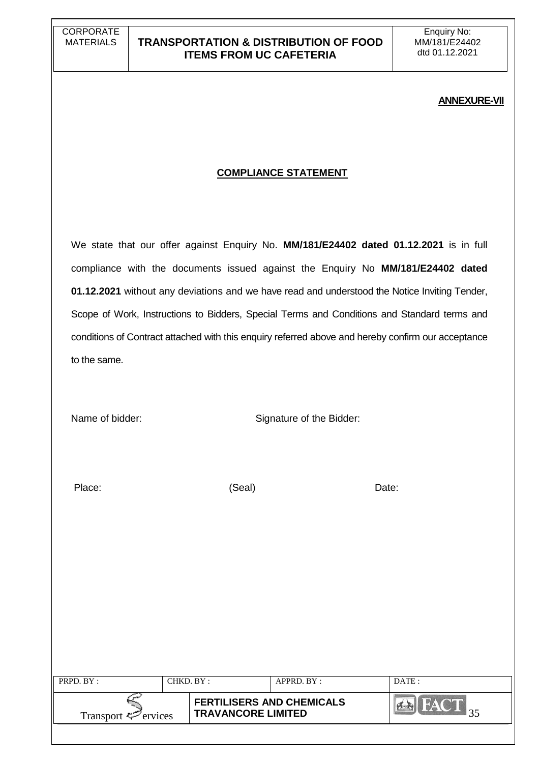**ANNEXURE-VII**

## COMPLIANCE STATEMENT

We state that our offer against Enquiry No. **MM/181/E24402 dated 01.12.2021** is in full compliance with the documents issued against the Enquiry No **MM/181/E24402 dated 01.12.2021** without any deviations and we have read and understood the Notice Inviting Tender, Scope of Work, Instructions to Bidders, Special Terms and Conditions and Standard terms and conditions of Contract attached with this enquiry referred above and hereby confirm our acceptance to the same.

Name of bidder: Signature of the Bidder:

Place: (Seal) Date: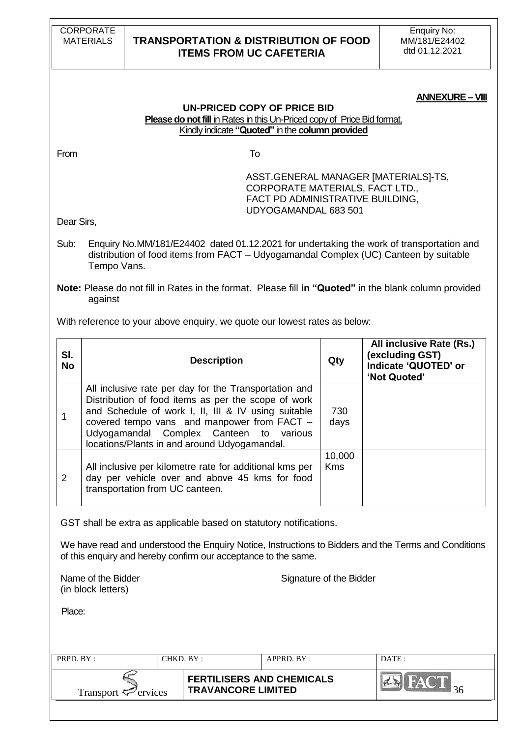**ANNEXURE – VIII**

## UN-PRICED COPY OF PRICE BID

**Please do not fill** in Rates in this Un-Priced copy of Price Bid format.
Kindly indicate **"Quoted"** in the **column provided**

From

To

ASST.GENERAL MANAGER [MATERIALS]-TS,
CORPORATE MATERIALS, FACT LTD.,
FACT PD ADMINISTRATIVE BUILDING,
UDYOGAMANDAL 683 501

Dear Sirs,

Sub: Enquiry No.MM/181/E24402 dated 01.12.2021 for undertaking the work of transportation and distribution of food items from FACT – Udyogamandal Complex (UC) Canteen by suitable Tempo Vans.

**Note:** Please do not fill in Rates in the format. Please fill **in "Quoted"** in the blank column provided against

With reference to your above enquiry, we quote our lowest rates as below:

| Sl. No | Description | Qty | All inclusive Rate (Rs.) (excluding GST) Indicate 'QUOTED' or 'Not Quoted' |
|---|---|---|---|
| 1 | All inclusive rate per day for the Transportation and Distribution of food items as per the scope of work and Schedule of work I, II, III & IV using suitable covered tempo vans and manpower from FACT – Udyogamandal Complex Canteen to various locations/Plants in and around Udyogamandal. | 730 days | |
| 2 | All inclusive per kilometre rate for additional kms per day per vehicle over and above 45 kms for food transportation from UC canteen. | 10,000 Kms | |

GST shall be extra as applicable based on statutory notifications.

We have read and understood the Enquiry Notice, Instructions to Bidders and the Terms and Conditions of this enquiry and hereby confirm our acceptance to the same.

Name of the Bidder
(in block letters)

Signature of the Bidder

Place: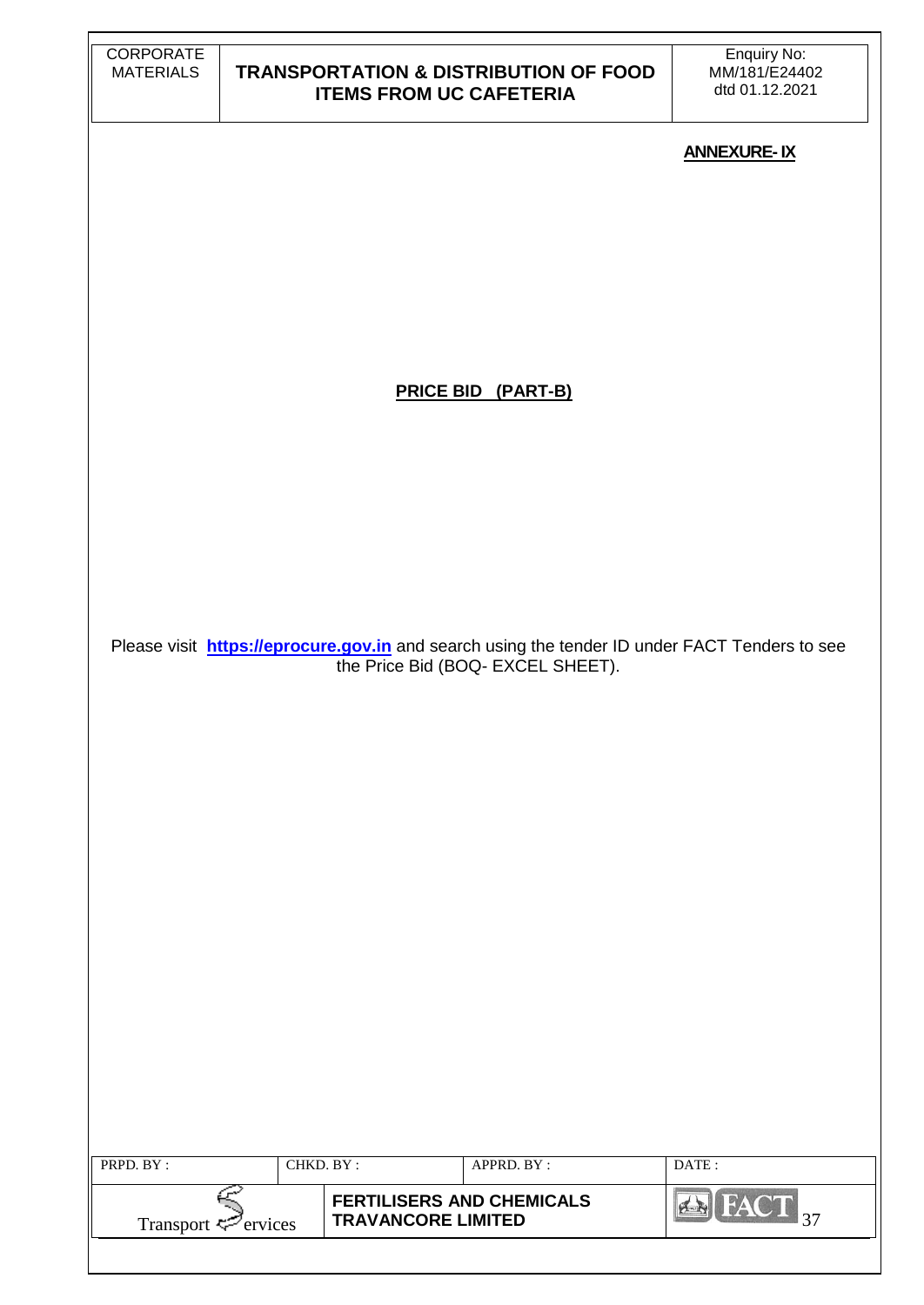**ANNEXURE- IX**

**PRICE BID (PART-B)**

Please visit **https://eprocure.gov.in** and search using the tender ID under FACT Tenders to see the Price Bid (BOQ- EXCEL SHEET).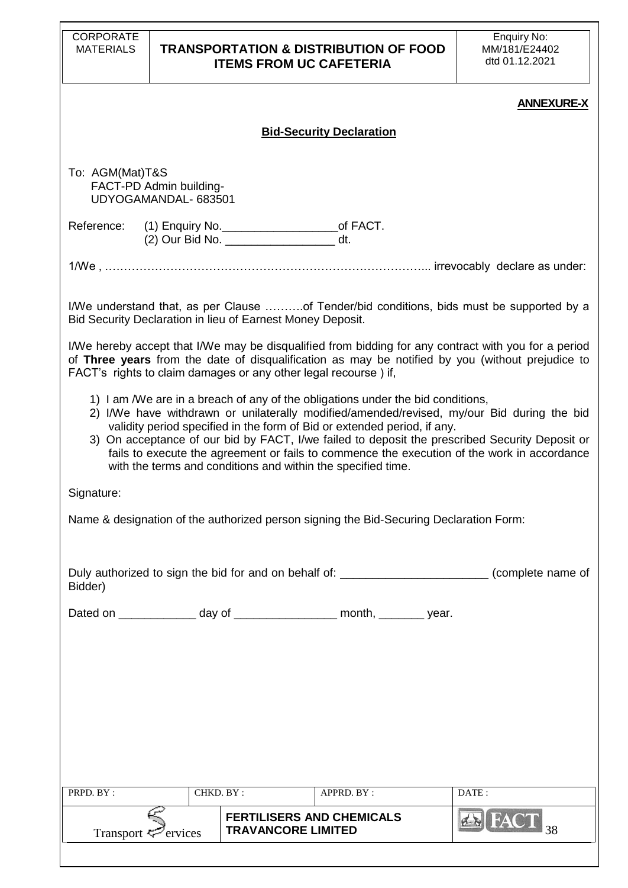**ANNEXURE-X**

**Bid-Security Declaration**

To: AGM(Mat)T&S
FACT-PD Admin building-
UDYOGAMANDAL- 683501

Reference: (1) Enquiry No.__________________of FACT.
(2) Our Bid No. _________________ dt.

1/We , ………………………………………………………………………... irrevocably declare as under:

I/We understand that, as per Clause ……….of Tender/bid conditions, bids must be supported by a Bid Security Declaration in lieu of Earnest Money Deposit.

I/We hereby accept that I/We may be disqualified from bidding for any contract with you for a period of **Three years** from the date of disqualification as may be notified by you (without prejudice to FACT's rights to claim damages or any other legal recourse ) if,

1) I am /We are in a breach of any of the obligations under the bid conditions,
2) I/We have withdrawn or unilaterally modified/amended/revised, my/our Bid during the bid validity period specified in the form of Bid or extended period, if any.
3) On acceptance of our bid by FACT, I/we failed to deposit the prescribed Security Deposit or fails to execute the agreement or fails to commence the execution of the work in accordance with the terms and conditions and within the specified time.

Signature:

Name & designation of the authorized person signing the Bid-Securing Declaration Form:

Duly authorized to sign the bid for and on behalf of: _______________________ (complete name of Bidder)

Dated on ____________ day of ________________ month, _______ year.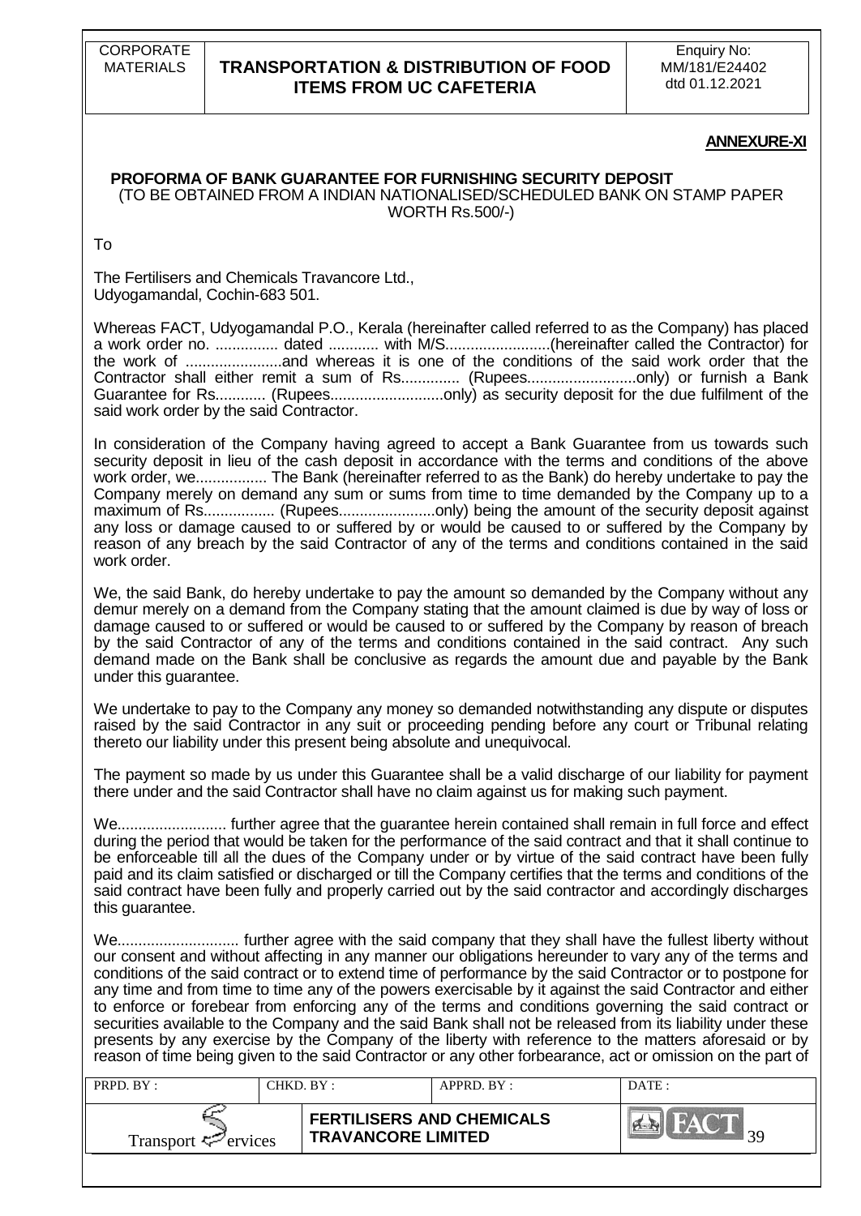**ANNEXURE-XI**

**PROFORMA OF BANK GUARANTEE FOR FURNISHING SECURITY DEPOSIT**
(TO BE OBTAINED FROM A INDIAN NATIONALISED/SCHEDULED BANK ON STAMP PAPER WORTH Rs.500/-)

To

The Fertilisers and Chemicals Travancore Ltd.,
Udyogamandal, Cochin-683 501.

Whereas FACT, Udyogamandal P.O., Kerala (hereinafter called referred to as the Company) has placed a work order no. ............... dated ............ with M/S.........................(hereinafter called the Contractor) for the work of .......................and whereas it is one of the conditions of the said work order that the Contractor shall either remit a sum of Rs.............. (Rupees..........................only) or furnish a Bank Guarantee for Rs............ (Rupees..........................only) as security deposit for the due fulfilment of the said work order by the said Contractor.

In consideration of the Company having agreed to accept a Bank Guarantee from us towards such security deposit in lieu of the cash deposit in accordance with the terms and conditions of the above work order, we................. The Bank (hereinafter referred to as the Bank) do hereby undertake to pay the Company merely on demand any sum or sums from time to time demanded by the Company up to a maximum of Rs................. (Rupees......................only) being the amount of the security deposit against any loss or damage caused to or suffered by or would be caused to or suffered by the Company by reason of any breach by the said Contractor of any of the terms and conditions contained in the said work order.

We, the said Bank, do hereby undertake to pay the amount so demanded by the Company without any demur merely on a demand from the Company stating that the amount claimed is due by way of loss or damage caused to or suffered or would be caused to or suffered by the Company by reason of breach by the said Contractor of any of the terms and conditions contained in the said contract. Any such demand made on the Bank shall be conclusive as regards the amount due and payable by the Bank under this guarantee.

We undertake to pay to the Company any money so demanded notwithstanding any dispute or disputes raised by the said Contractor in any suit or proceeding pending before any court or Tribunal relating thereto our liability under this present being absolute and unequivocal.

The payment so made by us under this Guarantee shall be a valid discharge of our liability for payment there under and the said Contractor shall have no claim against us for making such payment.

We.......................... further agree that the guarantee herein contained shall remain in full force and effect during the period that would be taken for the performance of the said contract and that it shall continue to be enforceable till all the dues of the Company under or by virtue of the said contract have been fully paid and its claim satisfied or discharged or till the Company certifies that the terms and conditions of the said contract have been fully and properly carried out by the said contractor and accordingly discharges this guarantee.

We............................ further agree with the said company that they shall have the fullest liberty without our consent and without affecting in any manner our obligations hereunder to vary any of the terms and conditions of the said contract or to extend time of performance by the said Contractor or to postpone for any time and from time to time any of the powers exercisable by it against the said Contractor and either to enforce or forebear from enforcing any of the terms and conditions governing the said contract or securities available to the Company and the said Bank shall not be released from its liability under these presents by any exercise by the Company of the liberty with reference to the matters aforesaid or by reason of time being given to the said Contractor or any other forbearance, act or omission on the part of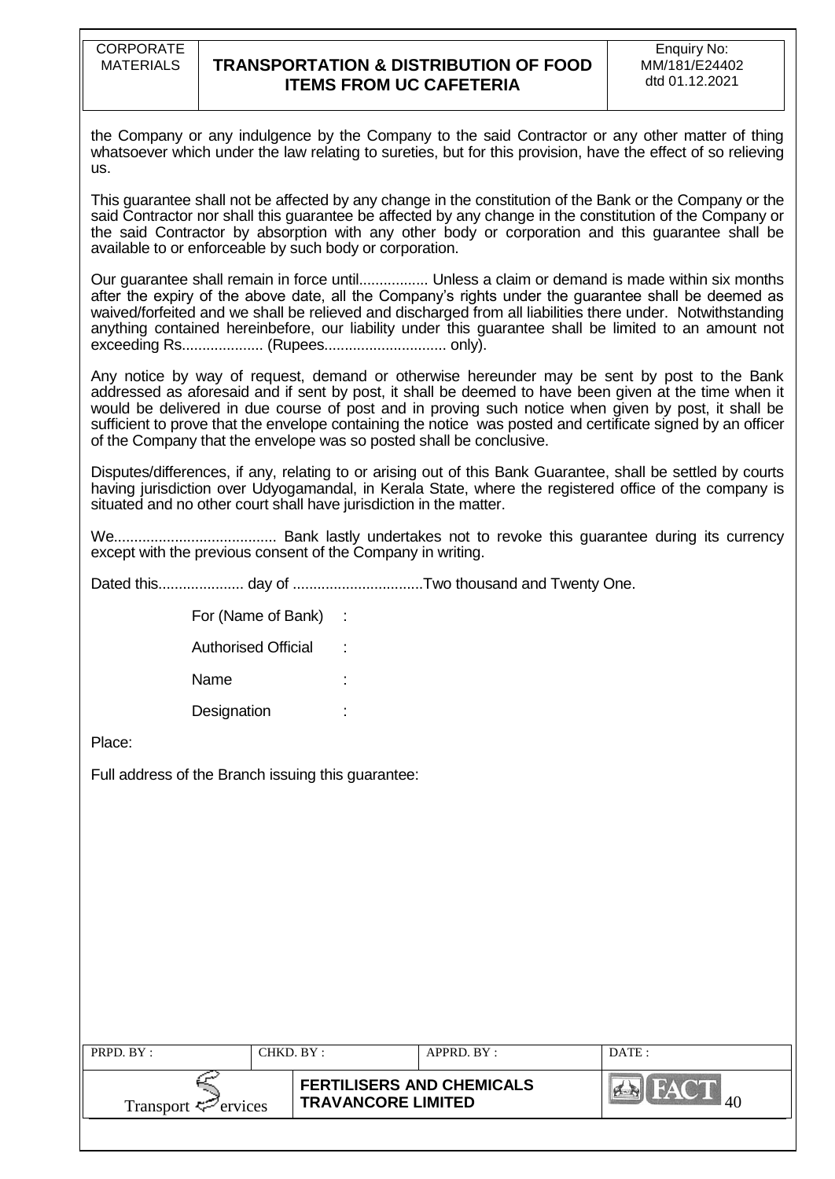the Company or any indulgence by the Company to the said Contractor or any other matter of thing whatsoever which under the law relating to sureties, but for this provision, have the effect of so relieving us.

This guarantee shall not be affected by any change in the constitution of the Bank or the Company or the said Contractor nor shall this guarantee be affected by any change in the constitution of the Company or the said Contractor by absorption with any other body or corporation and this guarantee shall be available to or enforceable by such body or corporation.

Our guarantee shall remain in force until................. Unless a claim or demand is made within six months after the expiry of the above date, all the Company's rights under the guarantee shall be deemed as waived/forfeited and we shall be relieved and discharged from all liabilities there under. Notwithstanding anything contained hereinbefore, our liability under this guarantee shall be limited to an amount not exceeding Rs.................... (Rupees.............................. only).

Any notice by way of request, demand or otherwise hereunder may be sent by post to the Bank addressed as aforesaid and if sent by post, it shall be deemed to have been given at the time when it would be delivered in due course of post and in proving such notice when given by post, it shall be sufficient to prove that the envelope containing the notice was posted and certificate signed by an officer of the Company that the envelope was so posted shall be conclusive.

Disputes/differences, if any, relating to or arising out of this Bank Guarantee, shall be settled by courts having jurisdiction over Udyogamandal, in Kerala State, where the registered office of the company is situated and no other court shall have jurisdiction in the matter.

We........................................ Bank lastly undertakes not to revoke this guarantee during its currency except with the previous consent of the Company in writing.

Dated this..................... day of ................................Two thousand and Twenty One.

For (Name of Bank) :

Authorised Official :

Name :

Designation :

Place:

Full address of the Branch issuing this guarantee: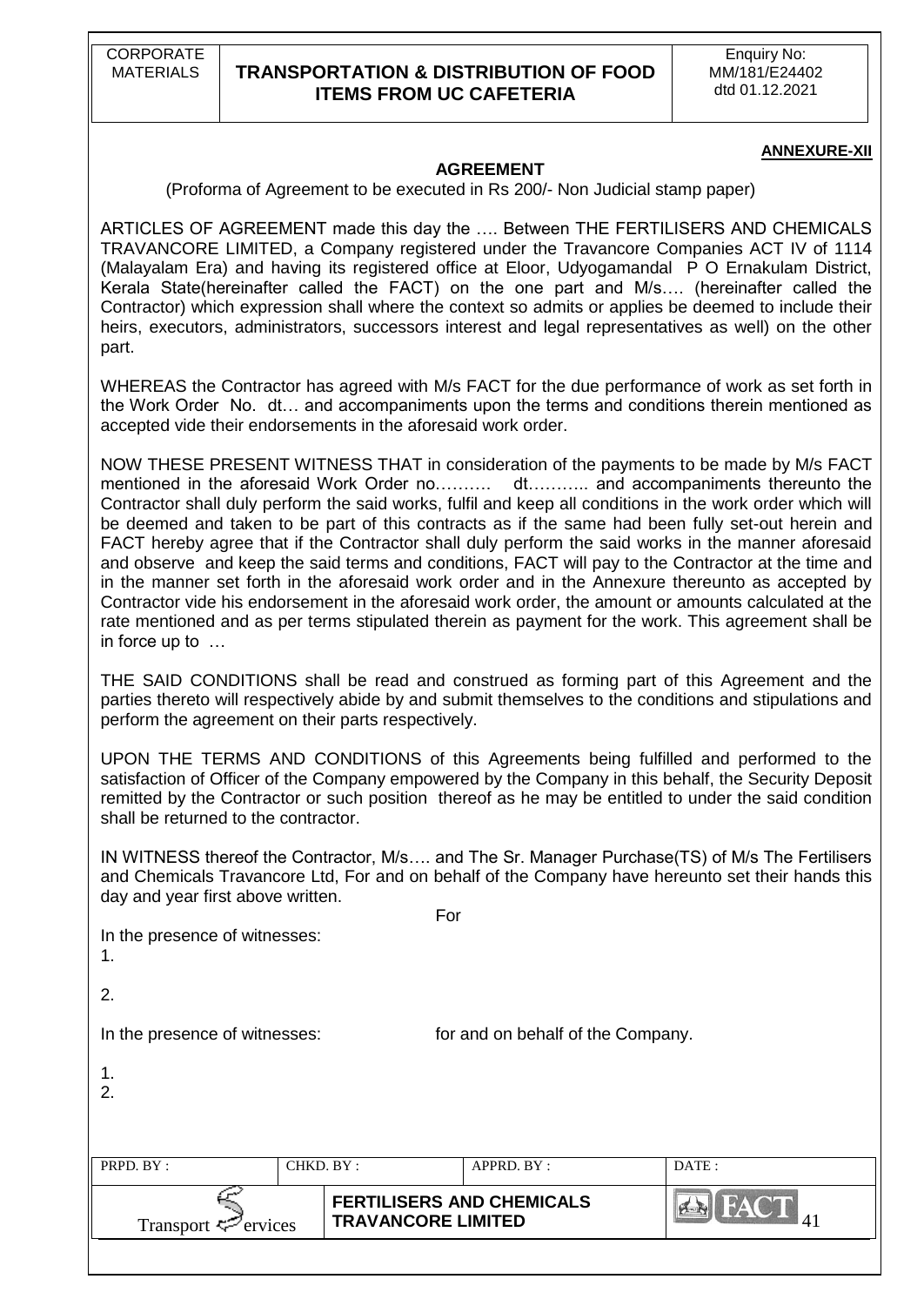**ANNEXURE-XII**

## AGREEMENT

(Proforma of Agreement to be executed in Rs 200/- Non Judicial stamp paper)

ARTICLES OF AGREEMENT made this day the …. Between THE FERTILISERS AND CHEMICALS TRAVANCORE LIMITED, a Company registered under the Travancore Companies ACT IV of 1114 (Malayalam Era) and having its registered office at Eloor, Udyogamandal P O Ernakulam District, Kerala State(hereinafter called the FACT) on the one part and M/s…. (hereinafter called the Contractor) which expression shall where the context so admits or applies be deemed to include their heirs, executors, administrators, successors interest and legal representatives as well) on the other part.

WHEREAS the Contractor has agreed with M/s FACT for the due performance of work as set forth in the Work Order No. dt… and accompaniments upon the terms and conditions therein mentioned as accepted vide their endorsements in the aforesaid work order.

NOW THESE PRESENT WITNESS THAT in consideration of the payments to be made by M/s FACT mentioned in the aforesaid Work Order no.……… dt……….. and accompaniments thereunto the Contractor shall duly perform the said works, fulfil and keep all conditions in the work order which will be deemed and taken to be part of this contracts as if the same had been fully set-out herein and FACT hereby agree that if the Contractor shall duly perform the said works in the manner aforesaid and observe and keep the said terms and conditions, FACT will pay to the Contractor at the time and in the manner set forth in the aforesaid work order and in the Annexure thereunto as accepted by Contractor vide his endorsement in the aforesaid work order, the amount or amounts calculated at the rate mentioned and as per terms stipulated therein as payment for the work. This agreement shall be in force up to …

THE SAID CONDITIONS shall be read and construed as forming part of this Agreement and the parties thereto will respectively abide by and submit themselves to the conditions and stipulations and perform the agreement on their parts respectively.

UPON THE TERMS AND CONDITIONS of this Agreements being fulfilled and performed to the satisfaction of Officer of the Company empowered by the Company in this behalf, the Security Deposit remitted by the Contractor or such position thereof as he may be entitled to under the said condition shall be returned to the contractor.

IN WITNESS thereof the Contractor, M/s…. and The Sr. Manager Purchase(TS) of M/s The Fertilisers and Chemicals Travancore Ltd, For and on behalf of the Company have hereunto set their hands this day and year first above written.

For

In the presence of witnesses:

1.

2.

In the presence of witnesses: for and on behalf of the Company.

1.

2.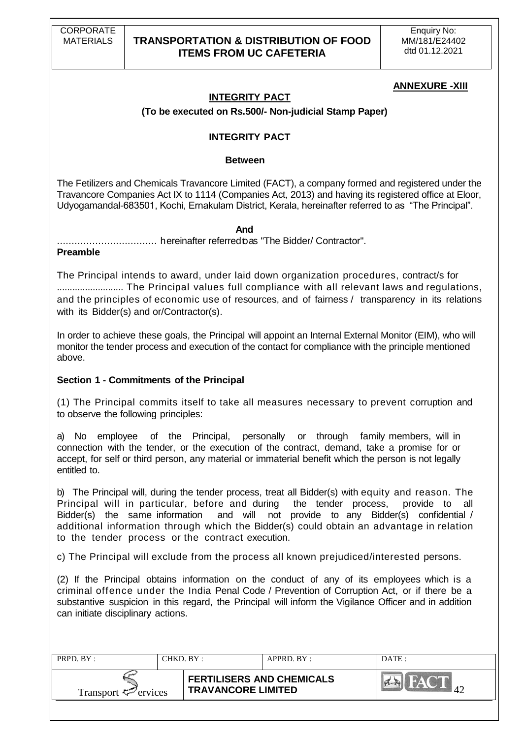**ANNEXURE -XIII**

## INTEGRITY PACT

**(To be executed on Rs.500/- Non-judicial Stamp Paper)**

## INTEGRITY PACT

**Between**

The Fetilizers and Chemicals Travancore Limited (FACT), a company formed and registered under the Travancore Companies Act IX to 1114 (Companies Act, 2013) and having its registered office at Eloor, Udyogamandal-683501, Kochi, Ernakulam District, Kerala, hereinafter referred to as "The Principal".

**And**

…………………………… hereinafter referred to as "The Bidder/ Contractor".

**Preamble**

The Principal intends to award, under laid down organization procedures, contract/s for .......................... The Principal values full compliance with all relevant laws and regulations, and the principles of economic use of resources, and of fairness / transparency in its relations with its Bidder(s) and or/Contractor(s).

In order to achieve these goals, the Principal will appoint an Internal External Monitor (EIM), who will monitor the tender process and execution of the contact for compliance with the principle mentioned above.

### Section 1 - Commitments of the Principal

(1) The Principal commits itself to take all measures necessary to prevent corruption and to observe the following principles:

a) No employee of the Principal, personally or through family members, will in connection with the tender, or the execution of the contract, demand, take a promise for or accept, for self or third person, any material or immaterial benefit which the person is not legally entitled to.

b) The Principal will, during the tender process, treat all Bidder(s) with equity and reason. The Principal will in particular, before and during the tender process, provide to all Bidder(s) the same information and will not provide to any Bidder(s) confidential / additional information through which the Bidder(s) could obtain an advantage in relation to the tender process or the contract execution.

c) The Principal will exclude from the process all known prejudiced/interested persons.

(2) If the Principal obtains information on the conduct of any of its employees which is a criminal offence under the India Penal Code / Prevention of Corruption Act, or if there be a substantive suspicion in this regard, the Principal will inform the Vigilance Officer and in addition can initiate disciplinary actions.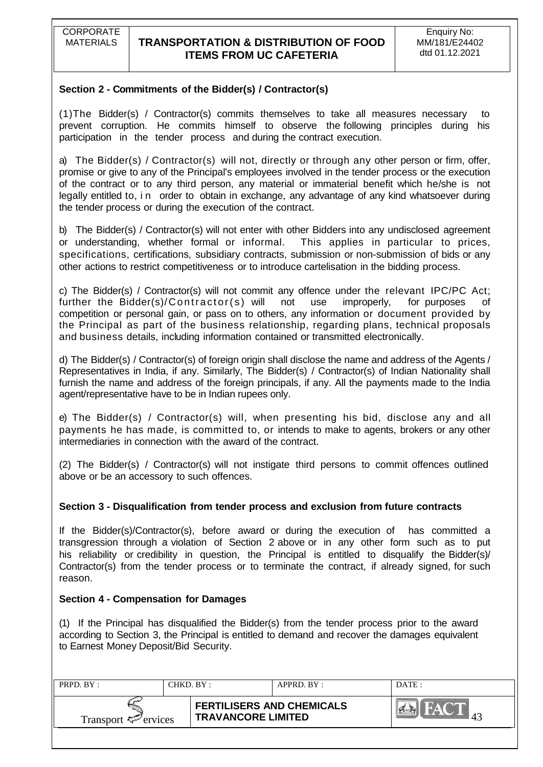## Section 2 - Commitments of the Bidder(s) / Contractor(s)

(1)The Bidder(s) / Contractor(s) commits themselves to take all measures necessary to prevent corruption. He commits himself to observe the following principles during his participation in the tender process and during the contract execution.

a) The Bidder(s) / Contractor(s) will not, directly or through any other person or firm, offer, promise or give to any of the Principal's employees involved in the tender process or the execution of the contract or to any third person, any material or immaterial benefit which he/she is not legally entitled to, in order to obtain in exchange, any advantage of any kind whatsoever during the tender process or during the execution of the contract.

b) The Bidder(s) / Contractor(s) will not enter with other Bidders into any undisclosed agreement or understanding, whether formal or informal. This applies in particular to prices, specifications, certifications, subsidiary contracts, submission or non-submission of bids or any other actions to restrict competitiveness or to introduce cartelisation in the bidding process.

c) The Bidder(s) / Contractor(s) will not commit any offence under the relevant IPC/PC Act; further the Bidder(s)/Contractor(s) will not use improperly, for purposes of competition or personal gain, or pass on to others, any information or document provided by the Principal as part of the business relationship, regarding plans, technical proposals and business details, including information contained or transmitted electronically.

d) The Bidder(s) / Contractor(s) of foreign origin shall disclose the name and address of the Agents / Representatives in India, if any. Similarly, The Bidder(s) / Contractor(s) of Indian Nationality shall furnish the name and address of the foreign principals, if any. All the payments made to the India agent/representative have to be in Indian rupees only.

e) The Bidder(s) / Contractor(s) will, when presenting his bid, disclose any and all payments he has made, is committed to, or intends to make to agents, brokers or any other intermediaries in connection with the award of the contract.

(2) The Bidder(s) / Contractor(s) will not instigate third persons to commit offences outlined above or be an accessory to such offences.

## Section 3 - Disqualification from tender process and exclusion from future contracts

If the Bidder(s)/Contractor(s), before award or during the execution of has committed a transgression through a violation of Section 2 above or in any other form such as to put his reliability or credibility in question, the Principal is entitled to disqualify the Bidder(s)/ Contractor(s) from the tender process or to terminate the contract, if already signed, for such reason.

## Section 4 - Compensation for Damages

(1) If the Principal has disqualified the Bidder(s) from the tender process prior to the award according to Section 3, the Principal is entitled to demand and recover the damages equivalent to Earnest Money Deposit/Bid Security.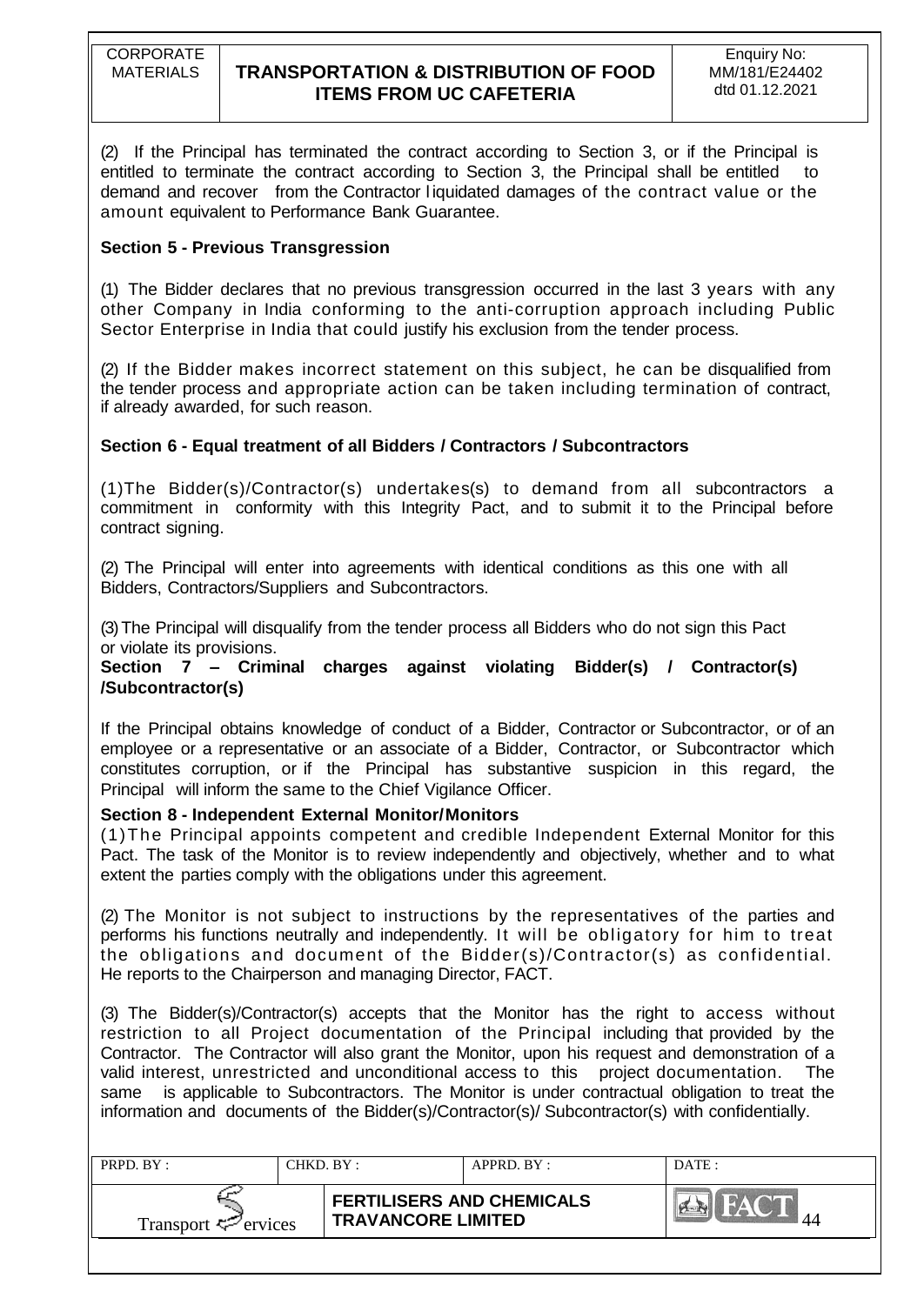(2) If the Principal has terminated the contract according to Section 3, or if the Principal is entitled to terminate the contract according to Section 3, the Principal shall be entitled to demand and recover from the Contractor liquidated damages of the contract value or the amount equivalent to Performance Bank Guarantee.

**Section 5 - Previous Transgression**

(1) The Bidder declares that no previous transgression occurred in the last 3 years with any other Company in India conforming to the anti-corruption approach including Public Sector Enterprise in India that could justify his exclusion from the tender process.

(2) If the Bidder makes incorrect statement on this subject, he can be disqualified from the tender process and appropriate action can be taken including termination of contract, if already awarded, for such reason.

**Section 6 - Equal treatment of all Bidders / Contractors / Subcontractors**

(1)The Bidder(s)/Contractor(s) undertakes(s) to demand from all subcontractors a commitment in conformity with this Integrity Pact, and to submit it to the Principal before contract signing.

(2) The Principal will enter into agreements with identical conditions as this one with all Bidders, Contractors/Suppliers and Subcontractors.

(3) The Principal will disqualify from the tender process all Bidders who do not sign this Pact or violate its provisions.

**Section 7 – Criminal charges against violating Bidder(s) / Contractor(s) /Subcontractor(s)**

If the Principal obtains knowledge of conduct of a Bidder, Contractor or Subcontractor, or of an employee or a representative or an associate of a Bidder, Contractor, or Subcontractor which constitutes corruption, or if the Principal has substantive suspicion in this regard, the Principal will inform the same to the Chief Vigilance Officer.

**Section 8 - Independent External Monitor/Monitors**

(1)The Principal appoints competent and credible Independent External Monitor for this Pact. The task of the Monitor is to review independently and objectively, whether and to what extent the parties comply with the obligations under this agreement.

(2) The Monitor is not subject to instructions by the representatives of the parties and performs his functions neutrally and independently. It will be obligatory for him to treat the obligations and document of the Bidder(s)/Contractor(s) as confidential. He reports to the Chairperson and managing Director, FACT.

(3) The Bidder(s)/Contractor(s) accepts that the Monitor has the right to access without restriction to all Project documentation of the Principal including that provided by the Contractor. The Contractor will also grant the Monitor, upon his request and demonstration of a valid interest, unrestricted and unconditional access to this project documentation. The same is applicable to Subcontractors. The Monitor is under contractual obligation to treat the information and documents of the Bidder(s)/Contractor(s)/ Subcontractor(s) with confidentially.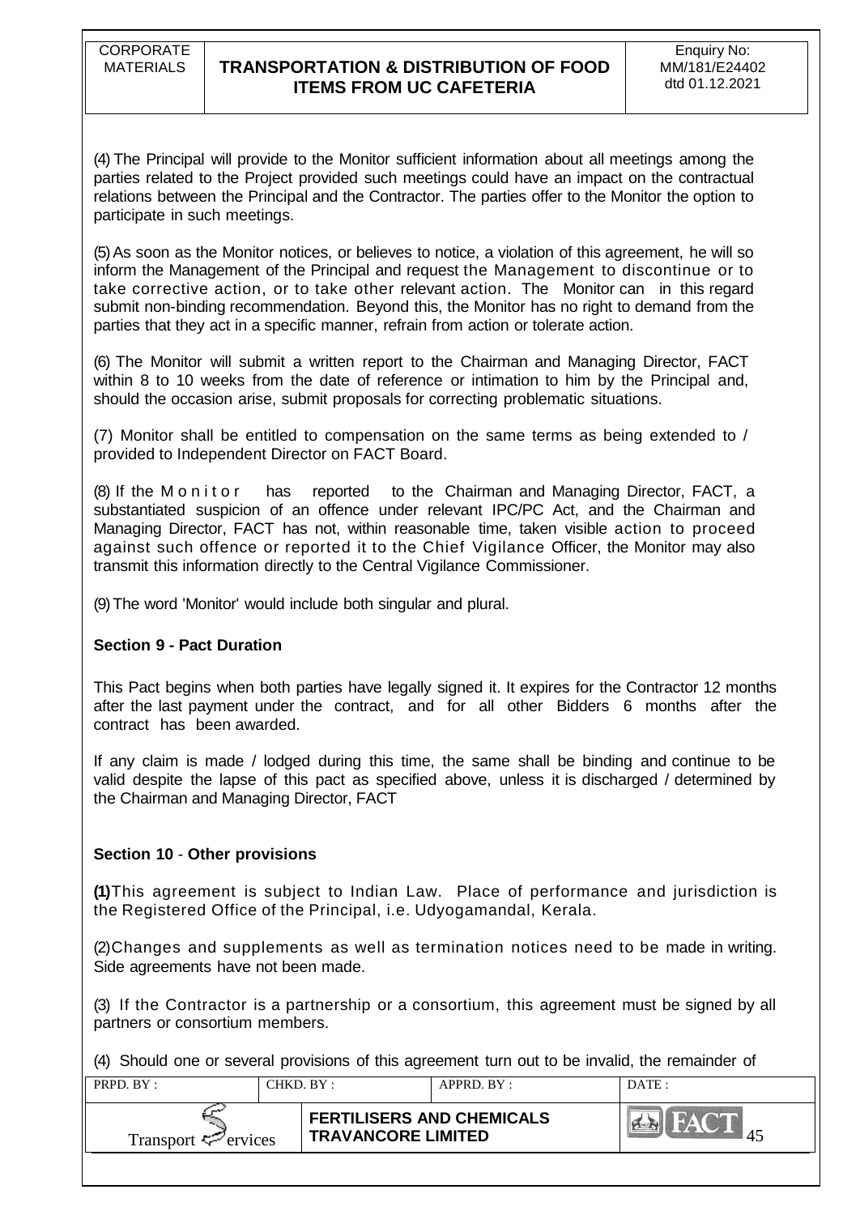(4) The Principal will provide to the Monitor sufficient information about all meetings among the parties related to the Project provided such meetings could have an impact on the contractual relations between the Principal and the Contractor. The parties offer to the Monitor the option to participate in such meetings.

(5) As soon as the Monitor notices, or believes to notice, a violation of this agreement, he will so inform the Management of the Principal and request the Management to discontinue or to take corrective action, or to take other relevant action. The Monitor can in this regard submit non-binding recommendation. Beyond this, the Monitor has no right to demand from the parties that they act in a specific manner, refrain from action or tolerate action.

(6) The Monitor will submit a written report to the Chairman and Managing Director, FACT within 8 to 10 weeks from the date of reference or intimation to him by the Principal and, should the occasion arise, submit proposals for correcting problematic situations.

(7) Monitor shall be entitled to compensation on the same terms as being extended to / provided to Independent Director on FACT Board.

(8) If the Monitor has reported to the Chairman and Managing Director, FACT, a substantiated suspicion of an offence under relevant IPC/PC Act, and the Chairman and Managing Director, FACT has not, within reasonable time, taken visible action to proceed against such offence or reported it to the Chief Vigilance Officer, the Monitor may also transmit this information directly to the Central Vigilance Commissioner.

(9) The word 'Monitor' would include both singular and plural.

**Section 9 - Pact Duration**

This Pact begins when both parties have legally signed it. It expires for the Contractor 12 months after the last payment under the contract, and for all other Bidders 6 months after the contract has been awarded.

If any claim is made / lodged during this time, the same shall be binding and continue to be valid despite the lapse of this pact as specified above, unless it is discharged / determined by the Chairman and Managing Director, FACT

**Section 10 - Other provisions**

**(1)** This agreement is subject to Indian Law. Place of performance and jurisdiction is the Registered Office of the Principal, i.e. Udyogamandal, Kerala.

(2) Changes and supplements as well as termination notices need to be made in writing. Side agreements have not been made.

(3) If the Contractor is a partnership or a consortium, this agreement must be signed by all partners or consortium members.

(4) Should one or several provisions of this agreement turn out to be invalid, the remainder of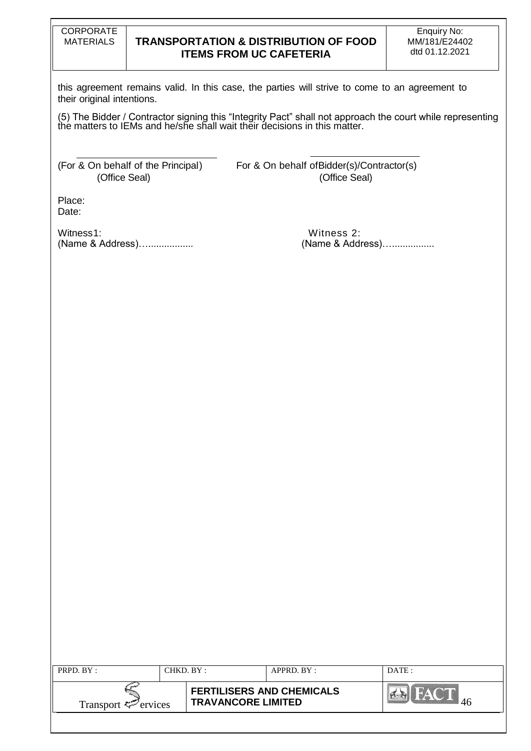this agreement remains valid. In this case, the parties will strive to come to an agreement to their original intentions.

(5) The Bidder / Contractor signing this "Integrity Pact" shall not approach the court while representing the matters to IEMs and he/she shall wait their decisions in this matter.

| | |
|---|---|
| (For & On behalf of the Principal)<br>(Office Seal) | For & On behalf ofBidder(s)/Contractor(s)<br>(Office Seal) |

Place:
Date:

| | |
|---|---|
| Witness1:<br>(Name & Address)…................ | Witness 2:<br>(Name & Address)….............. |